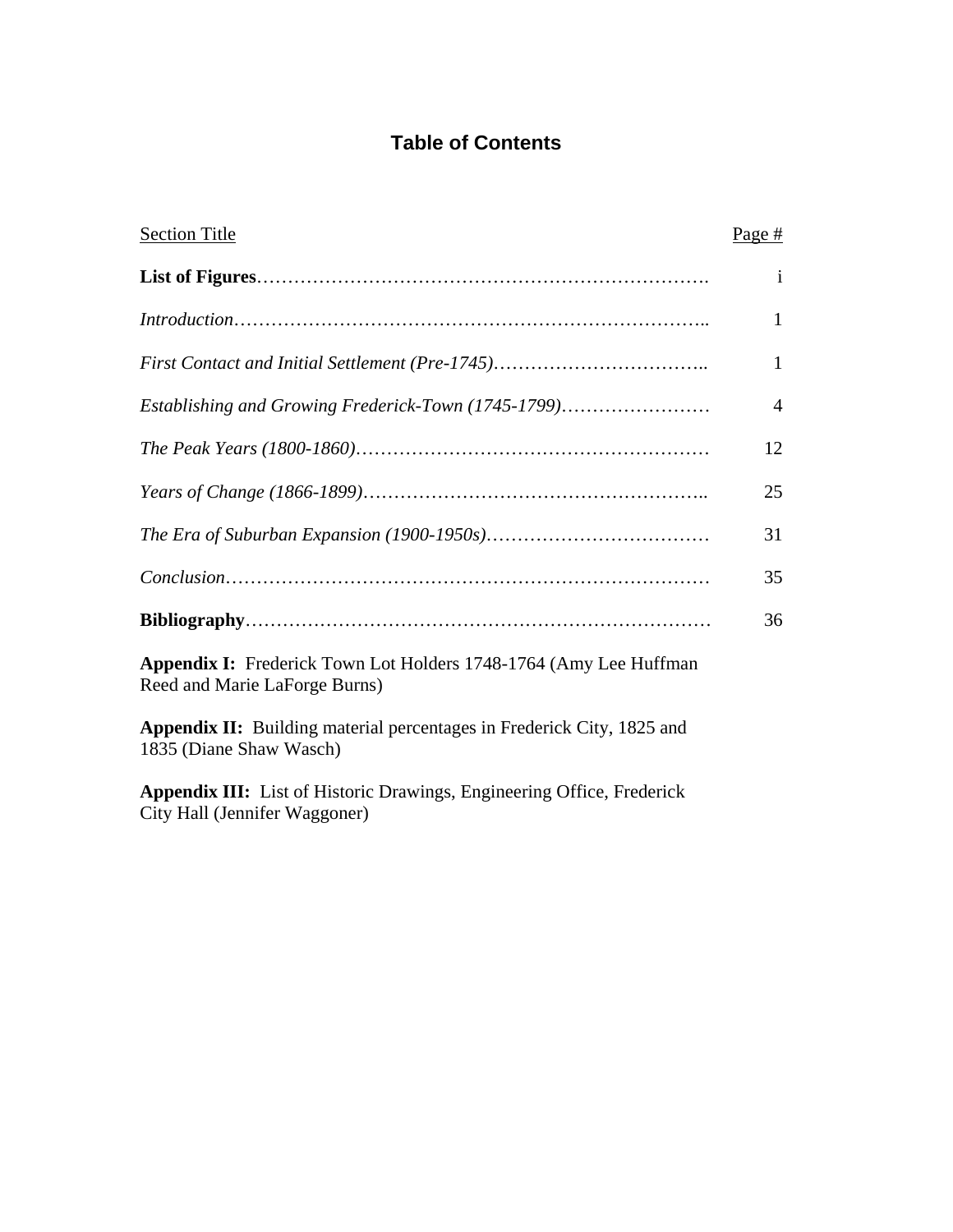# Table of Contents

| Section Title | Page # |
|---|---|
| **List of Figures** | i |
| *Introduction* | 1 |
| *First Contact and Initial Settlement (Pre-1745)* | 1 |
| *Establishing and Growing Frederick-Town (1745-1799)* | 4 |
| *The Peak Years (1800-1860)* | 12 |
| *Years of Change (1866-1899)* | 25 |
| *The Era of Suburban Expansion (1900-1950s)* | 31 |
| *Conclusion* | 35 |
| **Bibliography** | 36 |

**Appendix I:** Frederick Town Lot Holders 1748-1764 (Amy Lee Huffman Reed and Marie LaForge Burns)

**Appendix II:** Building material percentages in Frederick City, 1825 and 1835 (Diane Shaw Wasch)

**Appendix III:** List of Historic Drawings, Engineering Office, Frederick City Hall (Jennifer Waggoner)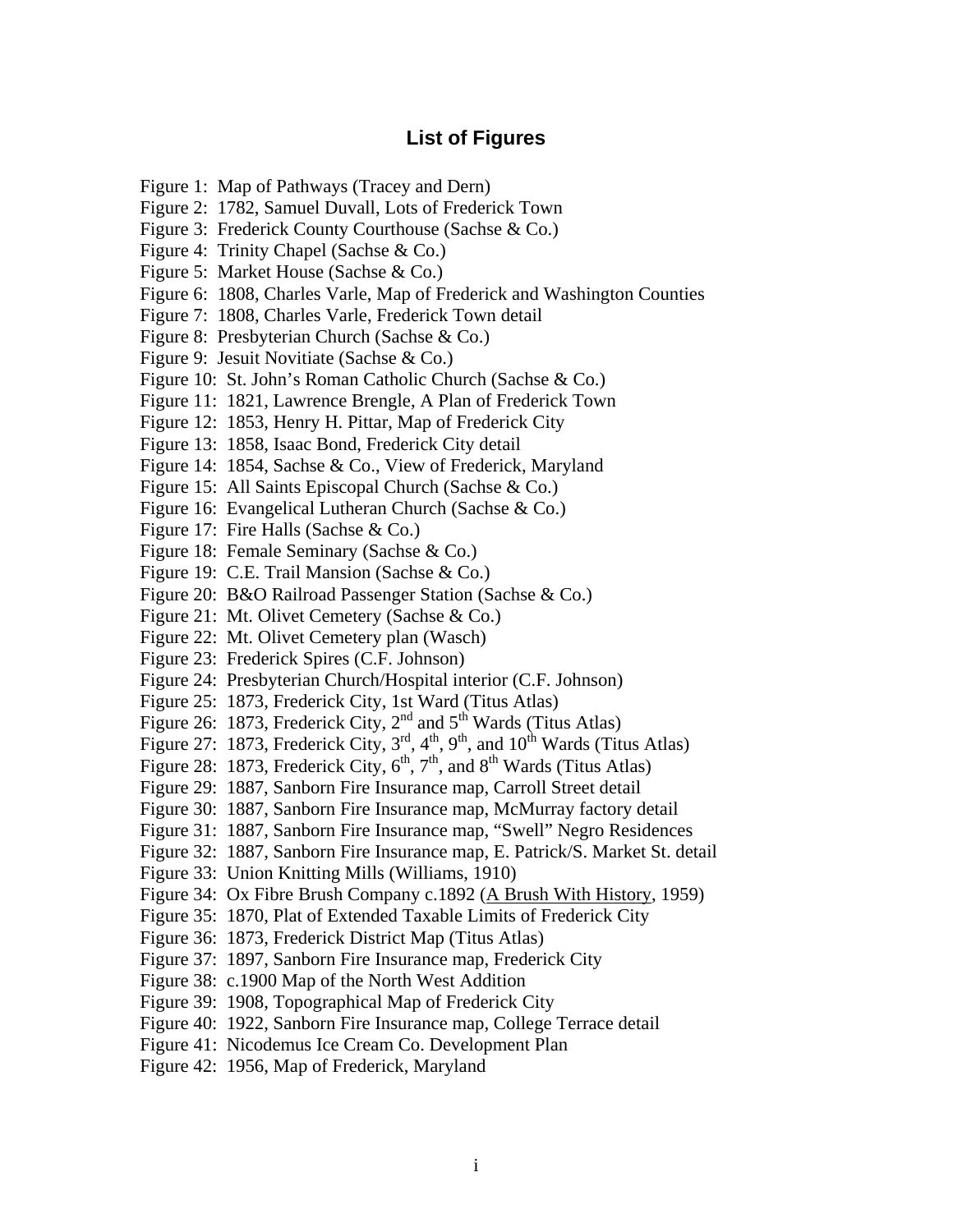# List of Figures

Figure 1: Map of Pathways (Tracey and Dern)
Figure 2: 1782, Samuel Duvall, Lots of Frederick Town
Figure 3: Frederick County Courthouse (Sachse & Co.)
Figure 4: Trinity Chapel (Sachse & Co.)
Figure 5: Market House (Sachse & Co.)
Figure 6: 1808, Charles Varle, Map of Frederick and Washington Counties
Figure 7: 1808, Charles Varle, Frederick Town detail
Figure 8: Presbyterian Church (Sachse & Co.)
Figure 9: Jesuit Novitiate (Sachse & Co.)
Figure 10: St. John's Roman Catholic Church (Sachse & Co.)
Figure 11: 1821, Lawrence Brengle, A Plan of Frederick Town
Figure 12: 1853, Henry H. Pittar, Map of Frederick City
Figure 13: 1858, Isaac Bond, Frederick City detail
Figure 14: 1854, Sachse & Co., View of Frederick, Maryland
Figure 15: All Saints Episcopal Church (Sachse & Co.)
Figure 16: Evangelical Lutheran Church (Sachse & Co.)
Figure 17: Fire Halls (Sachse & Co.)
Figure 18: Female Seminary (Sachse & Co.)
Figure 19: C.E. Trail Mansion (Sachse & Co.)
Figure 20: B&O Railroad Passenger Station (Sachse & Co.)
Figure 21: Mt. Olivet Cemetery (Sachse & Co.)
Figure 22: Mt. Olivet Cemetery plan (Wasch)
Figure 23: Frederick Spires (C.F. Johnson)
Figure 24: Presbyterian Church/Hospital interior (C.F. Johnson)
Figure 25: 1873, Frederick City, 1st Ward (Titus Atlas)
Figure 26: 1873, Frederick City, 2nd and 5th Wards (Titus Atlas)
Figure 27: 1873, Frederick City, 3rd, 4th, 9th, and 10th Wards (Titus Atlas)
Figure 28: 1873, Frederick City, 6th, 7th, and 8th Wards (Titus Atlas)
Figure 29: 1887, Sanborn Fire Insurance map, Carroll Street detail
Figure 30: 1887, Sanborn Fire Insurance map, McMurray factory detail
Figure 31: 1887, Sanborn Fire Insurance map, "Swell" Negro Residences
Figure 32: 1887, Sanborn Fire Insurance map, E. Patrick/S. Market St. detail
Figure 33: Union Knitting Mills (Williams, 1910)
Figure 34: Ox Fibre Brush Company c.1892 (A Brush With History, 1959)
Figure 35: 1870, Plat of Extended Taxable Limits of Frederick City
Figure 36: 1873, Frederick District Map (Titus Atlas)
Figure 37: 1897, Sanborn Fire Insurance map, Frederick City
Figure 38: c.1900 Map of the North West Addition
Figure 39: 1908, Topographical Map of Frederick City
Figure 40: 1922, Sanborn Fire Insurance map, College Terrace detail
Figure 41: Nicodemus Ice Cream Co. Development Plan
Figure 42: 1956, Map of Frederick, Maryland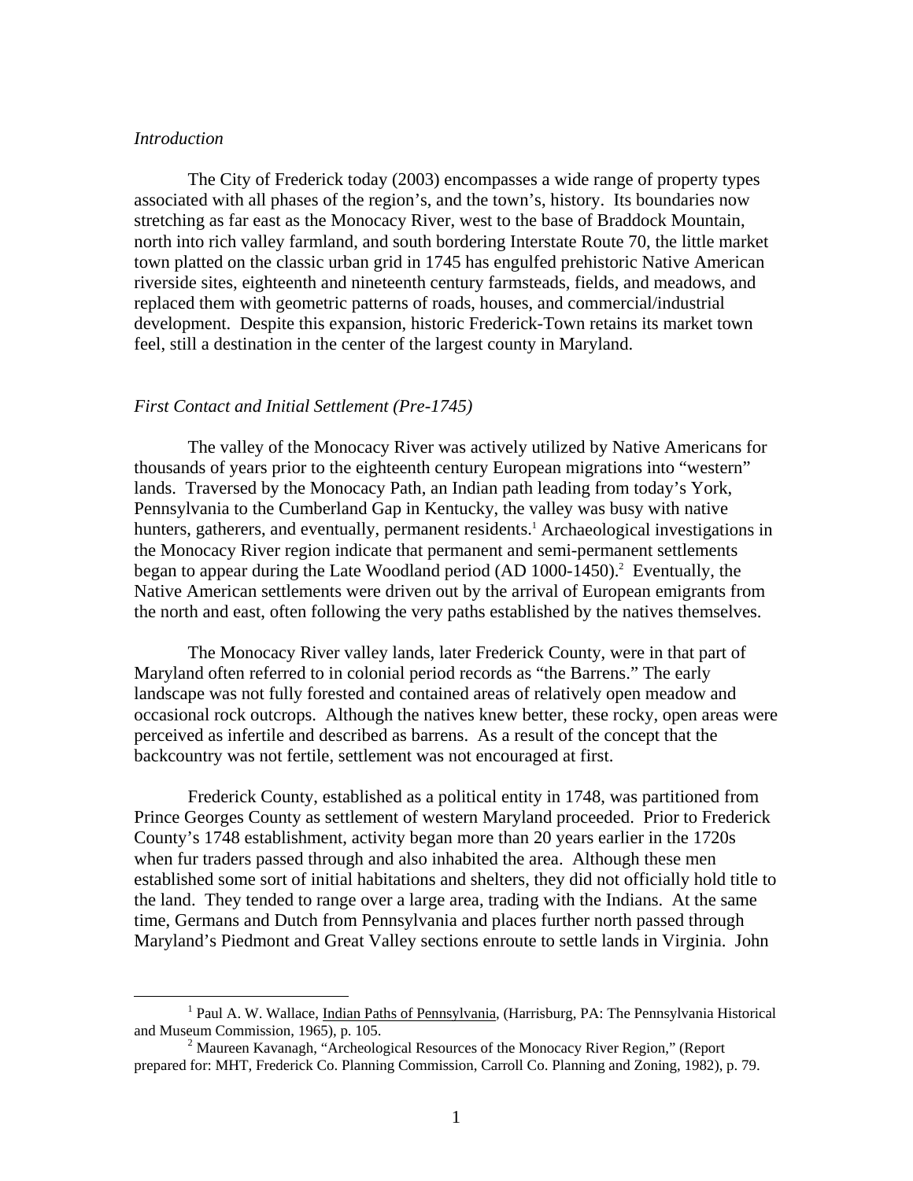*Introduction*

The City of Frederick today (2003) encompasses a wide range of property types associated with all phases of the region's, and the town's, history. Its boundaries now stretching as far east as the Monocacy River, west to the base of Braddock Mountain, north into rich valley farmland, and south bordering Interstate Route 70, the little market town platted on the classic urban grid in 1745 has engulfed prehistoric Native American riverside sites, eighteenth and nineteenth century farmsteads, fields, and meadows, and replaced them with geometric patterns of roads, houses, and commercial/industrial development. Despite this expansion, historic Frederick-Town retains its market town feel, still a destination in the center of the largest county in Maryland.

*First Contact and Initial Settlement (Pre-1745)*

The valley of the Monocacy River was actively utilized by Native Americans for thousands of years prior to the eighteenth century European migrations into "western" lands. Traversed by the Monocacy Path, an Indian path leading from today's York, Pennsylvania to the Cumberland Gap in Kentucky, the valley was busy with native hunters, gatherers, and eventually, permanent residents.[1] Archaeological investigations in the Monocacy River region indicate that permanent and semi-permanent settlements began to appear during the Late Woodland period (AD 1000-1450).[2] Eventually, the Native American settlements were driven out by the arrival of European emigrants from the north and east, often following the very paths established by the natives themselves.

The Monocacy River valley lands, later Frederick County, were in that part of Maryland often referred to in colonial period records as "the Barrens." The early landscape was not fully forested and contained areas of relatively open meadow and occasional rock outcrops. Although the natives knew better, these rocky, open areas were perceived as infertile and described as barrens. As a result of the concept that the backcountry was not fertile, settlement was not encouraged at first.

Frederick County, established as a political entity in 1748, was partitioned from Prince Georges County as settlement of western Maryland proceeded. Prior to Frederick County's 1748 establishment, activity began more than 20 years earlier in the 1720s when fur traders passed through and also inhabited the area. Although these men established some sort of initial habitations and shelters, they did not officially hold title to the land. They tended to range over a large area, trading with the Indians. At the same time, Germans and Dutch from Pennsylvania and places further north passed through Maryland's Piedmont and Great Valley sections enroute to settle lands in Virginia. John

---

[1] Paul A. W. Wallace, Indian Paths of Pennsylvania, (Harrisburg, PA: The Pennsylvania Historical and Museum Commission, 1965), p. 105.

[2] Maureen Kavanagh, "Archeological Resources of the Monocacy River Region," (Report prepared for: MHT, Frederick Co. Planning Commission, Carroll Co. Planning and Zoning, 1982), p. 79.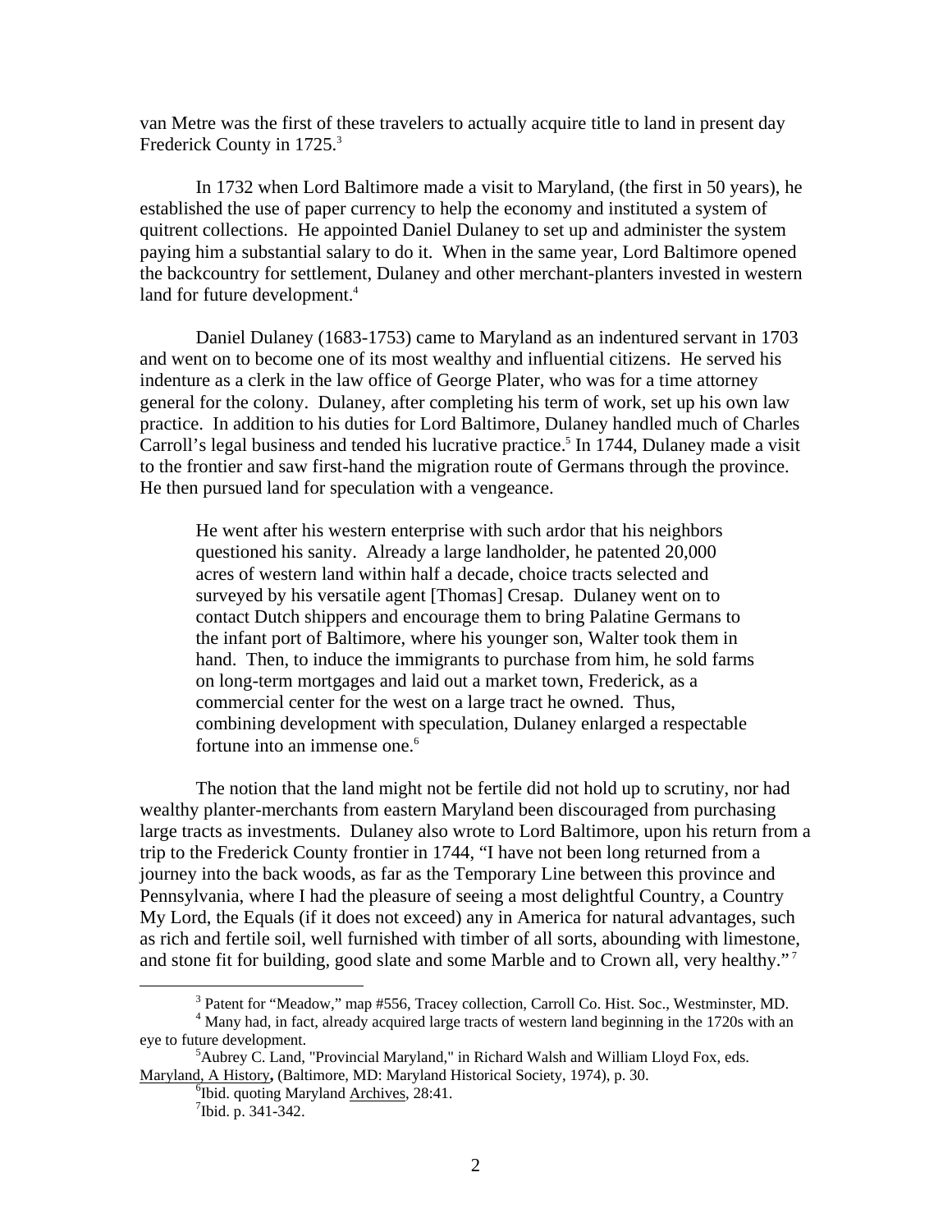van Metre was the first of these travelers to actually acquire title to land in present day Frederick County in 1725.[3]

In 1732 when Lord Baltimore made a visit to Maryland, (the first in 50 years), he established the use of paper currency to help the economy and instituted a system of quitrent collections. He appointed Daniel Dulaney to set up and administer the system paying him a substantial salary to do it. When in the same year, Lord Baltimore opened the backcountry for settlement, Dulaney and other merchant-planters invested in western land for future development.[4]

Daniel Dulaney (1683-1753) came to Maryland as an indentured servant in 1703 and went on to become one of its most wealthy and influential citizens. He served his indenture as a clerk in the law office of George Plater, who was for a time attorney general for the colony. Dulaney, after completing his term of work, set up his own law practice. In addition to his duties for Lord Baltimore, Dulaney handled much of Charles Carroll's legal business and tended his lucrative practice.[5] In 1744, Dulaney made a visit to the frontier and saw first-hand the migration route of Germans through the province. He then pursued land for speculation with a vengeance.

> He went after his western enterprise with such ardor that his neighbors questioned his sanity. Already a large landholder, he patented 20,000 acres of western land within half a decade, choice tracts selected and surveyed by his versatile agent [Thomas] Cresap. Dulaney went on to contact Dutch shippers and encourage them to bring Palatine Germans to the infant port of Baltimore, where his younger son, Walter took them in hand. Then, to induce the immigrants to purchase from him, he sold farms on long-term mortgages and laid out a market town, Frederick, as a commercial center for the west on a large tract he owned. Thus, combining development with speculation, Dulaney enlarged a respectable fortune into an immense one.[6]

The notion that the land might not be fertile did not hold up to scrutiny, nor had wealthy planter-merchants from eastern Maryland been discouraged from purchasing large tracts as investments. Dulaney also wrote to Lord Baltimore, upon his return from a trip to the Frederick County frontier in 1744, "I have not been long returned from a journey into the back woods, as far as the Temporary Line between this province and Pennsylvania, where I had the pleasure of seeing a most delightful Country, a Country My Lord, the Equals (if it does not exceed) any in America for natural advantages, such as rich and fertile soil, well furnished with timber of all sorts, abounding with limestone, and stone fit for building, good slate and some Marble and to Crown all, very healthy."[7]

---

[3] Patent for "Meadow," map #556, Tracey collection, Carroll Co. Hist. Soc., Westminster, MD.

[4] Many had, in fact, already acquired large tracts of western land beginning in the 1720s with an eye to future development.

[5] Aubrey C. Land, "Provincial Maryland," in Richard Walsh and William Lloyd Fox, eds. Maryland, A History, (Baltimore, MD: Maryland Historical Society, 1974), p. 30.

[6] Ibid. quoting Maryland Archives, 28:41.

[7] Ibid. p. 341-342.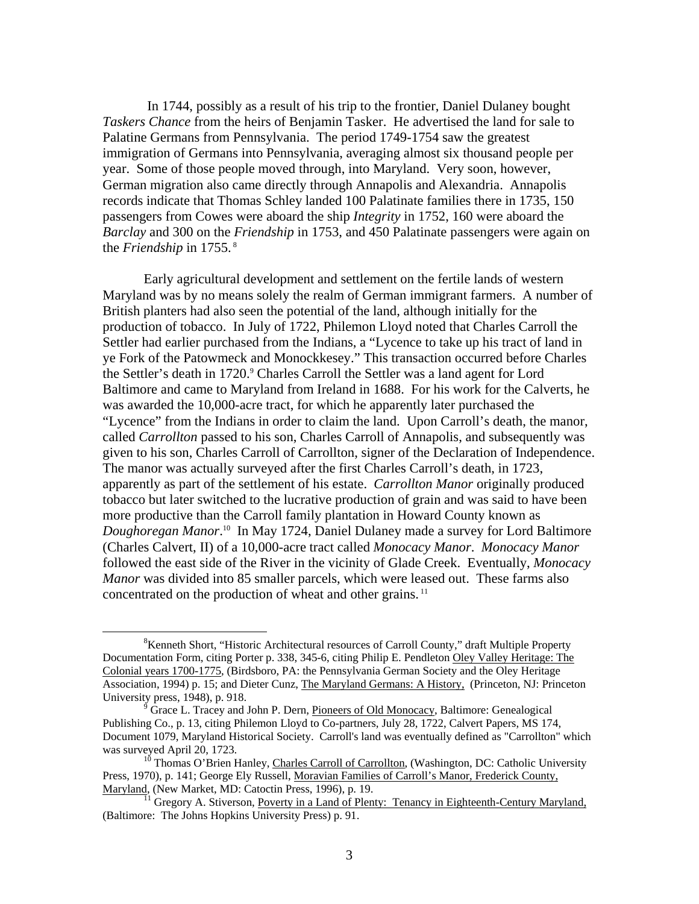In 1744, possibly as a result of his trip to the frontier, Daniel Dulaney bought *Taskers Chance* from the heirs of Benjamin Tasker. He advertised the land for sale to Palatine Germans from Pennsylvania. The period 1749-1754 saw the greatest immigration of Germans into Pennsylvania, averaging almost six thousand people per year. Some of those people moved through, into Maryland. Very soon, however, German migration also came directly through Annapolis and Alexandria. Annapolis records indicate that Thomas Schley landed 100 Palatinate families there in 1735, 150 passengers from Cowes were aboard the ship *Integrity* in 1752, 160 were aboard the *Barclay* and 300 on the *Friendship* in 1753, and 450 Palatinate passengers were again on the *Friendship* in 1755.[8]

Early agricultural development and settlement on the fertile lands of western Maryland was by no means solely the realm of German immigrant farmers. A number of British planters had also seen the potential of the land, although initially for the production of tobacco. In July of 1722, Philemon Lloyd noted that Charles Carroll the Settler had earlier purchased from the Indians, a "Lycence to take up his tract of land in ye Fork of the Patowmeck and Monockkesey." This transaction occurred before Charles the Settler's death in 1720.[9] Charles Carroll the Settler was a land agent for Lord Baltimore and came to Maryland from Ireland in 1688. For his work for the Calverts, he was awarded the 10,000-acre tract, for which he apparently later purchased the "Lycence" from the Indians in order to claim the land. Upon Carroll's death, the manor, called *Carrollton* passed to his son, Charles Carroll of Annapolis, and subsequently was given to his son, Charles Carroll of Carrollton, signer of the Declaration of Independence. The manor was actually surveyed after the first Charles Carroll's death, in 1723, apparently as part of the settlement of his estate. *Carrollton Manor* originally produced tobacco but later switched to the lucrative production of grain and was said to have been more productive than the Carroll family plantation in Howard County known as *Doughoregan Manor*.[10] In May 1724, Daniel Dulaney made a survey for Lord Baltimore (Charles Calvert, II) of a 10,000-acre tract called *Monocacy Manor*. *Monocacy Manor* followed the east side of the River in the vicinity of Glade Creek. Eventually, *Monocacy Manor* was divided into 85 smaller parcels, which were leased out. These farms also concentrated on the production of wheat and other grains.[11]

---

[8] Kenneth Short, "Historic Architectural resources of Carroll County," draft Multiple Property Documentation Form, citing Porter p. 338, 345-6, citing Philip E. Pendleton Oley Valley Heritage: The Colonial years 1700-1775, (Birdsboro, PA: the Pennsylvania German Society and the Oley Heritage Association, 1994) p. 15; and Dieter Cunz, The Maryland Germans: A History, (Princeton, NJ: Princeton University press, 1948), p. 918.

[9] Grace L. Tracey and John P. Dern, Pioneers of Old Monocacy, Baltimore: Genealogical Publishing Co., p. 13, citing Philemon Lloyd to Co-partners, July 28, 1722, Calvert Papers, MS 174, Document 1079, Maryland Historical Society. Carroll's land was eventually defined as "Carrollton" which was surveyed April 20, 1723.

[10] Thomas O'Brien Hanley, Charles Carroll of Carrollton, (Washington, DC: Catholic University Press, 1970), p. 141; George Ely Russell, Moravian Families of Carroll's Manor, Frederick County, Maryland, (New Market, MD: Catoctin Press, 1996), p. 19.

[11] Gregory A. Stiverson, Poverty in a Land of Plenty: Tenancy in Eighteenth-Century Maryland, (Baltimore: The Johns Hopkins University Press) p. 91.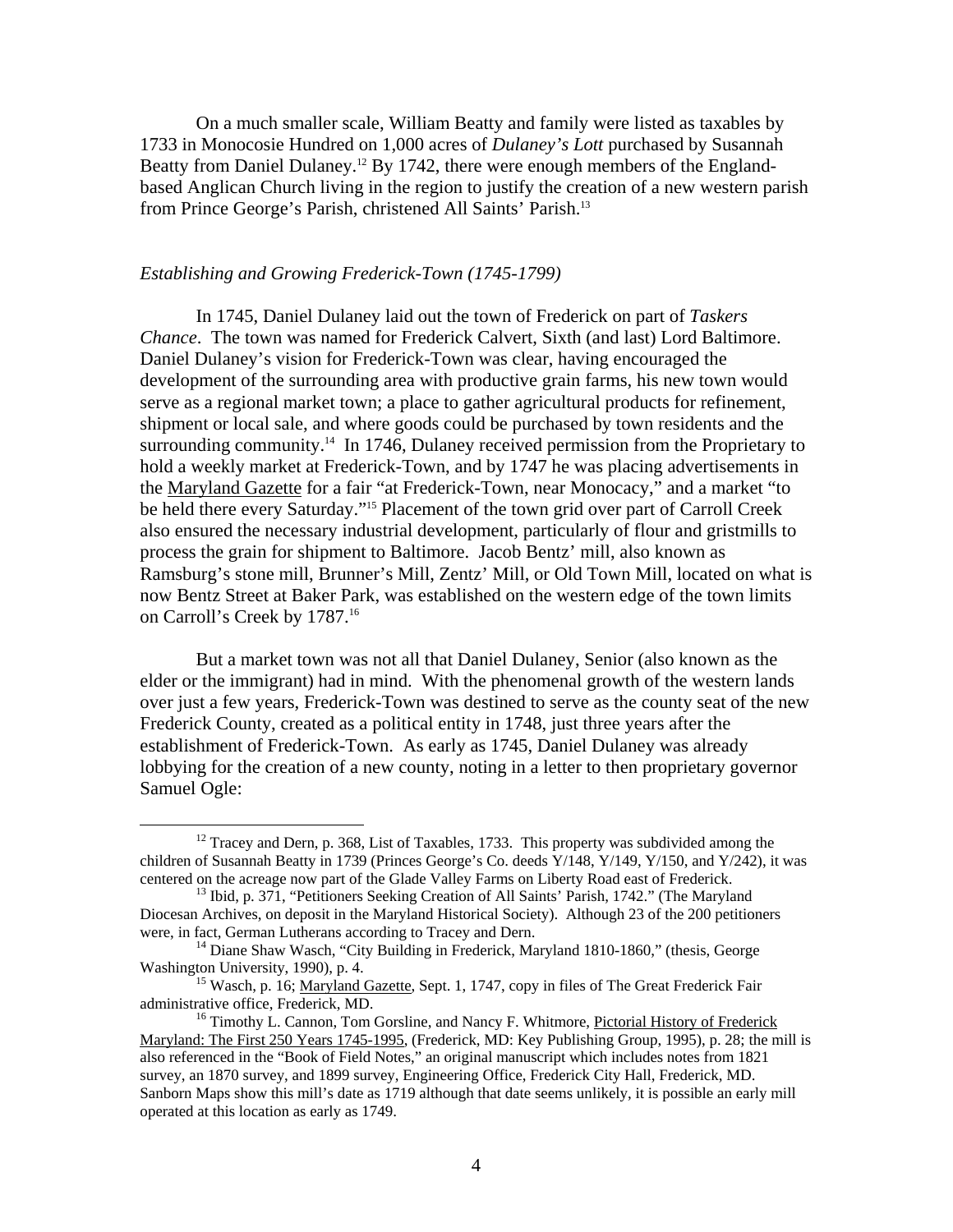On a much smaller scale, William Beatty and family were listed as taxables by 1733 in Monocosie Hundred on 1,000 acres of *Dulaney's Lott* purchased by Susannah Beatty from Daniel Dulaney.[12] By 1742, there were enough members of the England-based Anglican Church living in the region to justify the creation of a new western parish from Prince George's Parish, christened All Saints' Parish.[13]

*Establishing and Growing Frederick-Town (1745-1799)*

In 1745, Daniel Dulaney laid out the town of Frederick on part of *Taskers Chance*. The town was named for Frederick Calvert, Sixth (and last) Lord Baltimore. Daniel Dulaney's vision for Frederick-Town was clear, having encouraged the development of the surrounding area with productive grain farms, his new town would serve as a regional market town; a place to gather agricultural products for refinement, shipment or local sale, and where goods could be purchased by town residents and the surrounding community.[14] In 1746, Dulaney received permission from the Proprietary to hold a weekly market at Frederick-Town, and by 1747 he was placing advertisements in the Maryland Gazette for a fair "at Frederick-Town, near Monocacy," and a market "to be held there every Saturday."[15] Placement of the town grid over part of Carroll Creek also ensured the necessary industrial development, particularly of flour and gristmills to process the grain for shipment to Baltimore. Jacob Bentz' mill, also known as Ramsburg's stone mill, Brunner's Mill, Zentz' Mill, or Old Town Mill, located on what is now Bentz Street at Baker Park, was established on the western edge of the town limits on Carroll's Creek by 1787.[16]

But a market town was not all that Daniel Dulaney, Senior (also known as the elder or the immigrant) had in mind. With the phenomenal growth of the western lands over just a few years, Frederick-Town was destined to serve as the county seat of the new Frederick County, created as a political entity in 1748, just three years after the establishment of Frederick-Town. As early as 1745, Daniel Dulaney was already lobbying for the creation of a new county, noting in a letter to then proprietary governor Samuel Ogle:

---

[12] Tracey and Dern, p. 368, List of Taxables, 1733. This property was subdivided among the children of Susannah Beatty in 1739 (Princes George's Co. deeds Y/148, Y/149, Y/150, and Y/242), it was centered on the acreage now part of the Glade Valley Farms on Liberty Road east of Frederick.

[13] Ibid, p. 371, "Petitioners Seeking Creation of All Saints' Parish, 1742." (The Maryland Diocesan Archives, on deposit in the Maryland Historical Society). Although 23 of the 200 petitioners were, in fact, German Lutherans according to Tracey and Dern.

[14] Diane Shaw Wasch, "City Building in Frederick, Maryland 1810-1860," (thesis, George Washington University, 1990), p. 4.

[15] Wasch, p. 16; Maryland Gazette, Sept. 1, 1747, copy in files of The Great Frederick Fair administrative office, Frederick, MD.

[16] Timothy L. Cannon, Tom Gorsline, and Nancy F. Whitmore, Pictorial History of Frederick Maryland: The First 250 Years 1745-1995, (Frederick, MD: Key Publishing Group, 1995), p. 28; the mill is also referenced in the "Book of Field Notes," an original manuscript which includes notes from 1821 survey, an 1870 survey, and 1899 survey, Engineering Office, Frederick City Hall, Frederick, MD. Sanborn Maps show this mill's date as 1719 although that date seems unlikely, it is possible an early mill operated at this location as early as 1749.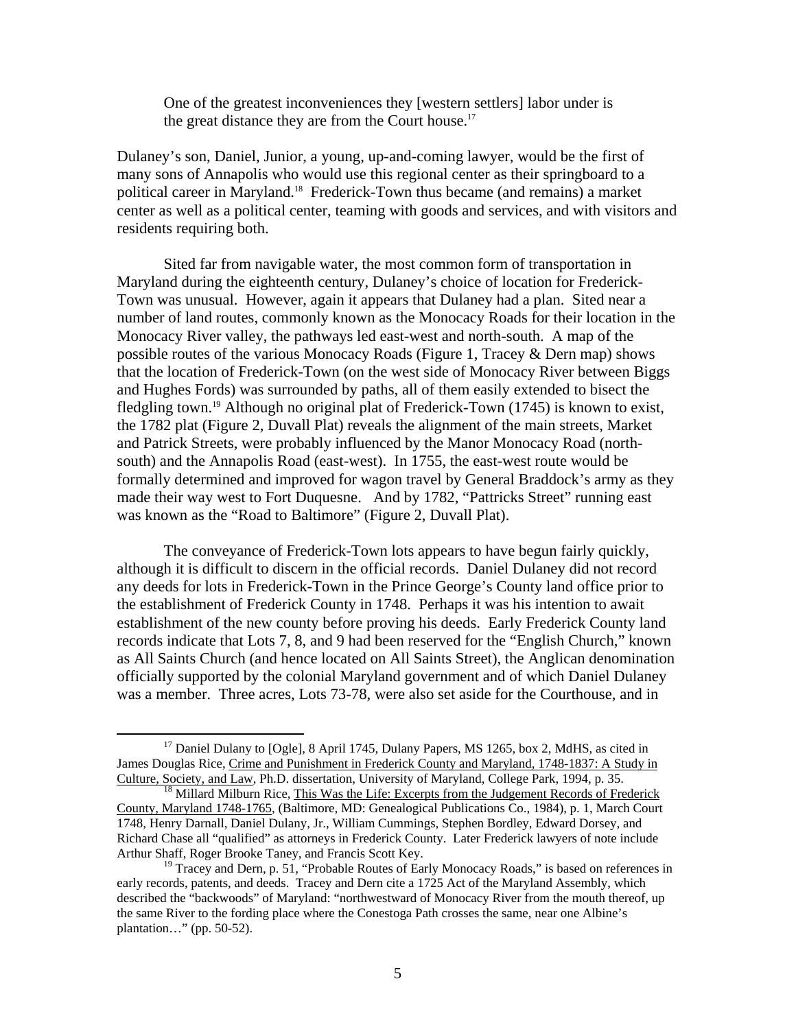> One of the greatest inconveniences they [western settlers] labor under is the great distance they are from the Court house.[17]

Dulaney's son, Daniel, Junior, a young, up-and-coming lawyer, would be the first of many sons of Annapolis who would use this regional center as their springboard to a political career in Maryland.[18] Frederick-Town thus became (and remains) a market center as well as a political center, teaming with goods and services, and with visitors and residents requiring both.

Sited far from navigable water, the most common form of transportation in Maryland during the eighteenth century, Dulaney's choice of location for Frederick-Town was unusual. However, again it appears that Dulaney had a plan. Sited near a number of land routes, commonly known as the Monocacy Roads for their location in the Monocacy River valley, the pathways led east-west and north-south. A map of the possible routes of the various Monocacy Roads (Figure 1, Tracey & Dern map) shows that the location of Frederick-Town (on the west side of Monocacy River between Biggs and Hughes Fords) was surrounded by paths, all of them easily extended to bisect the fledgling town.[19] Although no original plat of Frederick-Town (1745) is known to exist, the 1782 plat (Figure 2, Duvall Plat) reveals the alignment of the main streets, Market and Patrick Streets, were probably influenced by the Manor Monocacy Road (north-south) and the Annapolis Road (east-west). In 1755, the east-west route would be formally determined and improved for wagon travel by General Braddock's army as they made their way west to Fort Duquesne. And by 1782, "Pattricks Street" running east was known as the "Road to Baltimore" (Figure 2, Duvall Plat).

The conveyance of Frederick-Town lots appears to have begun fairly quickly, although it is difficult to discern in the official records. Daniel Dulaney did not record any deeds for lots in Frederick-Town in the Prince George's County land office prior to the establishment of Frederick County in 1748. Perhaps it was his intention to await establishment of the new county before proving his deeds. Early Frederick County land records indicate that Lots 7, 8, and 9 had been reserved for the "English Church," known as All Saints Church (and hence located on All Saints Street), the Anglican denomination officially supported by the colonial Maryland government and of which Daniel Dulaney was a member. Three acres, Lots 73-78, were also set aside for the Courthouse, and in

---

[17] Daniel Dulany to [Ogle], 8 April 1745, Dulany Papers, MS 1265, box 2, MdHS, as cited in James Douglas Rice, Crime and Punishment in Frederick County and Maryland, 1748-1837: A Study in Culture, Society, and Law, Ph.D. dissertation, University of Maryland, College Park, 1994, p. 35.

[18] Millard Milburn Rice, This Was the Life: Excerpts from the Judgement Records of Frederick County, Maryland 1748-1765, (Baltimore, MD: Genealogical Publications Co., 1984), p. 1, March Court 1748, Henry Darnall, Daniel Dulany, Jr., William Cummings, Stephen Bordley, Edward Dorsey, and Richard Chase all "qualified" as attorneys in Frederick County. Later Frederick lawyers of note include Arthur Shaff, Roger Brooke Taney, and Francis Scott Key.

[19] Tracey and Dern, p. 51, "Probable Routes of Early Monocacy Roads," is based on references in early records, patents, and deeds. Tracey and Dern cite a 1725 Act of the Maryland Assembly, which described the "backwoods" of Maryland: "northwestward of Monocacy River from the mouth thereof, up the same River to the fording place where the Conestoga Path crosses the same, near one Albine's plantation…" (pp. 50-52).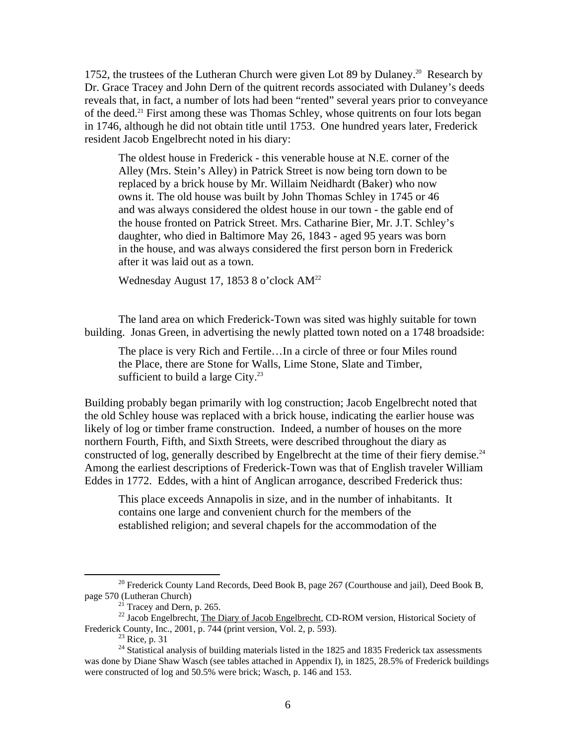1752, the trustees of the Lutheran Church were given Lot 89 by Dulaney.[20] Research by Dr. Grace Tracey and John Dern of the quitrent records associated with Dulaney's deeds reveals that, in fact, a number of lots had been "rented" several years prior to conveyance of the deed.[21] First among these was Thomas Schley, whose quitrents on four lots began in 1746, although he did not obtain title until 1753. One hundred years later, Frederick resident Jacob Engelbrecht noted in his diary:

> The oldest house in Frederick - this venerable house at N.E. corner of the Alley (Mrs. Stein's Alley) in Patrick Street is now being torn down to be replaced by a brick house by Mr. Willaim Neidhardt (Baker) who now owns it. The old house was built by John Thomas Schley in 1745 or 46 and was always considered the oldest house in our town - the gable end of the house fronted on Patrick Street. Mrs. Catharine Bier, Mr. J.T. Schley's daughter, who died in Baltimore May 26, 1843 - aged 95 years was born in the house, and was always considered the first person born in Frederick after it was laid out as a town.
>
> Wednesday August 17, 1853 8 o'clock AM[22]

The land area on which Frederick-Town was sited was highly suitable for town building. Jonas Green, in advertising the newly platted town noted on a 1748 broadside:

> The place is very Rich and Fertile…In a circle of three or four Miles round the Place, there are Stone for Walls, Lime Stone, Slate and Timber, sufficient to build a large City.[23]

Building probably began primarily with log construction; Jacob Engelbrecht noted that the old Schley house was replaced with a brick house, indicating the earlier house was likely of log or timber frame construction. Indeed, a number of houses on the more northern Fourth, Fifth, and Sixth Streets, were described throughout the diary as constructed of log, generally described by Engelbrecht at the time of their fiery demise.[24] Among the earliest descriptions of Frederick-Town was that of English traveler William Eddes in 1772. Eddes, with a hint of Anglican arrogance, described Frederick thus:

> This place exceeds Annapolis in size, and in the number of inhabitants. It contains one large and convenient church for the members of the established religion; and several chapels for the accommodation of the

---

[20] Frederick County Land Records, Deed Book B, page 267 (Courthouse and jail), Deed Book B, page 570 (Lutheran Church)

[21] Tracey and Dern, p. 265.

[22] Jacob Engelbrecht, The Diary of Jacob Engelbrecht, CD-ROM version, Historical Society of Frederick County, Inc., 2001, p. 744 (print version, Vol. 2, p. 593).

[23] Rice, p. 31

[24] Statistical analysis of building materials listed in the 1825 and 1835 Frederick tax assessments was done by Diane Shaw Wasch (see tables attached in Appendix I), in 1825, 28.5% of Frederick buildings were constructed of log and 50.5% were brick; Wasch, p. 146 and 153.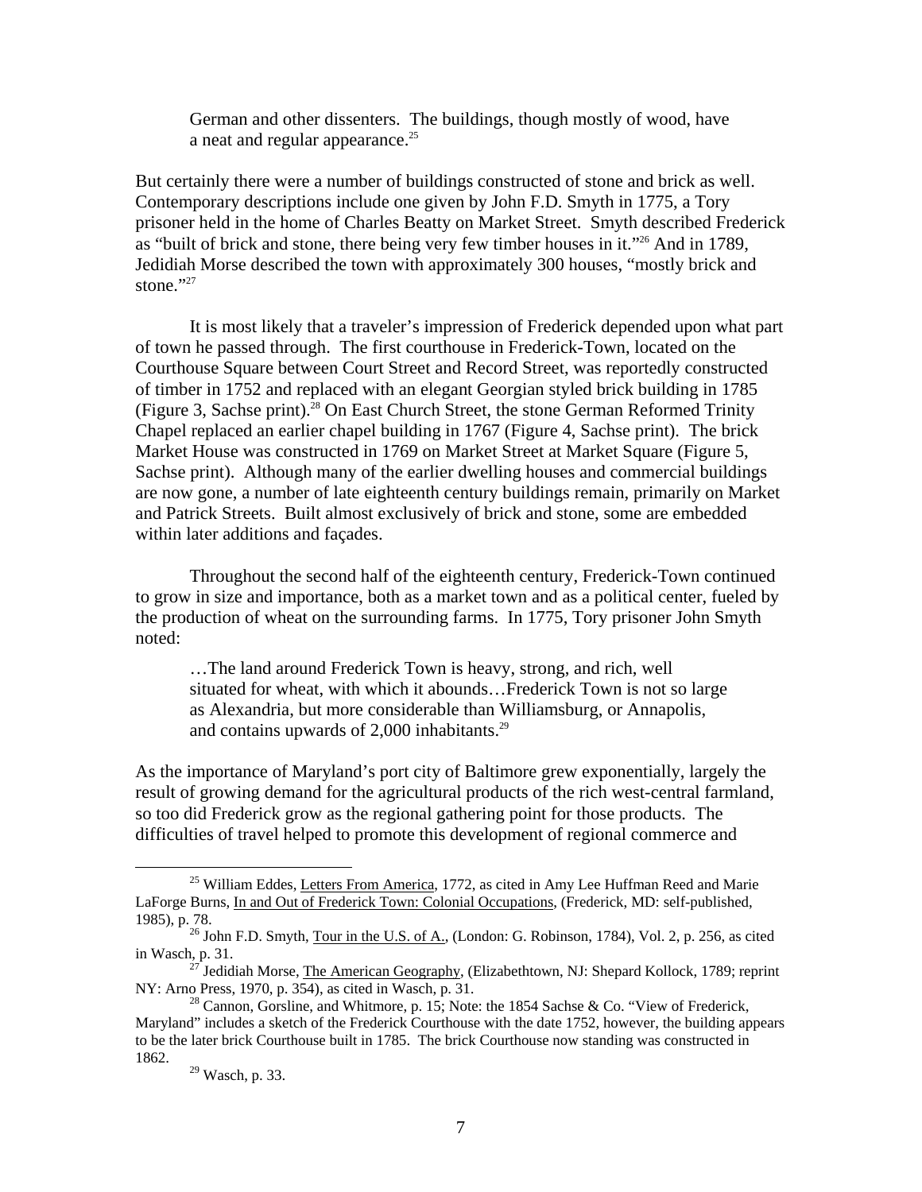> German and other dissenters. The buildings, though mostly of wood, have a neat and regular appearance.[25]

But certainly there were a number of buildings constructed of stone and brick as well. Contemporary descriptions include one given by John F.D. Smyth in 1775, a Tory prisoner held in the home of Charles Beatty on Market Street. Smyth described Frederick as "built of brick and stone, there being very few timber houses in it."[26] And in 1789, Jedidiah Morse described the town with approximately 300 houses, "mostly brick and stone."[27]

It is most likely that a traveler's impression of Frederick depended upon what part of town he passed through. The first courthouse in Frederick-Town, located on the Courthouse Square between Court Street and Record Street, was reportedly constructed of timber in 1752 and replaced with an elegant Georgian styled brick building in 1785 (Figure 3, Sachse print).[28] On East Church Street, the stone German Reformed Trinity Chapel replaced an earlier chapel building in 1767 (Figure 4, Sachse print). The brick Market House was constructed in 1769 on Market Street at Market Square (Figure 5, Sachse print). Although many of the earlier dwelling houses and commercial buildings are now gone, a number of late eighteenth century buildings remain, primarily on Market and Patrick Streets. Built almost exclusively of brick and stone, some are embedded within later additions and façades.

Throughout the second half of the eighteenth century, Frederick-Town continued to grow in size and importance, both as a market town and as a political center, fueled by the production of wheat on the surrounding farms. In 1775, Tory prisoner John Smyth noted:

> …The land around Frederick Town is heavy, strong, and rich, well situated for wheat, with which it abounds…Frederick Town is not so large as Alexandria, but more considerable than Williamsburg, or Annapolis, and contains upwards of 2,000 inhabitants.[29]

As the importance of Maryland's port city of Baltimore grew exponentially, largely the result of growing demand for the agricultural products of the rich west-central farmland, so too did Frederick grow as the regional gathering point for those products. The difficulties of travel helped to promote this development of regional commerce and

---

[25] William Eddes, Letters From America, 1772, as cited in Amy Lee Huffman Reed and Marie LaForge Burns, In and Out of Frederick Town: Colonial Occupations, (Frederick, MD: self-published, 1985), p. 78.

[26] John F.D. Smyth, Tour in the U.S. of A., (London: G. Robinson, 1784), Vol. 2, p. 256, as cited in Wasch, p. 31.

[27] Jedidiah Morse, The American Geography, (Elizabethtown, NJ: Shepard Kollock, 1789; reprint NY: Arno Press, 1970, p. 354), as cited in Wasch, p. 31.

[28] Cannon, Gorsline, and Whitmore, p. 15; Note: the 1854 Sachse & Co. "View of Frederick, Maryland" includes a sketch of the Frederick Courthouse with the date 1752, however, the building appears to be the later brick Courthouse built in 1785. The brick Courthouse now standing was constructed in 1862.

[29] Wasch, p. 33.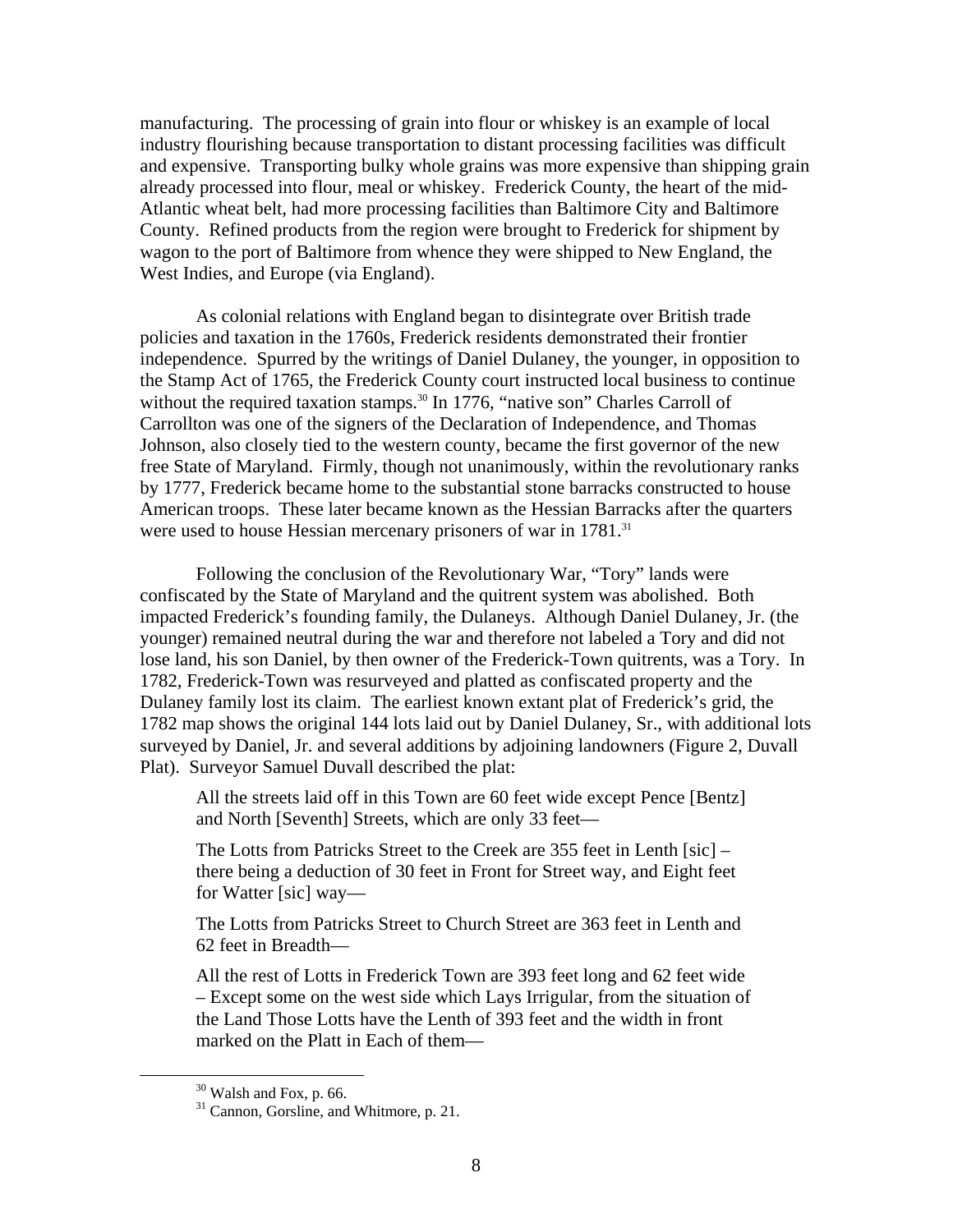manufacturing. The processing of grain into flour or whiskey is an example of local industry flourishing because transportation to distant processing facilities was difficult and expensive. Transporting bulky whole grains was more expensive than shipping grain already processed into flour, meal or whiskey. Frederick County, the heart of the mid-Atlantic wheat belt, had more processing facilities than Baltimore City and Baltimore County. Refined products from the region were brought to Frederick for shipment by wagon to the port of Baltimore from whence they were shipped to New England, the West Indies, and Europe (via England).

As colonial relations with England began to disintegrate over British trade policies and taxation in the 1760s, Frederick residents demonstrated their frontier independence. Spurred by the writings of Daniel Dulaney, the younger, in opposition to the Stamp Act of 1765, the Frederick County court instructed local business to continue without the required taxation stamps.[30] In 1776, "native son" Charles Carroll of Carrollton was one of the signers of the Declaration of Independence, and Thomas Johnson, also closely tied to the western county, became the first governor of the new free State of Maryland. Firmly, though not unanimously, within the revolutionary ranks by 1777, Frederick became home to the substantial stone barracks constructed to house American troops. These later became known as the Hessian Barracks after the quarters were used to house Hessian mercenary prisoners of war in 1781.[31]

Following the conclusion of the Revolutionary War, "Tory" lands were confiscated by the State of Maryland and the quitrent system was abolished. Both impacted Frederick's founding family, the Dulaneys. Although Daniel Dulaney, Jr. (the younger) remained neutral during the war and therefore not labeled a Tory and did not lose land, his son Daniel, by then owner of the Frederick-Town quitrents, was a Tory. In 1782, Frederick-Town was resurveyed and platted as confiscated property and the Dulaney family lost its claim. The earliest known extant plat of Frederick's grid, the 1782 map shows the original 144 lots laid out by Daniel Dulaney, Sr., with additional lots surveyed by Daniel, Jr. and several additions by adjoining landowners (Figure 2, Duvall Plat). Surveyor Samuel Duvall described the plat:

> All the streets laid off in this Town are 60 feet wide except Pence [Bentz] and North [Seventh] Streets, which are only 33 feet—
>
> The Lotts from Patricks Street to the Creek are 355 feet in Lenth [sic] – there being a deduction of 30 feet in Front for Street way, and Eight feet for Watter [sic] way—
>
> The Lotts from Patricks Street to Church Street are 363 feet in Lenth and 62 feet in Breadth—
>
> All the rest of Lotts in Frederick Town are 393 feet long and 62 feet wide – Except some on the west side which Lays Irrigular, from the situation of the Land Those Lotts have the Lenth of 393 feet and the width in front marked on the Platt in Each of them—

[30] Walsh and Fox, p. 66.

[31] Cannon, Gorsline, and Whitmore, p. 21.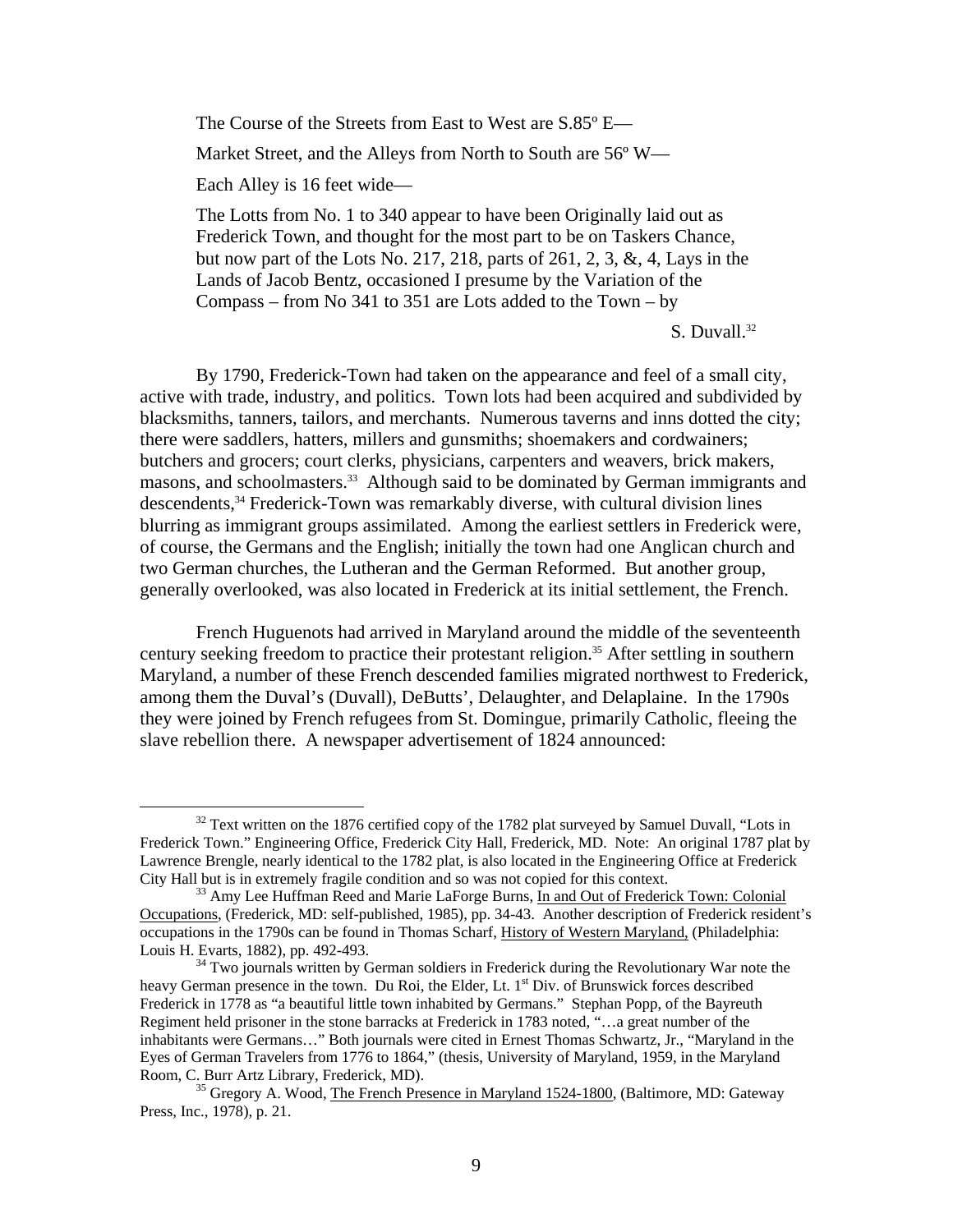The Course of the Streets from East to West are S.85º E—

Market Street, and the Alleys from North to South are 56º W—

Each Alley is 16 feet wide—

The Lotts from No. 1 to 340 appear to have been Originally laid out as Frederick Town, and thought for the most part to be on Taskers Chance, but now part of the Lots No. 217, 218, parts of 261, 2, 3, &, 4, Lays in the Lands of Jacob Bentz, occasioned I presume by the Variation of the Compass – from No 341 to 351 are Lots added to the Town – by

S. Duvall.[32]

By 1790, Frederick-Town had taken on the appearance and feel of a small city, active with trade, industry, and politics. Town lots had been acquired and subdivided by blacksmiths, tanners, tailors, and merchants. Numerous taverns and inns dotted the city; there were saddlers, hatters, millers and gunsmiths; shoemakers and cordwainers; butchers and grocers; court clerks, physicians, carpenters and weavers, brick makers, masons, and schoolmasters.[33] Although said to be dominated by German immigrants and descendents,[34] Frederick-Town was remarkably diverse, with cultural division lines blurring as immigrant groups assimilated. Among the earliest settlers in Frederick were, of course, the Germans and the English; initially the town had one Anglican church and two German churches, the Lutheran and the German Reformed. But another group, generally overlooked, was also located in Frederick at its initial settlement, the French.

French Huguenots had arrived in Maryland around the middle of the seventeenth century seeking freedom to practice their protestant religion.[35] After settling in southern Maryland, a number of these French descended families migrated northwest to Frederick, among them the Duval's (Duvall), DeButts', Delaughter, and Delaplaine. In the 1790s they were joined by French refugees from St. Domingue, primarily Catholic, fleeing the slave rebellion there. A newspaper advertisement of 1824 announced:

---

[32] Text written on the 1876 certified copy of the 1782 plat surveyed by Samuel Duvall, "Lots in Frederick Town." Engineering Office, Frederick City Hall, Frederick, MD. Note: An original 1787 plat by Lawrence Brengle, nearly identical to the 1782 plat, is also located in the Engineering Office at Frederick City Hall but is in extremely fragile condition and so was not copied for this context.

[33] Amy Lee Huffman Reed and Marie LaForge Burns, In and Out of Frederick Town: Colonial Occupations, (Frederick, MD: self-published, 1985), pp. 34-43. Another description of Frederick resident's occupations in the 1790s can be found in Thomas Scharf, History of Western Maryland, (Philadelphia: Louis H. Evarts, 1882), pp. 492-493.

[34] Two journals written by German soldiers in Frederick during the Revolutionary War note the heavy German presence in the town. Du Roi, the Elder, Lt. 1st Div. of Brunswick forces described Frederick in 1778 as "a beautiful little town inhabited by Germans." Stephan Popp, of the Bayreuth Regiment held prisoner in the stone barracks at Frederick in 1783 noted, "…a great number of the inhabitants were Germans…" Both journals were cited in Ernest Thomas Schwartz, Jr., "Maryland in the Eyes of German Travelers from 1776 to 1864," (thesis, University of Maryland, 1959, in the Maryland Room, C. Burr Artz Library, Frederick, MD).

[35] Gregory A. Wood, The French Presence in Maryland 1524-1800, (Baltimore, MD: Gateway Press, Inc., 1978), p. 21.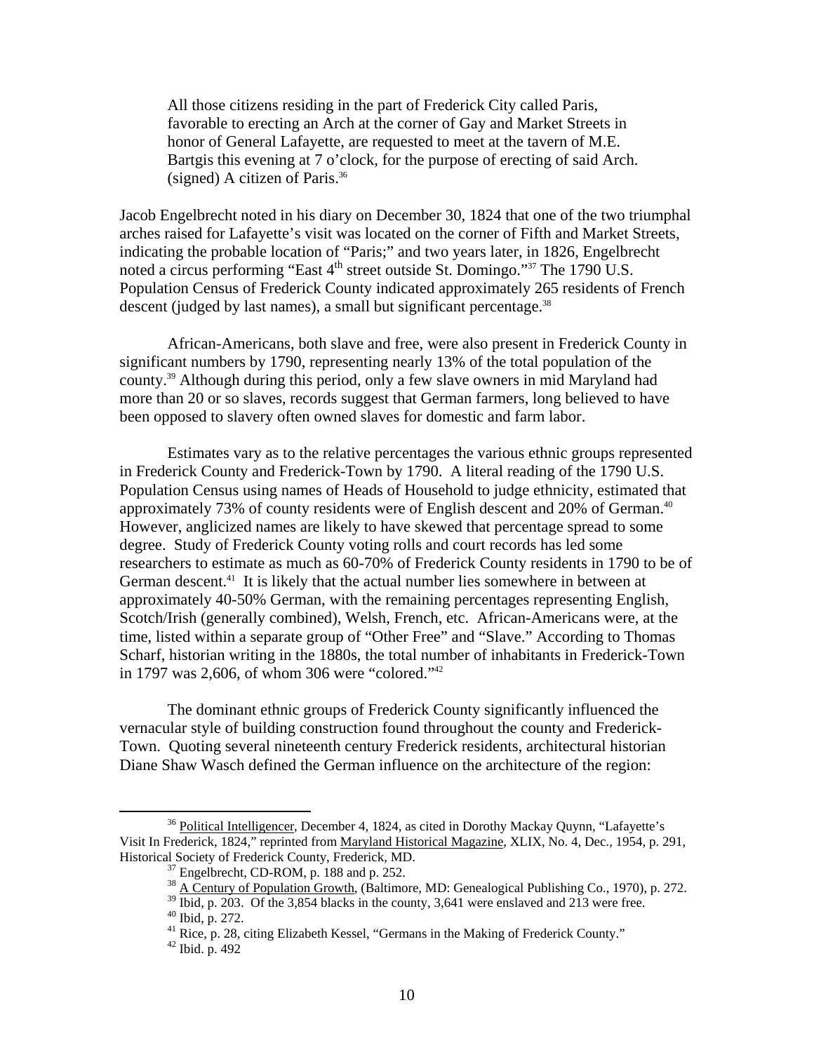> All those citizens residing in the part of Frederick City called Paris, favorable to erecting an Arch at the corner of Gay and Market Streets in honor of General Lafayette, are requested to meet at the tavern of M.E. Bartgis this evening at 7 o'clock, for the purpose of erecting of said Arch. (signed) A citizen of Paris.[36]

Jacob Engelbrecht noted in his diary on December 30, 1824 that one of the two triumphal arches raised for Lafayette's visit was located on the corner of Fifth and Market Streets, indicating the probable location of "Paris;" and two years later, in 1826, Engelbrecht noted a circus performing "East 4th street outside St. Domingo."[37] The 1790 U.S. Population Census of Frederick County indicated approximately 265 residents of French descent (judged by last names), a small but significant percentage.[38]

African-Americans, both slave and free, were also present in Frederick County in significant numbers by 1790, representing nearly 13% of the total population of the county.[39] Although during this period, only a few slave owners in mid Maryland had more than 20 or so slaves, records suggest that German farmers, long believed to have been opposed to slavery often owned slaves for domestic and farm labor.

Estimates vary as to the relative percentages the various ethnic groups represented in Frederick County and Frederick-Town by 1790. A literal reading of the 1790 U.S. Population Census using names of Heads of Household to judge ethnicity, estimated that approximately 73% of county residents were of English descent and 20% of German.[40] However, anglicized names are likely to have skewed that percentage spread to some degree. Study of Frederick County voting rolls and court records has led some researchers to estimate as much as 60-70% of Frederick County residents in 1790 to be of German descent.[41] It is likely that the actual number lies somewhere in between at approximately 40-50% German, with the remaining percentages representing English, Scotch/Irish (generally combined), Welsh, French, etc. African-Americans were, at the time, listed within a separate group of "Other Free" and "Slave." According to Thomas Scharf, historian writing in the 1880s, the total number of inhabitants in Frederick-Town in 1797 was 2,606, of whom 306 were "colored."[42]

The dominant ethnic groups of Frederick County significantly influenced the vernacular style of building construction found throughout the county and Frederick-Town. Quoting several nineteenth century Frederick residents, architectural historian Diane Shaw Wasch defined the German influence on the architecture of the region:

---

[36] Political Intelligencer, December 4, 1824, as cited in Dorothy Mackay Quynn, "Lafayette's Visit In Frederick, 1824," reprinted from Maryland Historical Magazine, XLIX, No. 4, Dec., 1954, p. 291, Historical Society of Frederick County, Frederick, MD.

[37] Engelbrecht, CD-ROM, p. 188 and p. 252.

[38] A Century of Population Growth, (Baltimore, MD: Genealogical Publishing Co., 1970), p. 272.

[39] Ibid, p. 203. Of the 3,854 blacks in the county, 3,641 were enslaved and 213 were free.

[40] Ibid, p. 272.

[41] Rice, p. 28, citing Elizabeth Kessel, "Germans in the Making of Frederick County."

[42] Ibid. p. 492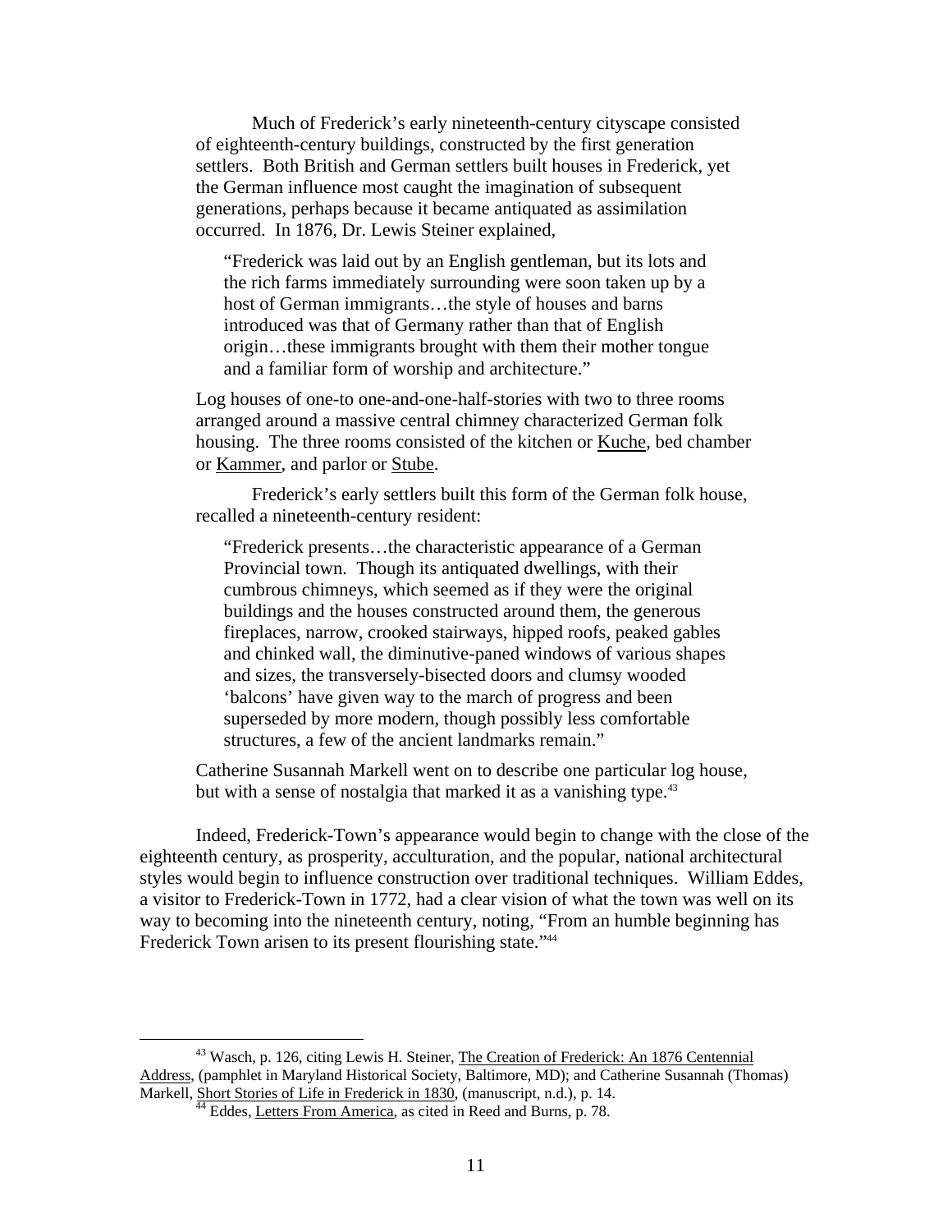Much of Frederick's early nineteenth-century cityscape consisted of eighteenth-century buildings, constructed by the first generation settlers. Both British and German settlers built houses in Frederick, yet the German influence most caught the imagination of subsequent generations, perhaps because it became antiquated as assimilation occurred. In 1876, Dr. Lewis Steiner explained,

> "Frederick was laid out by an English gentleman, but its lots and the rich farms immediately surrounding were soon taken up by a host of German immigrants…the style of houses and barns introduced was that of Germany rather than that of English origin…these immigrants brought with them their mother tongue and a familiar form of worship and architecture."

Log houses of one-to one-and-one-half-stories with two to three rooms arranged around a massive central chimney characterized German folk housing. The three rooms consisted of the kitchen or Kuche, bed chamber or Kammer, and parlor or Stube.

Frederick's early settlers built this form of the German folk house, recalled a nineteenth-century resident:

> "Frederick presents…the characteristic appearance of a German Provincial town. Though its antiquated dwellings, with their cumbrous chimneys, which seemed as if they were the original buildings and the houses constructed around them, the generous fireplaces, narrow, crooked stairways, hipped roofs, peaked gables and chinked wall, the diminutive-paned windows of various shapes and sizes, the transversely-bisected doors and clumsy wooded 'balcons' have given way to the march of progress and been superseded by more modern, though possibly less comfortable structures, a few of the ancient landmarks remain."

Catherine Susannah Markell went on to describe one particular log house, but with a sense of nostalgia that marked it as a vanishing type.[43]

Indeed, Frederick-Town's appearance would begin to change with the close of the eighteenth century, as prosperity, acculturation, and the popular, national architectural styles would begin to influence construction over traditional techniques. William Eddes, a visitor to Frederick-Town in 1772, had a clear vision of what the town was well on its way to becoming into the nineteenth century, noting, "From an humble beginning has Frederick Town arisen to its present flourishing state."[44]

---

[43] Wasch, p. 126, citing Lewis H. Steiner, The Creation of Frederick: An 1876 Centennial Address, (pamphlet in Maryland Historical Society, Baltimore, MD); and Catherine Susannah (Thomas) Markell, Short Stories of Life in Frederick in 1830, (manuscript, n.d.), p. 14.

[44] Eddes, Letters From America, as cited in Reed and Burns, p. 78.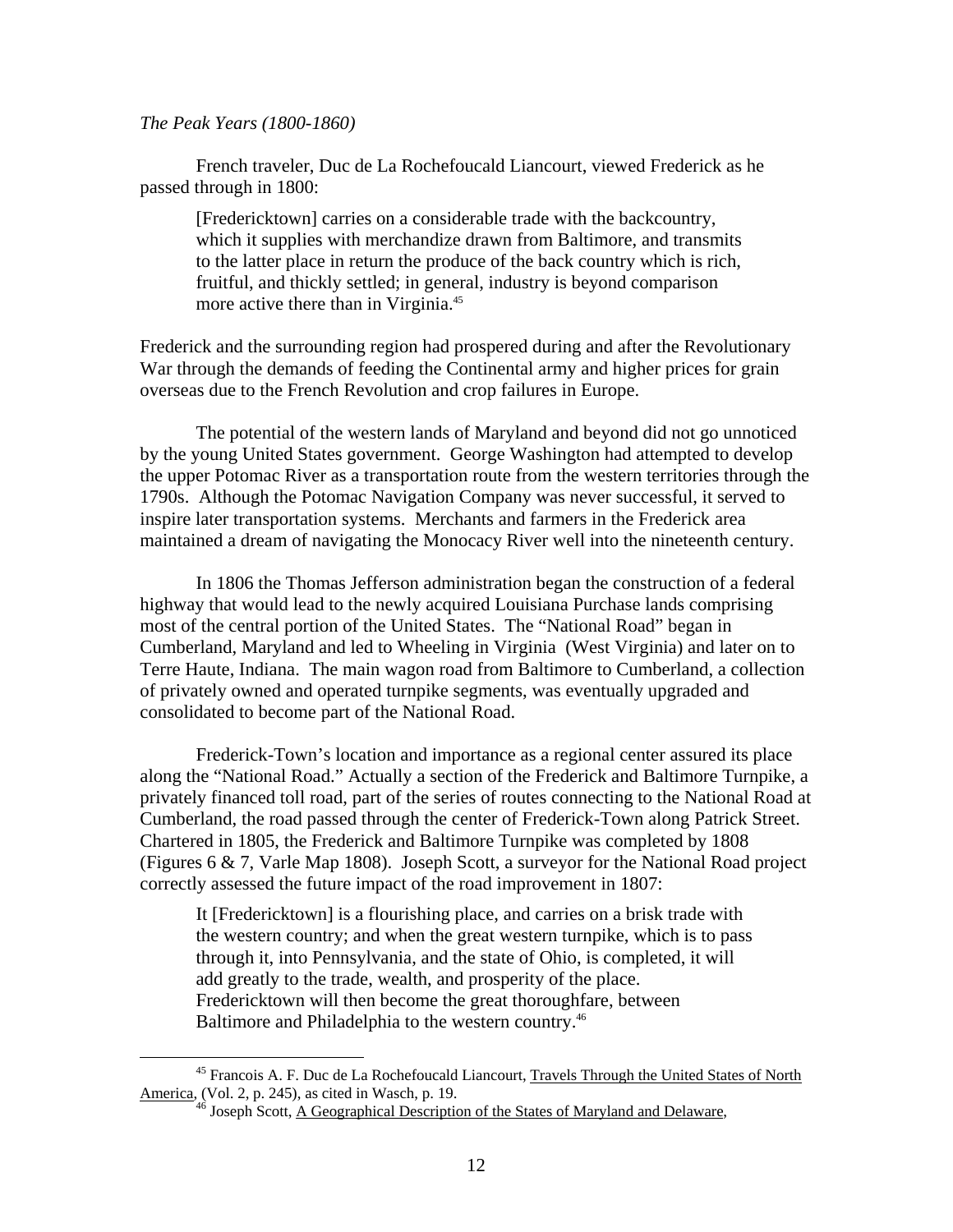*The Peak Years (1800-1860)*

French traveler, Duc de La Rochefoucald Liancourt, viewed Frederick as he passed through in 1800:

> [Fredericktown] carries on a considerable trade with the backcountry, which it supplies with merchandize drawn from Baltimore, and transmits to the latter place in return the produce of the back country which is rich, fruitful, and thickly settled; in general, industry is beyond comparison more active there than in Virginia.[45]

Frederick and the surrounding region had prospered during and after the Revolutionary War through the demands of feeding the Continental army and higher prices for grain overseas due to the French Revolution and crop failures in Europe.

The potential of the western lands of Maryland and beyond did not go unnoticed by the young United States government. George Washington had attempted to develop the upper Potomac River as a transportation route from the western territories through the 1790s. Although the Potomac Navigation Company was never successful, it served to inspire later transportation systems. Merchants and farmers in the Frederick area maintained a dream of navigating the Monocacy River well into the nineteenth century.

In 1806 the Thomas Jefferson administration began the construction of a federal highway that would lead to the newly acquired Louisiana Purchase lands comprising most of the central portion of the United States. The "National Road" began in Cumberland, Maryland and led to Wheeling in Virginia (West Virginia) and later on to Terre Haute, Indiana. The main wagon road from Baltimore to Cumberland, a collection of privately owned and operated turnpike segments, was eventually upgraded and consolidated to become part of the National Road.

Frederick-Town's location and importance as a regional center assured its place along the "National Road." Actually a section of the Frederick and Baltimore Turnpike, a privately financed toll road, part of the series of routes connecting to the National Road at Cumberland, the road passed through the center of Frederick-Town along Patrick Street. Chartered in 1805, the Frederick and Baltimore Turnpike was completed by 1808 (Figures 6 & 7, Varle Map 1808). Joseph Scott, a surveyor for the National Road project correctly assessed the future impact of the road improvement in 1807:

> It [Fredericktown] is a flourishing place, and carries on a brisk trade with the western country; and when the great western turnpike, which is to pass through it, into Pennsylvania, and the state of Ohio, is completed, it will add greatly to the trade, wealth, and prosperity of the place. Fredericktown will then become the great thoroughfare, between Baltimore and Philadelphia to the western country.[46]

---

[45] Francois A. F. Duc de La Rochefoucald Liancourt, Travels Through the United States of North America, (Vol. 2, p. 245), as cited in Wasch, p. 19.

[46] Joseph Scott, A Geographical Description of the States of Maryland and Delaware,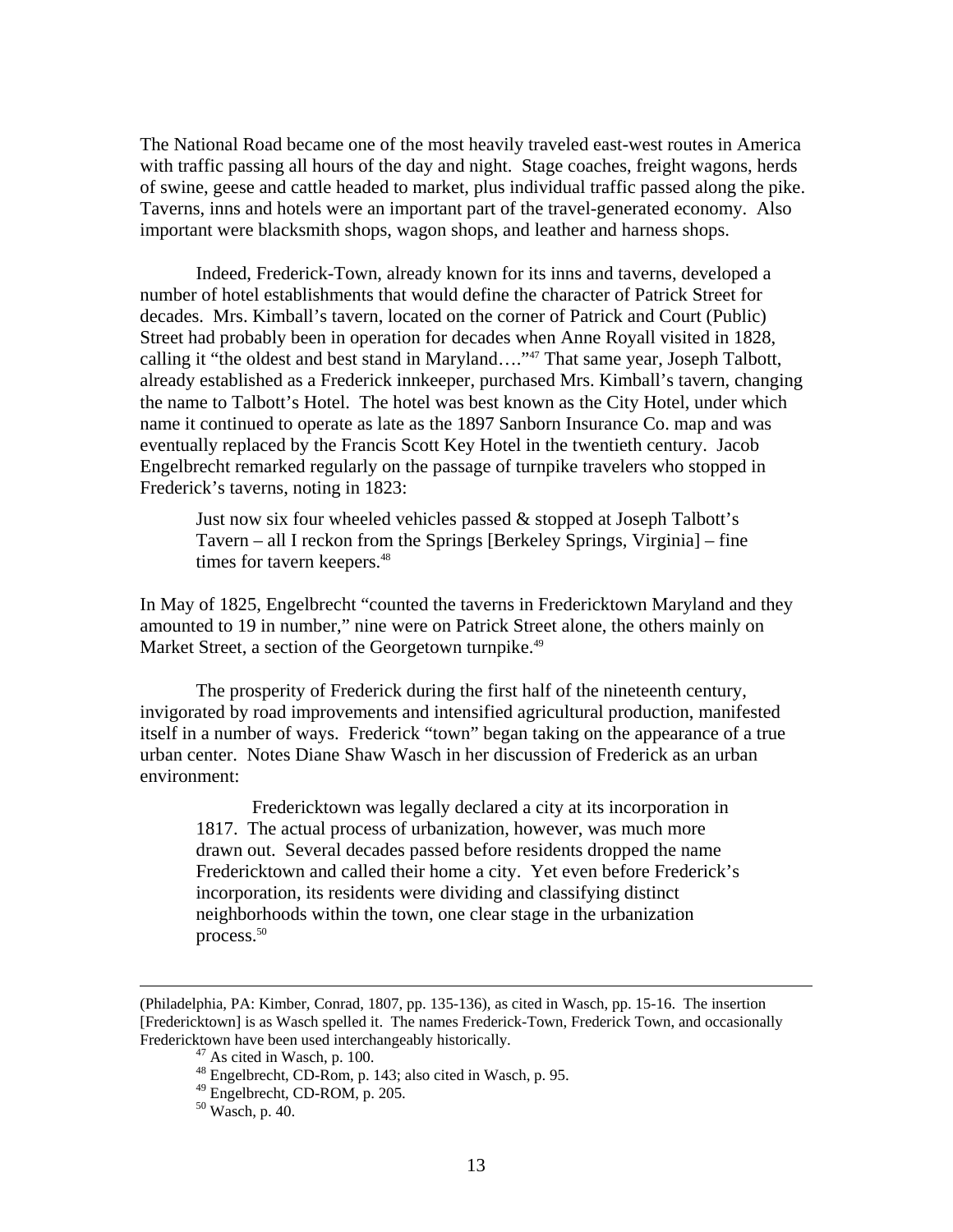The National Road became one of the most heavily traveled east-west routes in America with traffic passing all hours of the day and night. Stage coaches, freight wagons, herds of swine, geese and cattle headed to market, plus individual traffic passed along the pike. Taverns, inns and hotels were an important part of the travel-generated economy. Also important were blacksmith shops, wagon shops, and leather and harness shops.

Indeed, Frederick-Town, already known for its inns and taverns, developed a number of hotel establishments that would define the character of Patrick Street for decades. Mrs. Kimball's tavern, located on the corner of Patrick and Court (Public) Street had probably been in operation for decades when Anne Royall visited in 1828, calling it "the oldest and best stand in Maryland…."[47] That same year, Joseph Talbott, already established as a Frederick innkeeper, purchased Mrs. Kimball's tavern, changing the name to Talbott's Hotel. The hotel was best known as the City Hotel, under which name it continued to operate as late as the 1897 Sanborn Insurance Co. map and was eventually replaced by the Francis Scott Key Hotel in the twentieth century. Jacob Engelbrecht remarked regularly on the passage of turnpike travelers who stopped in Frederick's taverns, noting in 1823:

> Just now six four wheeled vehicles passed & stopped at Joseph Talbott's Tavern – all I reckon from the Springs [Berkeley Springs, Virginia] – fine times for tavern keepers.[48]

In May of 1825, Engelbrecht "counted the taverns in Fredericktown Maryland and they amounted to 19 in number," nine were on Patrick Street alone, the others mainly on Market Street, a section of the Georgetown turnpike.[49]

The prosperity of Frederick during the first half of the nineteenth century, invigorated by road improvements and intensified agricultural production, manifested itself in a number of ways. Frederick "town" began taking on the appearance of a true urban center. Notes Diane Shaw Wasch in her discussion of Frederick as an urban environment:

> Fredericktown was legally declared a city at its incorporation in 1817. The actual process of urbanization, however, was much more drawn out. Several decades passed before residents dropped the name Fredericktown and called their home a city. Yet even before Frederick's incorporation, its residents were dividing and classifying distinct neighborhoods within the town, one clear stage in the urbanization process.[50]

---

(Philadelphia, PA: Kimber, Conrad, 1807, pp. 135-136), as cited in Wasch, pp. 15-16. The insertion [Fredericktown] is as Wasch spelled it. The names Frederick-Town, Frederick Town, and occasionally Fredericktown have been used interchangeably historically.

[47] As cited in Wasch, p. 100.

[48] Engelbrecht, CD-Rom, p. 143; also cited in Wasch, p. 95.

[49] Engelbrecht, CD-ROM, p. 205.

[50] Wasch, p. 40.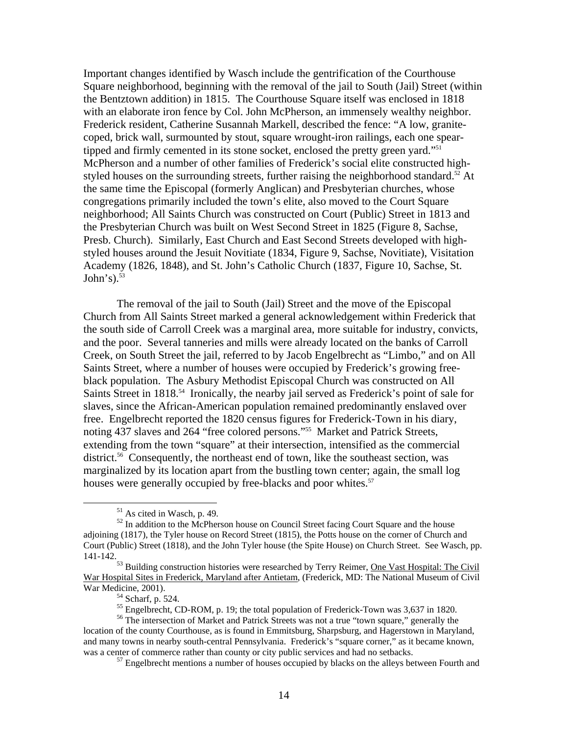Important changes identified by Wasch include the gentrification of the Courthouse Square neighborhood, beginning with the removal of the jail to South (Jail) Street (within the Bentztown addition) in 1815. The Courthouse Square itself was enclosed in 1818 with an elaborate iron fence by Col. John McPherson, an immensely wealthy neighbor. Frederick resident, Catherine Susannah Markell, described the fence: "A low, granite-coped, brick wall, surmounted by stout, square wrought-iron railings, each one spear-tipped and firmly cemented in its stone socket, enclosed the pretty green yard."[51] McPherson and a number of other families of Frederick's social elite constructed high-styled houses on the surrounding streets, further raising the neighborhood standard.[52] At the same time the Episcopal (formerly Anglican) and Presbyterian churches, whose congregations primarily included the town's elite, also moved to the Court Square neighborhood; All Saints Church was constructed on Court (Public) Street in 1813 and the Presbyterian Church was built on West Second Street in 1825 (Figure 8, Sachse, Presb. Church). Similarly, East Church and East Second Streets developed with high-styled houses around the Jesuit Novitiate (1834, Figure 9, Sachse, Novitiate), Visitation Academy (1826, 1848), and St. John's Catholic Church (1837, Figure 10, Sachse, St. John's).[53]

The removal of the jail to South (Jail) Street and the move of the Episcopal Church from All Saints Street marked a general acknowledgement within Frederick that the south side of Carroll Creek was a marginal area, more suitable for industry, convicts, and the poor. Several tanneries and mills were already located on the banks of Carroll Creek, on South Street the jail, referred to by Jacob Engelbrecht as "Limbo," and on All Saints Street, where a number of houses were occupied by Frederick's growing free-black population. The Asbury Methodist Episcopal Church was constructed on All Saints Street in 1818.[54] Ironically, the nearby jail served as Frederick's point of sale for slaves, since the African-American population remained predominantly enslaved over free. Engelbrecht reported the 1820 census figures for Frederick-Town in his diary, noting 437 slaves and 264 "free colored persons."[55] Market and Patrick Streets, extending from the town "square" at their intersection, intensified as the commercial district.[56] Consequently, the northeast end of town, like the southeast section, was marginalized by its location apart from the bustling town center; again, the small log houses were generally occupied by free-blacks and poor whites.[57]

---

[51] As cited in Wasch, p. 49.

[52] In addition to the McPherson house on Council Street facing Court Square and the house adjoining (1817), the Tyler house on Record Street (1815), the Potts house on the corner of Church and Court (Public) Street (1818), and the John Tyler house (the Spite House) on Church Street. See Wasch, pp. 141-142.

[53] Building construction histories were researched by Terry Reimer, One Vast Hospital: The Civil War Hospital Sites in Frederick, Maryland after Antietam, (Frederick, MD: The National Museum of Civil War Medicine, 2001).

[54] Scharf, p. 524.

[55] Engelbrecht, CD-ROM, p. 19; the total population of Frederick-Town was 3,637 in 1820.

[56] The intersection of Market and Patrick Streets was not a true "town square," generally the location of the county Courthouse, as is found in Emmitsburg, Sharpsburg, and Hagerstown in Maryland, and many towns in nearby south-central Pennsylvania. Frederick's "square corner," as it became known, was a center of commerce rather than county or city public services and had no setbacks.

[57] Engelbrecht mentions a number of houses occupied by blacks on the alleys between Fourth and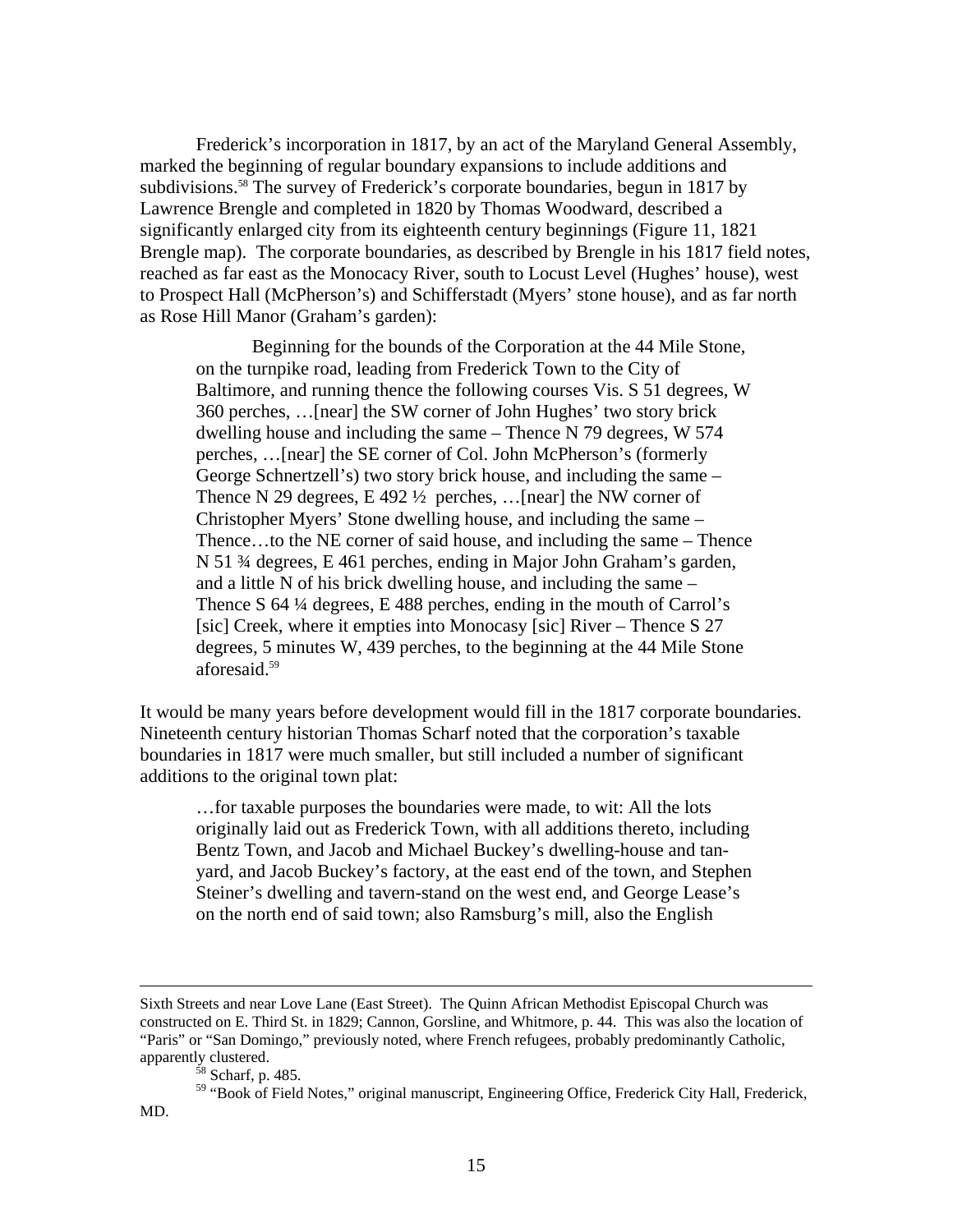Frederick's incorporation in 1817, by an act of the Maryland General Assembly, marked the beginning of regular boundary expansions to include additions and subdivisions.[58] The survey of Frederick's corporate boundaries, begun in 1817 by Lawrence Brengle and completed in 1820 by Thomas Woodward, described a significantly enlarged city from its eighteenth century beginnings (Figure 11, 1821 Brengle map). The corporate boundaries, as described by Brengle in his 1817 field notes, reached as far east as the Monocacy River, south to Locust Level (Hughes' house), west to Prospect Hall (McPherson's) and Schifferstadt (Myers' stone house), and as far north as Rose Hill Manor (Graham's garden):

> Beginning for the bounds of the Corporation at the 44 Mile Stone, on the turnpike road, leading from Frederick Town to the City of Baltimore, and running thence the following courses Vis. S 51 degrees, W 360 perches, …[near] the SW corner of John Hughes' two story brick dwelling house and including the same – Thence N 79 degrees, W 574 perches, …[near] the SE corner of Col. John McPherson's (formerly George Schnertzell's) two story brick house, and including the same – Thence N 29 degrees, E 492 ½ perches, …[near] the NW corner of Christopher Myers' Stone dwelling house, and including the same – Thence…to the NE corner of said house, and including the same – Thence N 51 ¾ degrees, E 461 perches, ending in Major John Graham's garden, and a little N of his brick dwelling house, and including the same – Thence S 64 ¼ degrees, E 488 perches, ending in the mouth of Carrol's [sic] Creek, where it empties into Monocasy [sic] River – Thence S 27 degrees, 5 minutes W, 439 perches, to the beginning at the 44 Mile Stone aforesaid.[59]

It would be many years before development would fill in the 1817 corporate boundaries. Nineteenth century historian Thomas Scharf noted that the corporation's taxable boundaries in 1817 were much smaller, but still included a number of significant additions to the original town plat:

> …for taxable purposes the boundaries were made, to wit: All the lots originally laid out as Frederick Town, with all additions thereto, including Bentz Town, and Jacob and Michael Buckey's dwelling-house and tan-yard, and Jacob Buckey's factory, at the east end of the town, and Stephen Steiner's dwelling and tavern-stand on the west end, and George Lease's on the north end of said town; also Ramsburg's mill, also the English

---

Sixth Streets and near Love Lane (East Street). The Quinn African Methodist Episcopal Church was constructed on E. Third St. in 1829; Cannon, Gorsline, and Whitmore, p. 44. This was also the location of "Paris" or "San Domingo," previously noted, where French refugees, probably predominantly Catholic, apparently clustered.

[58] Scharf, p. 485.

[59] "Book of Field Notes," original manuscript, Engineering Office, Frederick City Hall, Frederick, MD.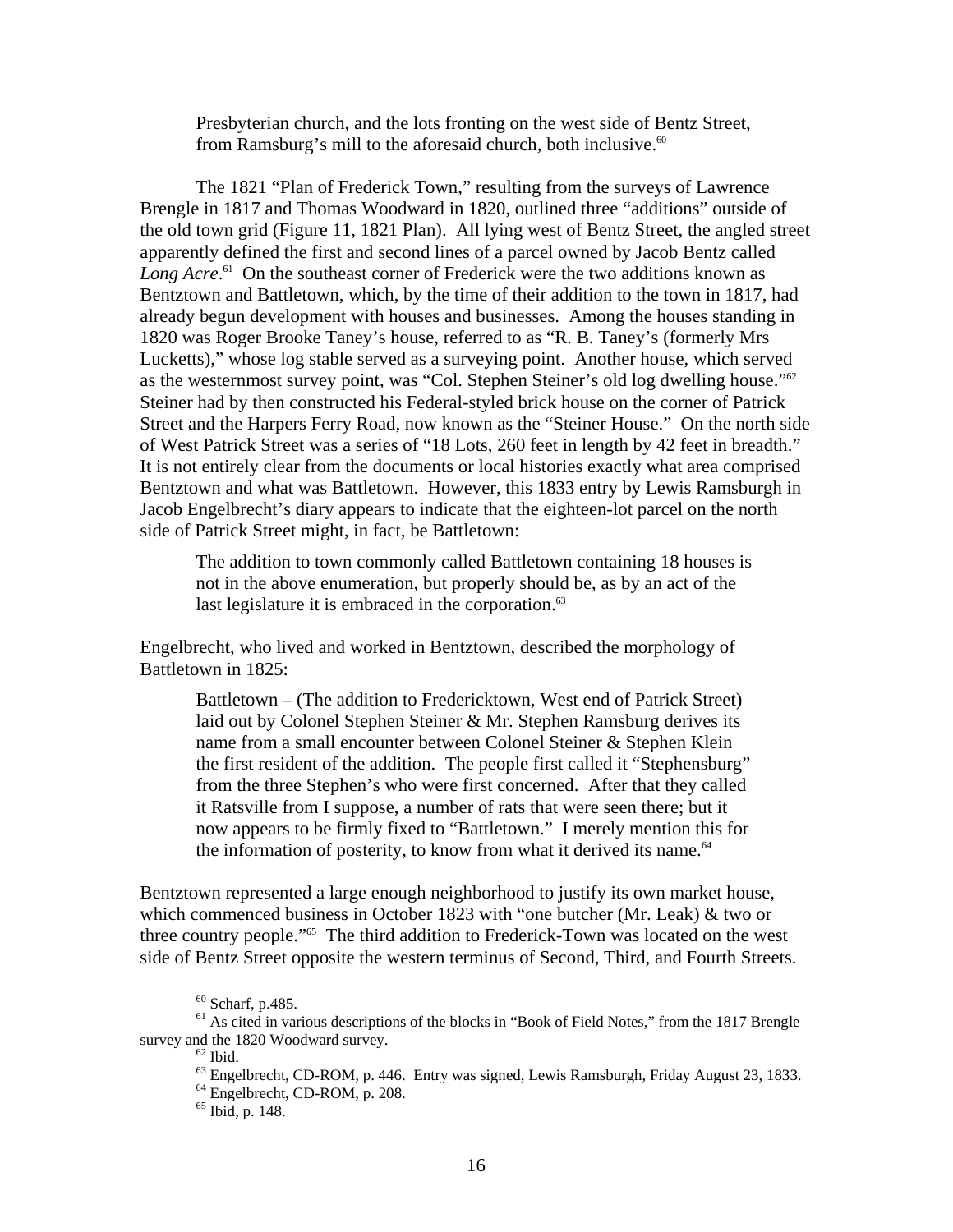> Presbyterian church, and the lots fronting on the west side of Bentz Street, from Ramsburg's mill to the aforesaid church, both inclusive.[60]

The 1821 "Plan of Frederick Town," resulting from the surveys of Lawrence Brengle in 1817 and Thomas Woodward in 1820, outlined three "additions" outside of the old town grid (Figure 11, 1821 Plan). All lying west of Bentz Street, the angled street apparently defined the first and second lines of a parcel owned by Jacob Bentz called *Long Acre*.[61] On the southeast corner of Frederick were the two additions known as Bentztown and Battletown, which, by the time of their addition to the town in 1817, had already begun development with houses and businesses. Among the houses standing in 1820 was Roger Brooke Taney's house, referred to as "R. B. Taney's (formerly Mrs Lucketts)," whose log stable served as a surveying point. Another house, which served as the westernmost survey point, was "Col. Stephen Steiner's old log dwelling house."[62] Steiner had by then constructed his Federal-styled brick house on the corner of Patrick Street and the Harpers Ferry Road, now known as the "Steiner House." On the north side of West Patrick Street was a series of "18 Lots, 260 feet in length by 42 feet in breadth." It is not entirely clear from the documents or local histories exactly what area comprised Bentztown and what was Battletown. However, this 1833 entry by Lewis Ramsburgh in Jacob Engelbrecht's diary appears to indicate that the eighteen-lot parcel on the north side of Patrick Street might, in fact, be Battletown:

> The addition to town commonly called Battletown containing 18 houses is not in the above enumeration, but properly should be, as by an act of the last legislature it is embraced in the corporation.[63]

Engelbrecht, who lived and worked in Bentztown, described the morphology of Battletown in 1825:

> Battletown – (The addition to Fredericktown, West end of Patrick Street) laid out by Colonel Stephen Steiner & Mr. Stephen Ramsburg derives its name from a small encounter between Colonel Steiner & Stephen Klein the first resident of the addition. The people first called it "Stephensburg" from the three Stephen's who were first concerned. After that they called it Ratsville from I suppose, a number of rats that were seen there; but it now appears to be firmly fixed to "Battletown." I merely mention this for the information of posterity, to know from what it derived its name.[64]

Bentztown represented a large enough neighborhood to justify its own market house, which commenced business in October 1823 with "one butcher (Mr. Leak) & two or three country people."[65] The third addition to Frederick-Town was located on the west side of Bentz Street opposite the western terminus of Second, Third, and Fourth Streets.

---

[60] Scharf, p.485.

[61] As cited in various descriptions of the blocks in "Book of Field Notes," from the 1817 Brengle survey and the 1820 Woodward survey.

[62] Ibid.

[63] Engelbrecht, CD-ROM, p. 446. Entry was signed, Lewis Ramsburgh, Friday August 23, 1833.

[64] Engelbrecht, CD-ROM, p. 208.

[65] Ibid, p. 148.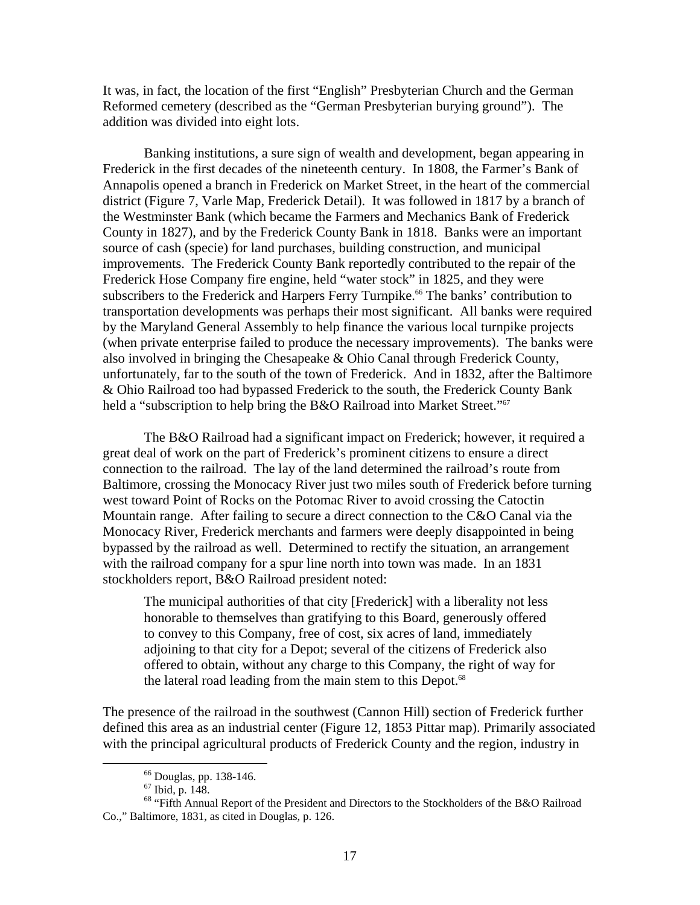It was, in fact, the location of the first "English" Presbyterian Church and the German Reformed cemetery (described as the "German Presbyterian burying ground"). The addition was divided into eight lots.

Banking institutions, a sure sign of wealth and development, began appearing in Frederick in the first decades of the nineteenth century. In 1808, the Farmer's Bank of Annapolis opened a branch in Frederick on Market Street, in the heart of the commercial district (Figure 7, Varle Map, Frederick Detail). It was followed in 1817 by a branch of the Westminster Bank (which became the Farmers and Mechanics Bank of Frederick County in 1827), and by the Frederick County Bank in 1818. Banks were an important source of cash (specie) for land purchases, building construction, and municipal improvements. The Frederick County Bank reportedly contributed to the repair of the Frederick Hose Company fire engine, held "water stock" in 1825, and they were subscribers to the Frederick and Harpers Ferry Turnpike.[66] The banks' contribution to transportation developments was perhaps their most significant. All banks were required by the Maryland General Assembly to help finance the various local turnpike projects (when private enterprise failed to produce the necessary improvements). The banks were also involved in bringing the Chesapeake & Ohio Canal through Frederick County, unfortunately, far to the south of the town of Frederick. And in 1832, after the Baltimore & Ohio Railroad too had bypassed Frederick to the south, the Frederick County Bank held a "subscription to help bring the B&O Railroad into Market Street."[67]

The B&O Railroad had a significant impact on Frederick; however, it required a great deal of work on the part of Frederick's prominent citizens to ensure a direct connection to the railroad. The lay of the land determined the railroad's route from Baltimore, crossing the Monocacy River just two miles south of Frederick before turning west toward Point of Rocks on the Potomac River to avoid crossing the Catoctin Mountain range. After failing to secure a direct connection to the C&O Canal via the Monocacy River, Frederick merchants and farmers were deeply disappointed in being bypassed by the railroad as well. Determined to rectify the situation, an arrangement with the railroad company for a spur line north into town was made. In an 1831 stockholders report, B&O Railroad president noted:

> The municipal authorities of that city [Frederick] with a liberality not less honorable to themselves than gratifying to this Board, generously offered to convey to this Company, free of cost, six acres of land, immediately adjoining to that city for a Depot; several of the citizens of Frederick also offered to obtain, without any charge to this Company, the right of way for the lateral road leading from the main stem to this Depot.[68]

The presence of the railroad in the southwest (Cannon Hill) section of Frederick further defined this area as an industrial center (Figure 12, 1853 Pittar map). Primarily associated with the principal agricultural products of Frederick County and the region, industry in

---

[66] Douglas, pp. 138-146.

[67] Ibid, p. 148.

[68] "Fifth Annual Report of the President and Directors to the Stockholders of the B&O Railroad Co.," Baltimore, 1831, as cited in Douglas, p. 126.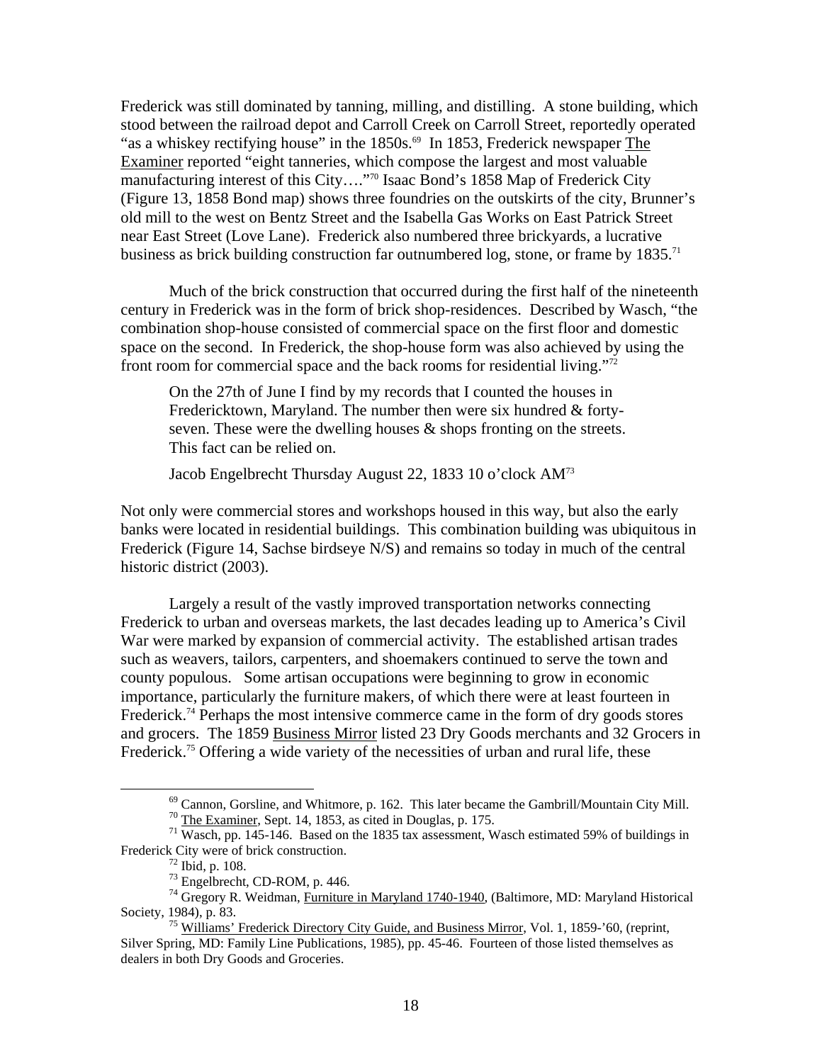Frederick was still dominated by tanning, milling, and distilling. A stone building, which stood between the railroad depot and Carroll Creek on Carroll Street, reportedly operated "as a whiskey rectifying house" in the 1850s.[69] In 1853, Frederick newspaper The Examiner reported "eight tanneries, which compose the largest and most valuable manufacturing interest of this City…."[70] Isaac Bond's 1858 Map of Frederick City (Figure 13, 1858 Bond map) shows three foundries on the outskirts of the city, Brunner's old mill to the west on Bentz Street and the Isabella Gas Works on East Patrick Street near East Street (Love Lane). Frederick also numbered three brickyards, a lucrative business as brick building construction far outnumbered log, stone, or frame by 1835.[71]

Much of the brick construction that occurred during the first half of the nineteenth century in Frederick was in the form of brick shop-residences. Described by Wasch, "the combination shop-house consisted of commercial space on the first floor and domestic space on the second. In Frederick, the shop-house form was also achieved by using the front room for commercial space and the back rooms for residential living."[72]

> On the 27th of June I find by my records that I counted the houses in Fredericktown, Maryland. The number then were six hundred & forty-seven. These were the dwelling houses & shops fronting on the streets. This fact can be relied on.
>
> Jacob Engelbrecht Thursday August 22, 1833 10 o'clock AM[73]

Not only were commercial stores and workshops housed in this way, but also the early banks were located in residential buildings. This combination building was ubiquitous in Frederick (Figure 14, Sachse birdseye N/S) and remains so today in much of the central historic district (2003).

Largely a result of the vastly improved transportation networks connecting Frederick to urban and overseas markets, the last decades leading up to America's Civil War were marked by expansion of commercial activity. The established artisan trades such as weavers, tailors, carpenters, and shoemakers continued to serve the town and county populous. Some artisan occupations were beginning to grow in economic importance, particularly the furniture makers, of which there were at least fourteen in Frederick.[74] Perhaps the most intensive commerce came in the form of dry goods stores and grocers. The 1859 Business Mirror listed 23 Dry Goods merchants and 32 Grocers in Frederick.[75] Offering a wide variety of the necessities of urban and rural life, these

---

[69] Cannon, Gorsline, and Whitmore, p. 162. This later became the Gambrill/Mountain City Mill.

[70] The Examiner, Sept. 14, 1853, as cited in Douglas, p. 175.

[71] Wasch, pp. 145-146. Based on the 1835 tax assessment, Wasch estimated 59% of buildings in Frederick City were of brick construction.

[72] Ibid, p. 108.

[73] Engelbrecht, CD-ROM, p. 446.

[74] Gregory R. Weidman, Furniture in Maryland 1740-1940, (Baltimore, MD: Maryland Historical Society, 1984), p. 83.

[75] Williams' Frederick Directory City Guide, and Business Mirror, Vol. 1, 1859-'60, (reprint, Silver Spring, MD: Family Line Publications, 1985), pp. 45-46. Fourteen of those listed themselves as dealers in both Dry Goods and Groceries.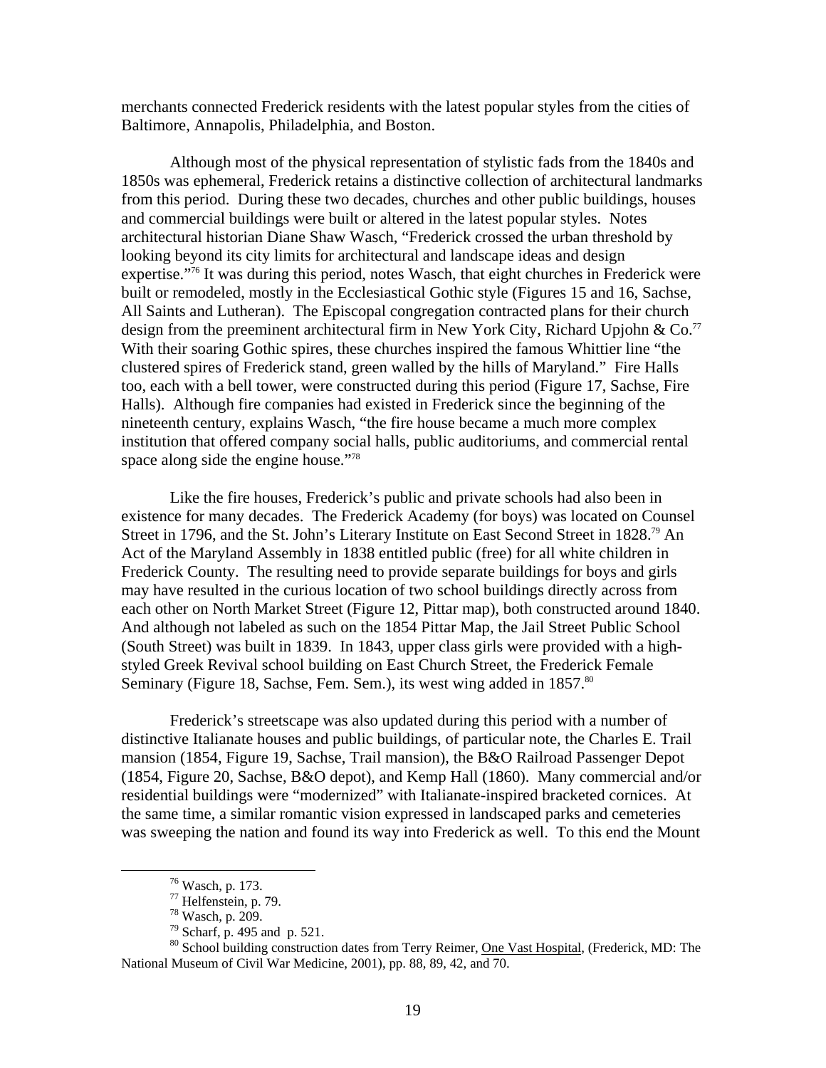merchants connected Frederick residents with the latest popular styles from the cities of Baltimore, Annapolis, Philadelphia, and Boston.

Although most of the physical representation of stylistic fads from the 1840s and 1850s was ephemeral, Frederick retains a distinctive collection of architectural landmarks from this period. During these two decades, churches and other public buildings, houses and commercial buildings were built or altered in the latest popular styles. Notes architectural historian Diane Shaw Wasch, "Frederick crossed the urban threshold by looking beyond its city limits for architectural and landscape ideas and design expertise."[76] It was during this period, notes Wasch, that eight churches in Frederick were built or remodeled, mostly in the Ecclesiastical Gothic style (Figures 15 and 16, Sachse, All Saints and Lutheran). The Episcopal congregation contracted plans for their church design from the preeminent architectural firm in New York City, Richard Upjohn & Co.[77] With their soaring Gothic spires, these churches inspired the famous Whittier line "the clustered spires of Frederick stand, green walled by the hills of Maryland." Fire Halls too, each with a bell tower, were constructed during this period (Figure 17, Sachse, Fire Halls). Although fire companies had existed in Frederick since the beginning of the nineteenth century, explains Wasch, "the fire house became a much more complex institution that offered company social halls, public auditoriums, and commercial rental space along side the engine house."[78]

Like the fire houses, Frederick's public and private schools had also been in existence for many decades. The Frederick Academy (for boys) was located on Counsel Street in 1796, and the St. John's Literary Institute on East Second Street in 1828.[79] An Act of the Maryland Assembly in 1838 entitled public (free) for all white children in Frederick County. The resulting need to provide separate buildings for boys and girls may have resulted in the curious location of two school buildings directly across from each other on North Market Street (Figure 12, Pittar map), both constructed around 1840. And although not labeled as such on the 1854 Pittar Map, the Jail Street Public School (South Street) was built in 1839. In 1843, upper class girls were provided with a high-styled Greek Revival school building on East Church Street, the Frederick Female Seminary (Figure 18, Sachse, Fem. Sem.), its west wing added in 1857.[80]

Frederick's streetscape was also updated during this period with a number of distinctive Italianate houses and public buildings, of particular note, the Charles E. Trail mansion (1854, Figure 19, Sachse, Trail mansion), the B&O Railroad Passenger Depot (1854, Figure 20, Sachse, B&O depot), and Kemp Hall (1860). Many commercial and/or residential buildings were "modernized" with Italianate-inspired bracketed cornices. At the same time, a similar romantic vision expressed in landscaped parks and cemeteries was sweeping the nation and found its way into Frederick as well. To this end the Mount

---

[76] Wasch, p. 173.

[77] Helfenstein, p. 79.

[78] Wasch, p. 209.

[79] Scharf, p. 495 and p. 521.

[80] School building construction dates from Terry Reimer, One Vast Hospital, (Frederick, MD: The National Museum of Civil War Medicine, 2001), pp. 88, 89, 42, and 70.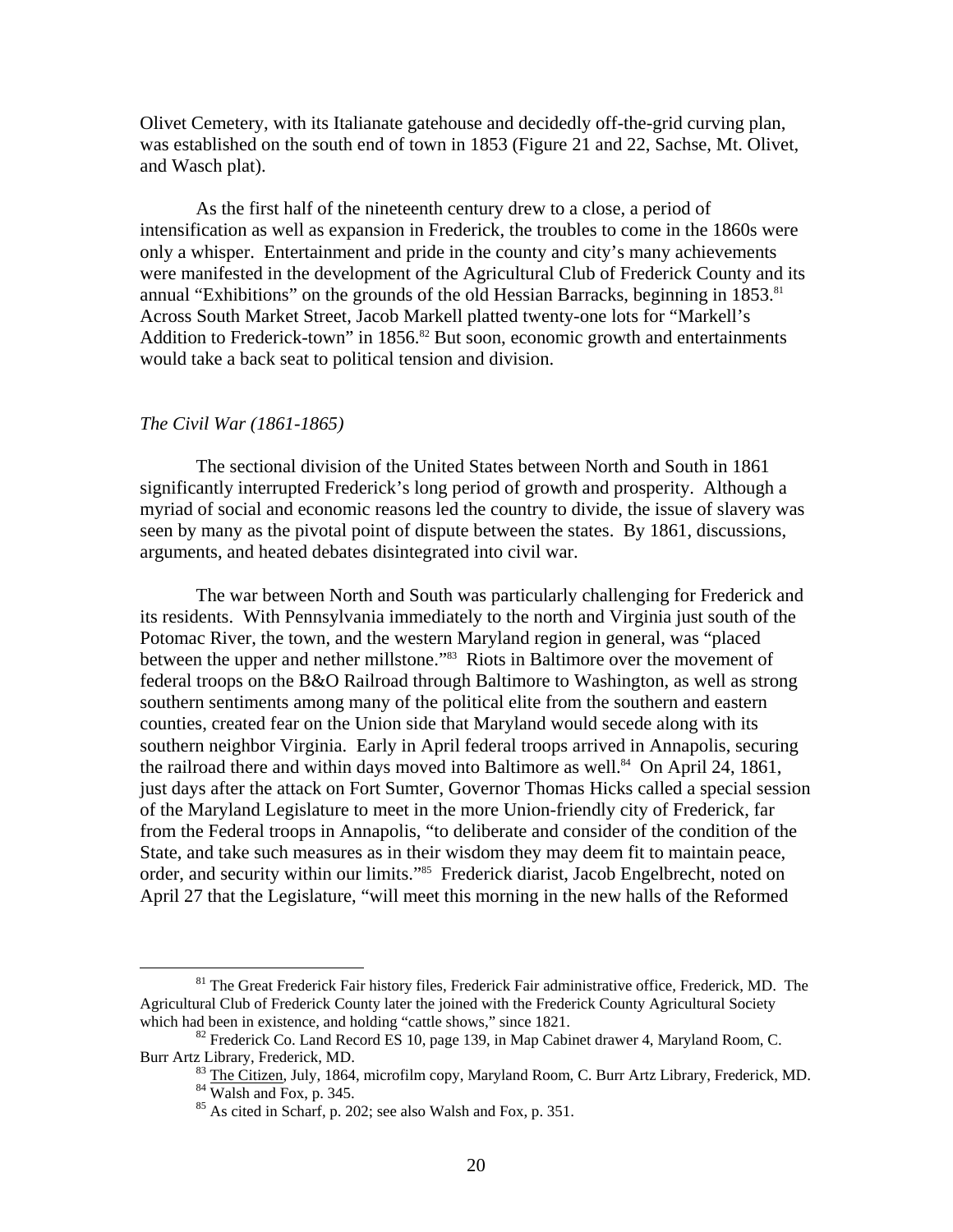Olivet Cemetery, with its Italianate gatehouse and decidedly off-the-grid curving plan, was established on the south end of town in 1853 (Figure 21 and 22, Sachse, Mt. Olivet, and Wasch plat).

As the first half of the nineteenth century drew to a close, a period of intensification as well as expansion in Frederick, the troubles to come in the 1860s were only a whisper. Entertainment and pride in the county and city's many achievements were manifested in the development of the Agricultural Club of Frederick County and its annual "Exhibitions" on the grounds of the old Hessian Barracks, beginning in 1853.[81] Across South Market Street, Jacob Markell platted twenty-one lots for "Markell's Addition to Frederick-town" in 1856.[82] But soon, economic growth and entertainments would take a back seat to political tension and division.

*The Civil War (1861-1865)*

The sectional division of the United States between North and South in 1861 significantly interrupted Frederick's long period of growth and prosperity. Although a myriad of social and economic reasons led the country to divide, the issue of slavery was seen by many as the pivotal point of dispute between the states. By 1861, discussions, arguments, and heated debates disintegrated into civil war.

The war between North and South was particularly challenging for Frederick and its residents. With Pennsylvania immediately to the north and Virginia just south of the Potomac River, the town, and the western Maryland region in general, was "placed between the upper and nether millstone."[83] Riots in Baltimore over the movement of federal troops on the B&O Railroad through Baltimore to Washington, as well as strong southern sentiments among many of the political elite from the southern and eastern counties, created fear on the Union side that Maryland would secede along with its southern neighbor Virginia. Early in April federal troops arrived in Annapolis, securing the railroad there and within days moved into Baltimore as well.[84] On April 24, 1861, just days after the attack on Fort Sumter, Governor Thomas Hicks called a special session of the Maryland Legislature to meet in the more Union-friendly city of Frederick, far from the Federal troops in Annapolis, "to deliberate and consider of the condition of the State, and take such measures as in their wisdom they may deem fit to maintain peace, order, and security within our limits."[85] Frederick diarist, Jacob Engelbrecht, noted on April 27 that the Legislature, "will meet this morning in the new halls of the Reformed

---

[81] The Great Frederick Fair history files, Frederick Fair administrative office, Frederick, MD. The Agricultural Club of Frederick County later the joined with the Frederick County Agricultural Society which had been in existence, and holding "cattle shows," since 1821.

[82] Frederick Co. Land Record ES 10, page 139, in Map Cabinet drawer 4, Maryland Room, C. Burr Artz Library, Frederick, MD.

[83] The Citizen, July, 1864, microfilm copy, Maryland Room, C. Burr Artz Library, Frederick, MD.

[84] Walsh and Fox, p. 345.

[85] As cited in Scharf, p. 202; see also Walsh and Fox, p. 351.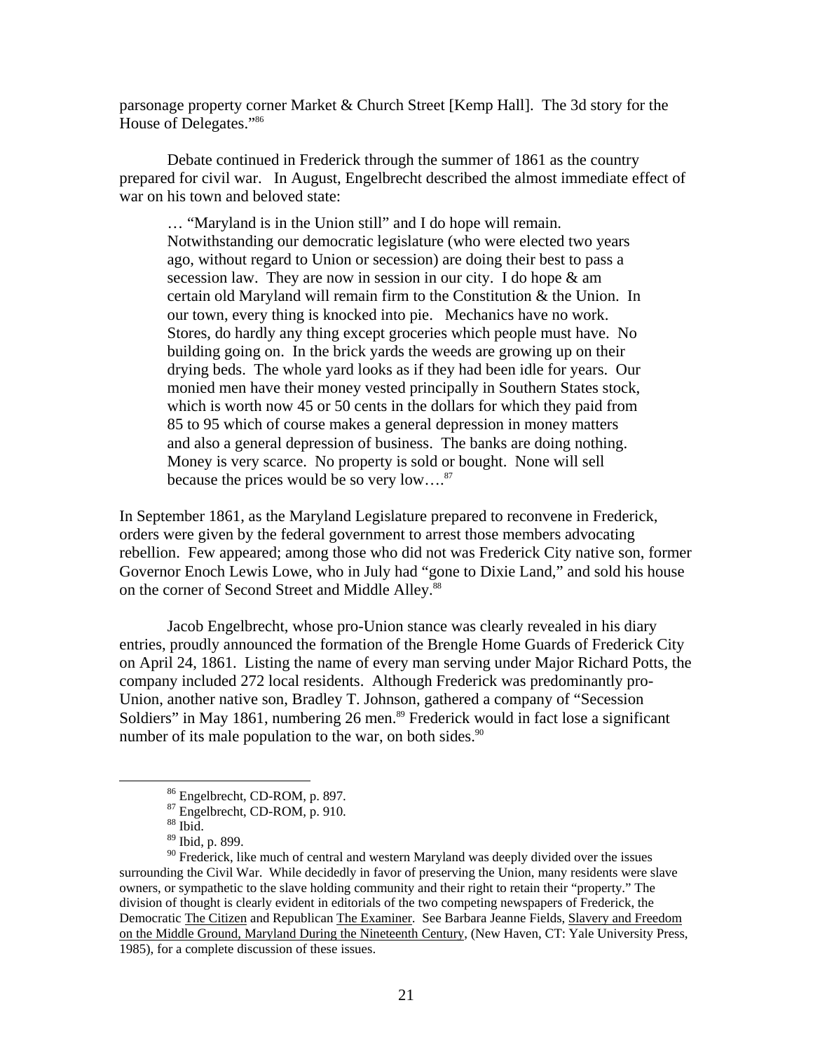parsonage property corner Market & Church Street [Kemp Hall]. The 3d story for the House of Delegates."[86]

Debate continued in Frederick through the summer of 1861 as the country prepared for civil war. In August, Engelbrecht described the almost immediate effect of war on his town and beloved state:

> … "Maryland is in the Union still" and I do hope will remain. Notwithstanding our democratic legislature (who were elected two years ago, without regard to Union or secession) are doing their best to pass a secession law. They are now in session in our city. I do hope & am certain old Maryland will remain firm to the Constitution & the Union. In our town, every thing is knocked into pie. Mechanics have no work. Stores, do hardly any thing except groceries which people must have. No building going on. In the brick yards the weeds are growing up on their drying beds. The whole yard looks as if they had been idle for years. Our monied men have their money vested principally in Southern States stock, which is worth now 45 or 50 cents in the dollars for which they paid from 85 to 95 which of course makes a general depression in money matters and also a general depression of business. The banks are doing nothing. Money is very scarce. No property is sold or bought. None will sell because the prices would be so very low….[87]

In September 1861, as the Maryland Legislature prepared to reconvene in Frederick, orders were given by the federal government to arrest those members advocating rebellion. Few appeared; among those who did not was Frederick City native son, former Governor Enoch Lewis Lowe, who in July had "gone to Dixie Land," and sold his house on the corner of Second Street and Middle Alley.[88]

Jacob Engelbrecht, whose pro-Union stance was clearly revealed in his diary entries, proudly announced the formation of the Brengle Home Guards of Frederick City on April 24, 1861. Listing the name of every man serving under Major Richard Potts, the company included 272 local residents. Although Frederick was predominantly pro-Union, another native son, Bradley T. Johnson, gathered a company of "Secession Soldiers" in May 1861, numbering 26 men.[89] Frederick would in fact lose a significant number of its male population to the war, on both sides.[90]

---

[86] Engelbrecht, CD-ROM, p. 897.

[87] Engelbrecht, CD-ROM, p. 910.

[88] Ibid.

[89] Ibid, p. 899.

[90] Frederick, like much of central and western Maryland was deeply divided over the issues surrounding the Civil War. While decidedly in favor of preserving the Union, many residents were slave owners, or sympathetic to the slave holding community and their right to retain their "property." The division of thought is clearly evident in editorials of the two competing newspapers of Frederick, the Democratic The Citizen and Republican The Examiner. See Barbara Jeanne Fields, Slavery and Freedom on the Middle Ground, Maryland During the Nineteenth Century, (New Haven, CT: Yale University Press, 1985), for a complete discussion of these issues.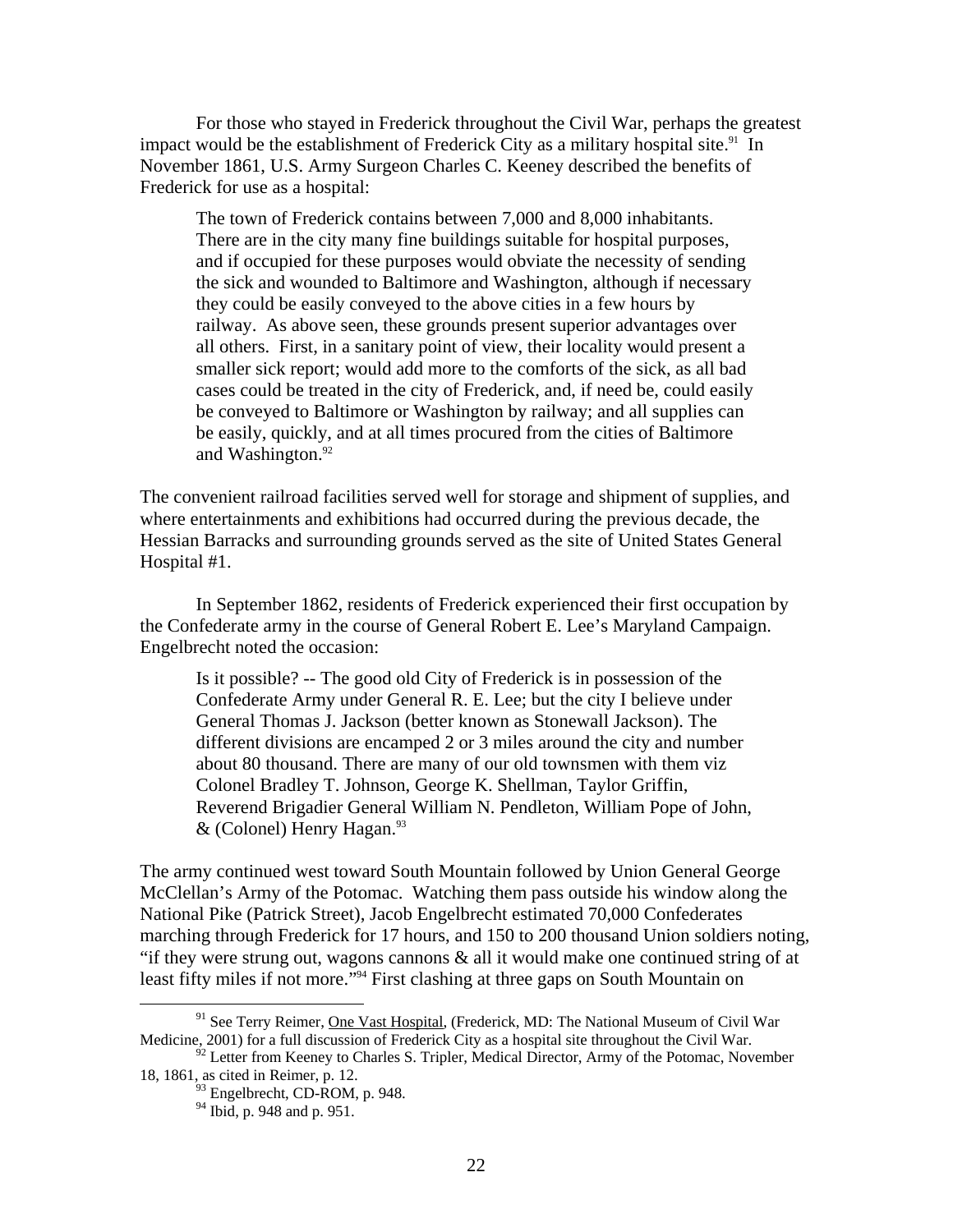For those who stayed in Frederick throughout the Civil War, perhaps the greatest impact would be the establishment of Frederick City as a military hospital site.[91] In November 1861, U.S. Army Surgeon Charles C. Keeney described the benefits of Frederick for use as a hospital:

> The town of Frederick contains between 7,000 and 8,000 inhabitants. There are in the city many fine buildings suitable for hospital purposes, and if occupied for these purposes would obviate the necessity of sending the sick and wounded to Baltimore and Washington, although if necessary they could be easily conveyed to the above cities in a few hours by railway. As above seen, these grounds present superior advantages over all others. First, in a sanitary point of view, their locality would present a smaller sick report; would add more to the comforts of the sick, as all bad cases could be treated in the city of Frederick, and, if need be, could easily be conveyed to Baltimore or Washington by railway; and all supplies can be easily, quickly, and at all times procured from the cities of Baltimore and Washington.[92]

The convenient railroad facilities served well for storage and shipment of supplies, and where entertainments and exhibitions had occurred during the previous decade, the Hessian Barracks and surrounding grounds served as the site of United States General Hospital #1.

In September 1862, residents of Frederick experienced their first occupation by the Confederate army in the course of General Robert E. Lee's Maryland Campaign. Engelbrecht noted the occasion:

> Is it possible? -- The good old City of Frederick is in possession of the Confederate Army under General R. E. Lee; but the city I believe under General Thomas J. Jackson (better known as Stonewall Jackson). The different divisions are encamped 2 or 3 miles around the city and number about 80 thousand. There are many of our old townsmen with them viz Colonel Bradley T. Johnson, George K. Shellman, Taylor Griffin, Reverend Brigadier General William N. Pendleton, William Pope of John, & (Colonel) Henry Hagan.[93]

The army continued west toward South Mountain followed by Union General George McClellan's Army of the Potomac. Watching them pass outside his window along the National Pike (Patrick Street), Jacob Engelbrecht estimated 70,000 Confederates marching through Frederick for 17 hours, and 150 to 200 thousand Union soldiers noting, "if they were strung out, wagons cannons & all it would make one continued string of at least fifty miles if not more."[94] First clashing at three gaps on South Mountain on

---

[91] See Terry Reimer, One Vast Hospital, (Frederick, MD: The National Museum of Civil War Medicine, 2001) for a full discussion of Frederick City as a hospital site throughout the Civil War.

[92] Letter from Keeney to Charles S. Tripler, Medical Director, Army of the Potomac, November 18, 1861, as cited in Reimer, p. 12.

[93] Engelbrecht, CD-ROM, p. 948.

[94] Ibid, p. 948 and p. 951.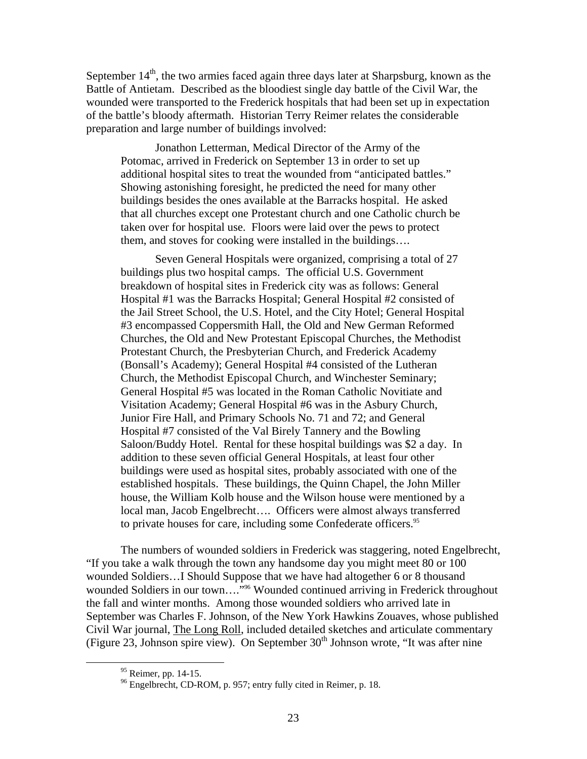September 14th, the two armies faced again three days later at Sharpsburg, known as the Battle of Antietam. Described as the bloodiest single day battle of the Civil War, the wounded were transported to the Frederick hospitals that had been set up in expectation of the battle's bloody aftermath. Historian Terry Reimer relates the considerable preparation and large number of buildings involved:

> Jonathon Letterman, Medical Director of the Army of the Potomac, arrived in Frederick on September 13 in order to set up additional hospital sites to treat the wounded from "anticipated battles." Showing astonishing foresight, he predicted the need for many other buildings besides the ones available at the Barracks hospital. He asked that all churches except one Protestant church and one Catholic church be taken over for hospital use. Floors were laid over the pews to protect them, and stoves for cooking were installed in the buildings….
>
> Seven General Hospitals were organized, comprising a total of 27 buildings plus two hospital camps. The official U.S. Government breakdown of hospital sites in Frederick city was as follows: General Hospital #1 was the Barracks Hospital; General Hospital #2 consisted of the Jail Street School, the U.S. Hotel, and the City Hotel; General Hospital #3 encompassed Coppersmith Hall, the Old and New German Reformed Churches, the Old and New Protestant Episcopal Churches, the Methodist Protestant Church, the Presbyterian Church, and Frederick Academy (Bonsall's Academy); General Hospital #4 consisted of the Lutheran Church, the Methodist Episcopal Church, and Winchester Seminary; General Hospital #5 was located in the Roman Catholic Novitiate and Visitation Academy; General Hospital #6 was in the Asbury Church, Junior Fire Hall, and Primary Schools No. 71 and 72; and General Hospital #7 consisted of the Val Birely Tannery and the Bowling Saloon/Buddy Hotel. Rental for these hospital buildings was $2 a day. In addition to these seven official General Hospitals, at least four other buildings were used as hospital sites, probably associated with one of the established hospitals. These buildings, the Quinn Chapel, the John Miller house, the William Kolb house and the Wilson house were mentioned by a local man, Jacob Engelbrecht…. Officers were almost always transferred to private houses for care, including some Confederate officers.[95]

The numbers of wounded soldiers in Frederick was staggering, noted Engelbrecht, "If you take a walk through the town any handsome day you might meet 80 or 100 wounded Soldiers…I Should Suppose that we have had altogether 6 or 8 thousand wounded Soldiers in our town…."[96] Wounded continued arriving in Frederick throughout the fall and winter months. Among those wounded soldiers who arrived late in September was Charles F. Johnson, of the New York Hawkins Zouaves, whose published Civil War journal, The Long Roll, included detailed sketches and articulate commentary (Figure 23, Johnson spire view). On September 30th Johnson wrote, "It was after nine

[95] Reimer, pp. 14-15.

[96] Engelbrecht, CD-ROM, p. 957; entry fully cited in Reimer, p. 18.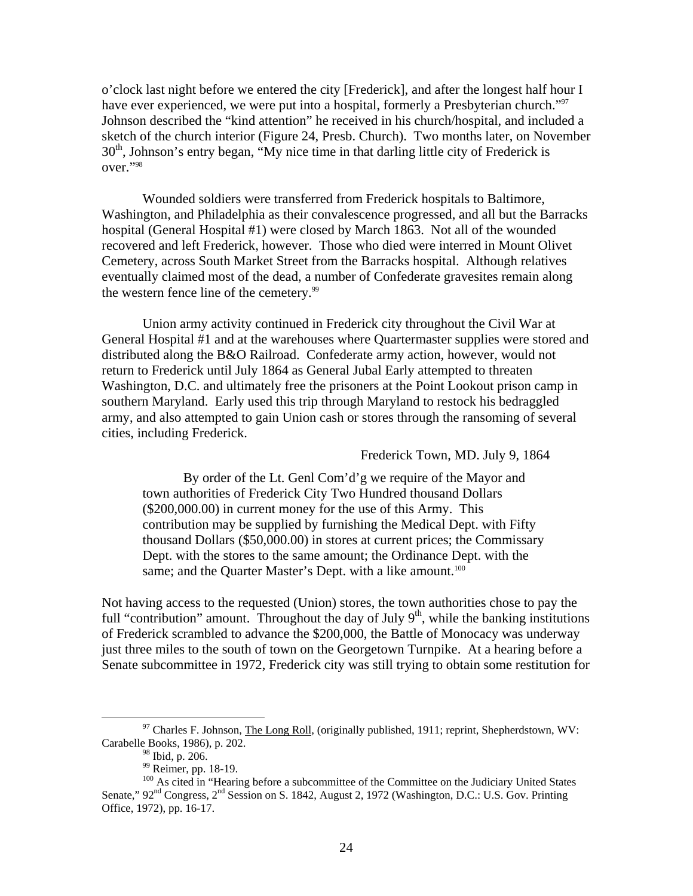o'clock last night before we entered the city [Frederick], and after the longest half hour I have ever experienced, we were put into a hospital, formerly a Presbyterian church."[97] Johnson described the "kind attention" he received in his church/hospital, and included a sketch of the church interior (Figure 24, Presb. Church). Two months later, on November 30th, Johnson's entry began, "My nice time in that darling little city of Frederick is over."[98]

Wounded soldiers were transferred from Frederick hospitals to Baltimore, Washington, and Philadelphia as their convalescence progressed, and all but the Barracks hospital (General Hospital #1) were closed by March 1863. Not all of the wounded recovered and left Frederick, however. Those who died were interred in Mount Olivet Cemetery, across South Market Street from the Barracks hospital. Although relatives eventually claimed most of the dead, a number of Confederate gravesites remain along the western fence line of the cemetery.[99]

Union army activity continued in Frederick city throughout the Civil War at General Hospital #1 and at the warehouses where Quartermaster supplies were stored and distributed along the B&O Railroad. Confederate army action, however, would not return to Frederick until July 1864 as General Jubal Early attempted to threaten Washington, D.C. and ultimately free the prisoners at the Point Lookout prison camp in southern Maryland. Early used this trip through Maryland to restock his bedraggled army, and also attempted to gain Union cash or stores through the ransoming of several cities, including Frederick.

> Frederick Town, MD. July 9, 1864
>
> By order of the Lt. Genl Com'd'g we require of the Mayor and town authorities of Frederick City Two Hundred thousand Dollars ($200,000.00) in current money for the use of this Army. This contribution may be supplied by furnishing the Medical Dept. with Fifty thousand Dollars ($50,000.00) in stores at current prices; the Commissary Dept. with the stores to the same amount; the Ordinance Dept. with the same; and the Quarter Master's Dept. with a like amount.[100]

Not having access to the requested (Union) stores, the town authorities chose to pay the full "contribution" amount. Throughout the day of July 9th, while the banking institutions of Frederick scrambled to advance the $200,000, the Battle of Monocacy was underway just three miles to the south of town on the Georgetown Turnpike. At a hearing before a Senate subcommittee in 1972, Frederick city was still trying to obtain some restitution for

---

[97] Charles F. Johnson, The Long Roll, (originally published, 1911; reprint, Shepherdstown, WV: Carabelle Books, 1986), p. 202.

[98] Ibid, p. 206.

[99] Reimer, pp. 18-19.

[100] As cited in "Hearing before a subcommittee of the Committee on the Judiciary United States Senate," 92nd Congress, 2nd Session on S. 1842, August 2, 1972 (Washington, D.C.: U.S. Gov. Printing Office, 1972), pp. 16-17.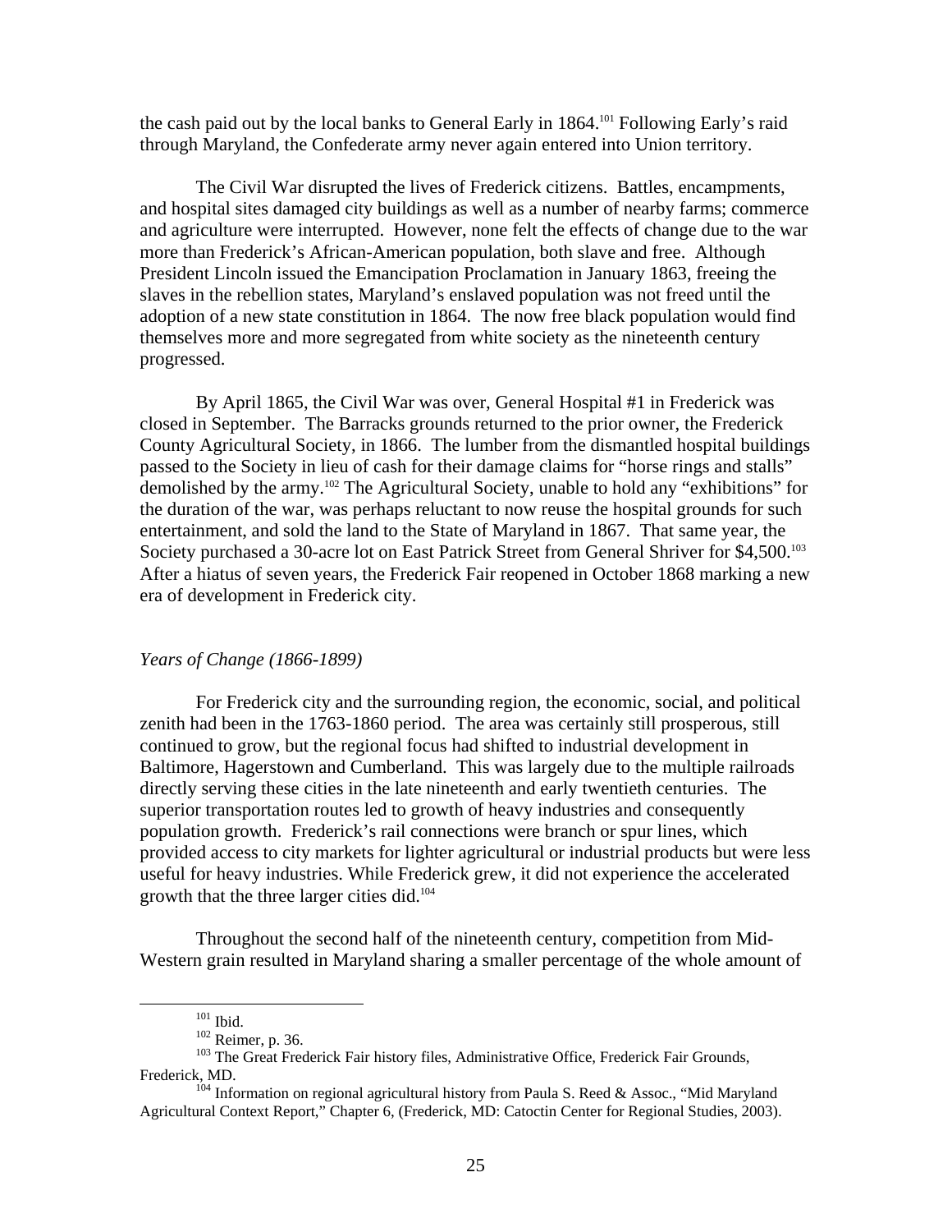the cash paid out by the local banks to General Early in 1864.[101] Following Early's raid through Maryland, the Confederate army never again entered into Union territory.

The Civil War disrupted the lives of Frederick citizens. Battles, encampments, and hospital sites damaged city buildings as well as a number of nearby farms; commerce and agriculture were interrupted. However, none felt the effects of change due to the war more than Frederick's African-American population, both slave and free. Although President Lincoln issued the Emancipation Proclamation in January 1863, freeing the slaves in the rebellion states, Maryland's enslaved population was not freed until the adoption of a new state constitution in 1864. The now free black population would find themselves more and more segregated from white society as the nineteenth century progressed.

By April 1865, the Civil War was over, General Hospital #1 in Frederick was closed in September. The Barracks grounds returned to the prior owner, the Frederick County Agricultural Society, in 1866. The lumber from the dismantled hospital buildings passed to the Society in lieu of cash for their damage claims for "horse rings and stalls" demolished by the army.[102] The Agricultural Society, unable to hold any "exhibitions" for the duration of the war, was perhaps reluctant to now reuse the hospital grounds for such entertainment, and sold the land to the State of Maryland in 1867. That same year, the Society purchased a 30-acre lot on East Patrick Street from General Shriver for $4,500.[103] After a hiatus of seven years, the Frederick Fair reopened in October 1868 marking a new era of development in Frederick city.

*Years of Change (1866-1899)*

For Frederick city and the surrounding region, the economic, social, and political zenith had been in the 1763-1860 period. The area was certainly still prosperous, still continued to grow, but the regional focus had shifted to industrial development in Baltimore, Hagerstown and Cumberland. This was largely due to the multiple railroads directly serving these cities in the late nineteenth and early twentieth centuries. The superior transportation routes led to growth of heavy industries and consequently population growth. Frederick's rail connections were branch or spur lines, which provided access to city markets for lighter agricultural or industrial products but were less useful for heavy industries. While Frederick grew, it did not experience the accelerated growth that the three larger cities did.[104]

Throughout the second half of the nineteenth century, competition from Mid-Western grain resulted in Maryland sharing a smaller percentage of the whole amount of

---

[101] Ibid.

[102] Reimer, p. 36.

[103] The Great Frederick Fair history files, Administrative Office, Frederick Fair Grounds, Frederick, MD.

[104] Information on regional agricultural history from Paula S. Reed & Assoc., "Mid Maryland Agricultural Context Report," Chapter 6, (Frederick, MD: Catoctin Center for Regional Studies, 2003).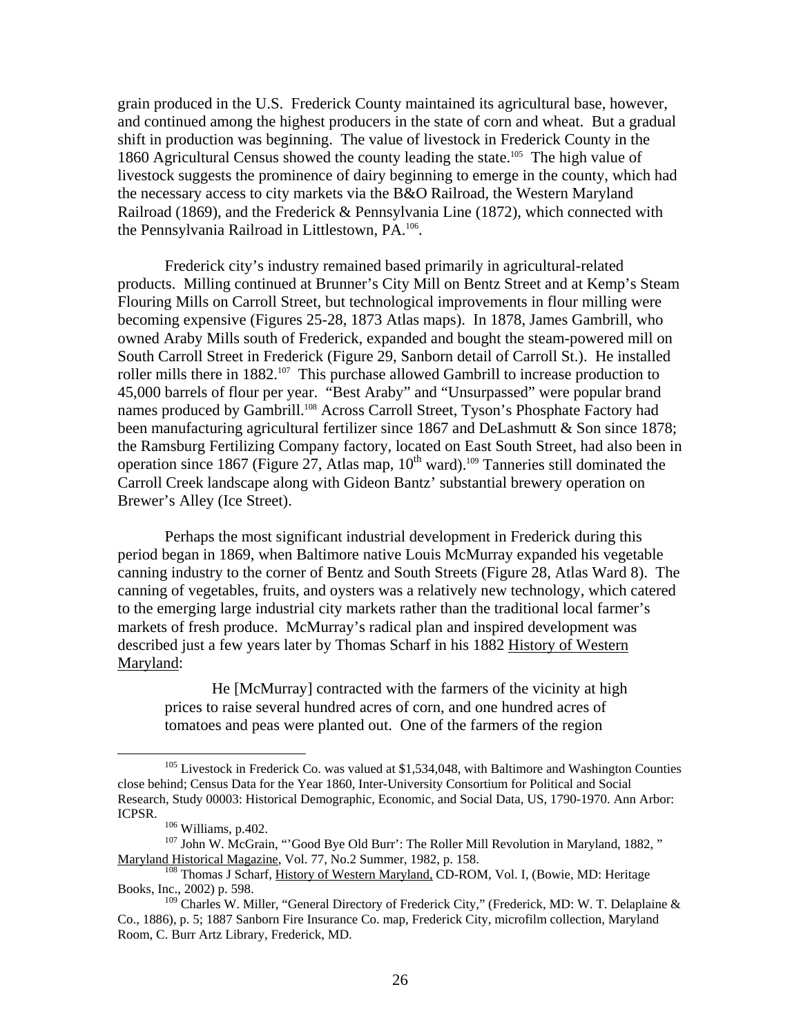grain produced in the U.S. Frederick County maintained its agricultural base, however, and continued among the highest producers in the state of corn and wheat. But a gradual shift in production was beginning. The value of livestock in Frederick County in the 1860 Agricultural Census showed the county leading the state.[105] The high value of livestock suggests the prominence of dairy beginning to emerge in the county, which had the necessary access to city markets via the B&O Railroad, the Western Maryland Railroad (1869), and the Frederick & Pennsylvania Line (1872), which connected with the Pennsylvania Railroad in Littlestown, PA.[106].

Frederick city's industry remained based primarily in agricultural-related products. Milling continued at Brunner's City Mill on Bentz Street and at Kemp's Steam Flouring Mills on Carroll Street, but technological improvements in flour milling were becoming expensive (Figures 25-28, 1873 Atlas maps). In 1878, James Gambrill, who owned Araby Mills south of Frederick, expanded and bought the steam-powered mill on South Carroll Street in Frederick (Figure 29, Sanborn detail of Carroll St.). He installed roller mills there in 1882.[107] This purchase allowed Gambrill to increase production to 45,000 barrels of flour per year. "Best Araby" and "Unsurpassed" were popular brand names produced by Gambrill.[108] Across Carroll Street, Tyson's Phosphate Factory had been manufacturing agricultural fertilizer since 1867 and DeLashmutt & Son since 1878; the Ramsburg Fertilizing Company factory, located on East South Street, had also been in operation since 1867 (Figure 27, Atlas map, 10th ward).[109] Tanneries still dominated the Carroll Creek landscape along with Gideon Bantz' substantial brewery operation on Brewer's Alley (Ice Street).

Perhaps the most significant industrial development in Frederick during this period began in 1869, when Baltimore native Louis McMurray expanded his vegetable canning industry to the corner of Bentz and South Streets (Figure 28, Atlas Ward 8). The canning of vegetables, fruits, and oysters was a relatively new technology, which catered to the emerging large industrial city markets rather than the traditional local farmer's markets of fresh produce. McMurray's radical plan and inspired development was described just a few years later by Thomas Scharf in his 1882 History of Western Maryland:

> He [McMurray] contracted with the farmers of the vicinity at high prices to raise several hundred acres of corn, and one hundred acres of tomatoes and peas were planted out. One of the farmers of the region

---

[105] Livestock in Frederick Co. was valued at $1,534,048, with Baltimore and Washington Counties close behind; Census Data for the Year 1860, Inter-University Consortium for Political and Social Research, Study 00003: Historical Demographic, Economic, and Social Data, US, 1790-1970. Ann Arbor: ICPSR.

[106] Williams, p.402.

[107] John W. McGrain, "'Good Bye Old Burr': The Roller Mill Revolution in Maryland, 1882," Maryland Historical Magazine, Vol. 77, No.2 Summer, 1982, p. 158.

[108] Thomas J Scharf, History of Western Maryland, CD-ROM, Vol. I, (Bowie, MD: Heritage Books, Inc., 2002) p. 598.

[109] Charles W. Miller, "General Directory of Frederick City," (Frederick, MD: W. T. Delaplaine & Co., 1886), p. 5; 1887 Sanborn Fire Insurance Co. map, Frederick City, microfilm collection, Maryland Room, C. Burr Artz Library, Frederick, MD.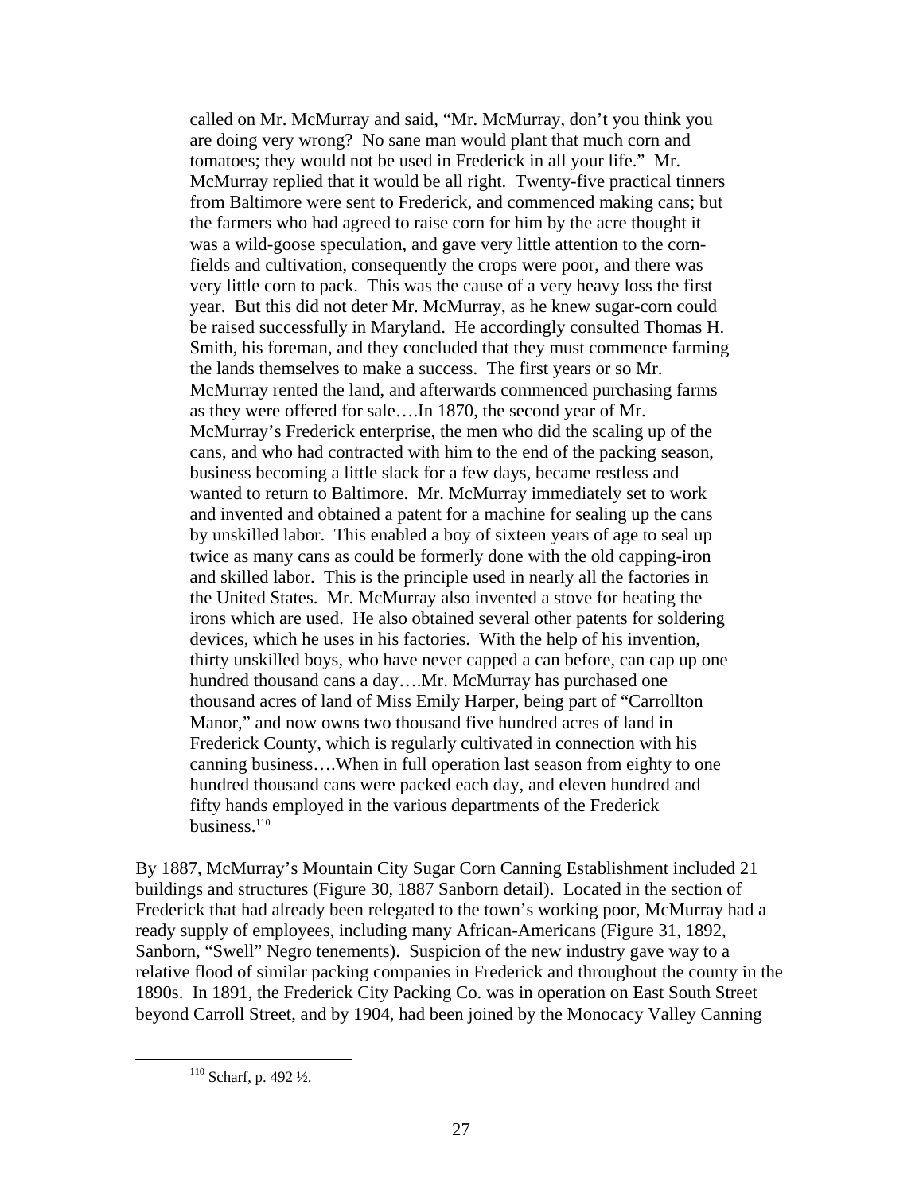> called on Mr. McMurray and said, "Mr. McMurray, don't you think you are doing very wrong? No sane man would plant that much corn and tomatoes; they would not be used in Frederick in all your life." Mr. McMurray replied that it would be all right. Twenty-five practical tinners from Baltimore were sent to Frederick, and commenced making cans; but the farmers who had agreed to raise corn for him by the acre thought it was a wild-goose speculation, and gave very little attention to the corn-fields and cultivation, consequently the crops were poor, and there was very little corn to pack. This was the cause of a very heavy loss the first year. But this did not deter Mr. McMurray, as he knew sugar-corn could be raised successfully in Maryland. He accordingly consulted Thomas H. Smith, his foreman, and they concluded that they must commence farming the lands themselves to make a success. The first years or so Mr. McMurray rented the land, and afterwards commenced purchasing farms as they were offered for sale….In 1870, the second year of Mr. McMurray's Frederick enterprise, the men who did the scaling up of the cans, and who had contracted with him to the end of the packing season, business becoming a little slack for a few days, became restless and wanted to return to Baltimore. Mr. McMurray immediately set to work and invented and obtained a patent for a machine for sealing up the cans by unskilled labor. This enabled a boy of sixteen years of age to seal up twice as many cans as could be formerly done with the old capping-iron and skilled labor. This is the principle used in nearly all the factories in the United States. Mr. McMurray also invented a stove for heating the irons which are used. He also obtained several other patents for soldering devices, which he uses in his factories. With the help of his invention, thirty unskilled boys, who have never capped a can before, can cap up one hundred thousand cans a day….Mr. McMurray has purchased one thousand acres of land of Miss Emily Harper, being part of "Carrollton Manor," and now owns two thousand five hundred acres of land in Frederick County, which is regularly cultivated in connection with his canning business….When in full operation last season from eighty to one hundred thousand cans were packed each day, and eleven hundred and fifty hands employed in the various departments of the Frederick business.[110]

By 1887, McMurray's Mountain City Sugar Corn Canning Establishment included 21 buildings and structures (Figure 30, 1887 Sanborn detail). Located in the section of Frederick that had already been relegated to the town's working poor, McMurray had a ready supply of employees, including many African-Americans (Figure 31, 1892, Sanborn, "Swell" Negro tenements). Suspicion of the new industry gave way to a relative flood of similar packing companies in Frederick and throughout the county in the 1890s. In 1891, the Frederick City Packing Co. was in operation on East South Street beyond Carroll Street, and by 1904, had been joined by the Monocacy Valley Canning

[110] Scharf, p. 492 ½.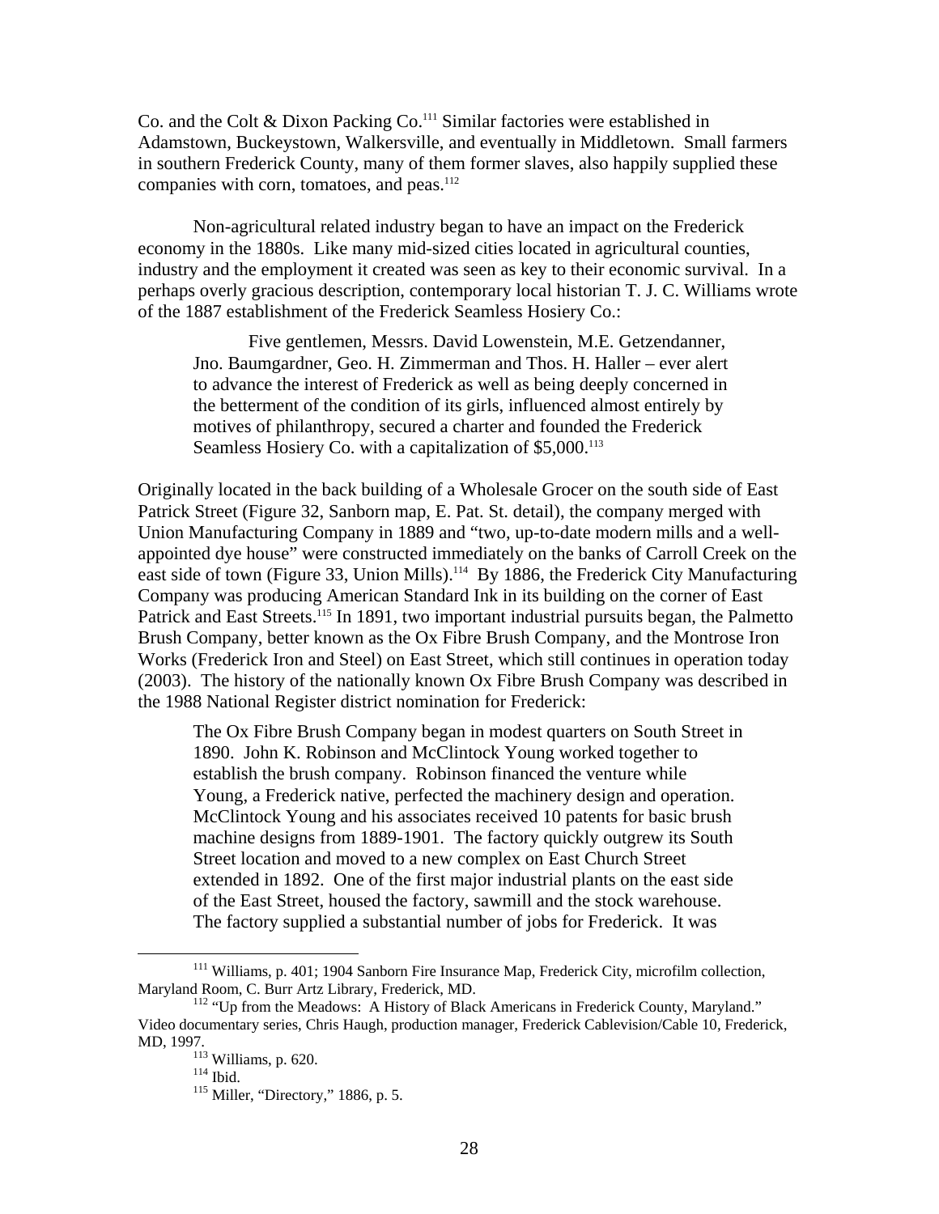Co. and the Colt & Dixon Packing Co.[111] Similar factories were established in Adamstown, Buckeystown, Walkersville, and eventually in Middletown. Small farmers in southern Frederick County, many of them former slaves, also happily supplied these companies with corn, tomatoes, and peas.[112]

Non-agricultural related industry began to have an impact on the Frederick economy in the 1880s. Like many mid-sized cities located in agricultural counties, industry and the employment it created was seen as key to their economic survival. In a perhaps overly gracious description, contemporary local historian T. J. C. Williams wrote of the 1887 establishment of the Frederick Seamless Hosiery Co.:

> Five gentlemen, Messrs. David Lowenstein, M.E. Getzendanner, Jno. Baumgardner, Geo. H. Zimmerman and Thos. H. Haller – ever alert to advance the interest of Frederick as well as being deeply concerned in the betterment of the condition of its girls, influenced almost entirely by motives of philanthropy, secured a charter and founded the Frederick Seamless Hosiery Co. with a capitalization of $5,000.[113]

Originally located in the back building of a Wholesale Grocer on the south side of East Patrick Street (Figure 32, Sanborn map, E. Pat. St. detail), the company merged with Union Manufacturing Company in 1889 and "two, up-to-date modern mills and a well-appointed dye house" were constructed immediately on the banks of Carroll Creek on the east side of town (Figure 33, Union Mills).[114] By 1886, the Frederick City Manufacturing Company was producing American Standard Ink in its building on the corner of East Patrick and East Streets.[115] In 1891, two important industrial pursuits began, the Palmetto Brush Company, better known as the Ox Fibre Brush Company, and the Montrose Iron Works (Frederick Iron and Steel) on East Street, which still continues in operation today (2003). The history of the nationally known Ox Fibre Brush Company was described in the 1988 National Register district nomination for Frederick:

> The Ox Fibre Brush Company began in modest quarters on South Street in 1890. John K. Robinson and McClintock Young worked together to establish the brush company. Robinson financed the venture while Young, a Frederick native, perfected the machinery design and operation. McClintock Young and his associates received 10 patents for basic brush machine designs from 1889-1901. The factory quickly outgrew its South Street location and moved to a new complex on East Church Street extended in 1892. One of the first major industrial plants on the east side of the East Street, housed the factory, sawmill and the stock warehouse. The factory supplied a substantial number of jobs for Frederick. It was

---

[111] Williams, p. 401; 1904 Sanborn Fire Insurance Map, Frederick City, microfilm collection, Maryland Room, C. Burr Artz Library, Frederick, MD.

[112] "Up from the Meadows: A History of Black Americans in Frederick County, Maryland." Video documentary series, Chris Haugh, production manager, Frederick Cablevision/Cable 10, Frederick, MD, 1997.

[113] Williams, p. 620.

[114] Ibid.

[115] Miller, "Directory," 1886, p. 5.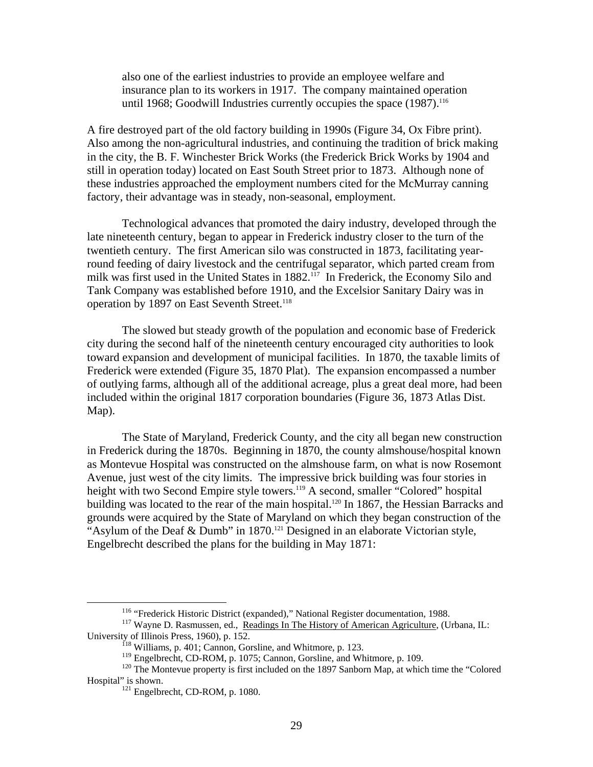> also one of the earliest industries to provide an employee welfare and insurance plan to its workers in 1917. The company maintained operation until 1968; Goodwill Industries currently occupies the space (1987).[116]

A fire destroyed part of the old factory building in 1990s (Figure 34, Ox Fibre print). Also among the non-agricultural industries, and continuing the tradition of brick making in the city, the B. F. Winchester Brick Works (the Frederick Brick Works by 1904 and still in operation today) located on East South Street prior to 1873. Although none of these industries approached the employment numbers cited for the McMurray canning factory, their advantage was in steady, non-seasonal, employment.

Technological advances that promoted the dairy industry, developed through the late nineteenth century, began to appear in Frederick industry closer to the turn of the twentieth century. The first American silo was constructed in 1873, facilitating year-round feeding of dairy livestock and the centrifugal separator, which parted cream from milk was first used in the United States in 1882.[117] In Frederick, the Economy Silo and Tank Company was established before 1910, and the Excelsior Sanitary Dairy was in operation by 1897 on East Seventh Street.[118]

The slowed but steady growth of the population and economic base of Frederick city during the second half of the nineteenth century encouraged city authorities to look toward expansion and development of municipal facilities. In 1870, the taxable limits of Frederick were extended (Figure 35, 1870 Plat). The expansion encompassed a number of outlying farms, although all of the additional acreage, plus a great deal more, had been included within the original 1817 corporation boundaries (Figure 36, 1873 Atlas Dist. Map).

The State of Maryland, Frederick County, and the city all began new construction in Frederick during the 1870s. Beginning in 1870, the county almshouse/hospital known as Montevue Hospital was constructed on the almshouse farm, on what is now Rosemont Avenue, just west of the city limits. The impressive brick building was four stories in height with two Second Empire style towers.[119] A second, smaller "Colored" hospital building was located to the rear of the main hospital.[120] In 1867, the Hessian Barracks and grounds were acquired by the State of Maryland on which they began construction of the "Asylum of the Deaf & Dumb" in 1870.[121] Designed in an elaborate Victorian style, Engelbrecht described the plans for the building in May 1871:

---

[116] "Frederick Historic District (expanded)," National Register documentation, 1988.

[117] Wayne D. Rasmussen, ed., Readings In The History of American Agriculture, (Urbana, IL: University of Illinois Press, 1960), p. 152.

[118] Williams, p. 401; Cannon, Gorsline, and Whitmore, p. 123.

[119] Engelbrecht, CD-ROM, p. 1075; Cannon, Gorsline, and Whitmore, p. 109.

[120] The Montevue property is first included on the 1897 Sanborn Map, at which time the "Colored Hospital" is shown.

[121] Engelbrecht, CD-ROM, p. 1080.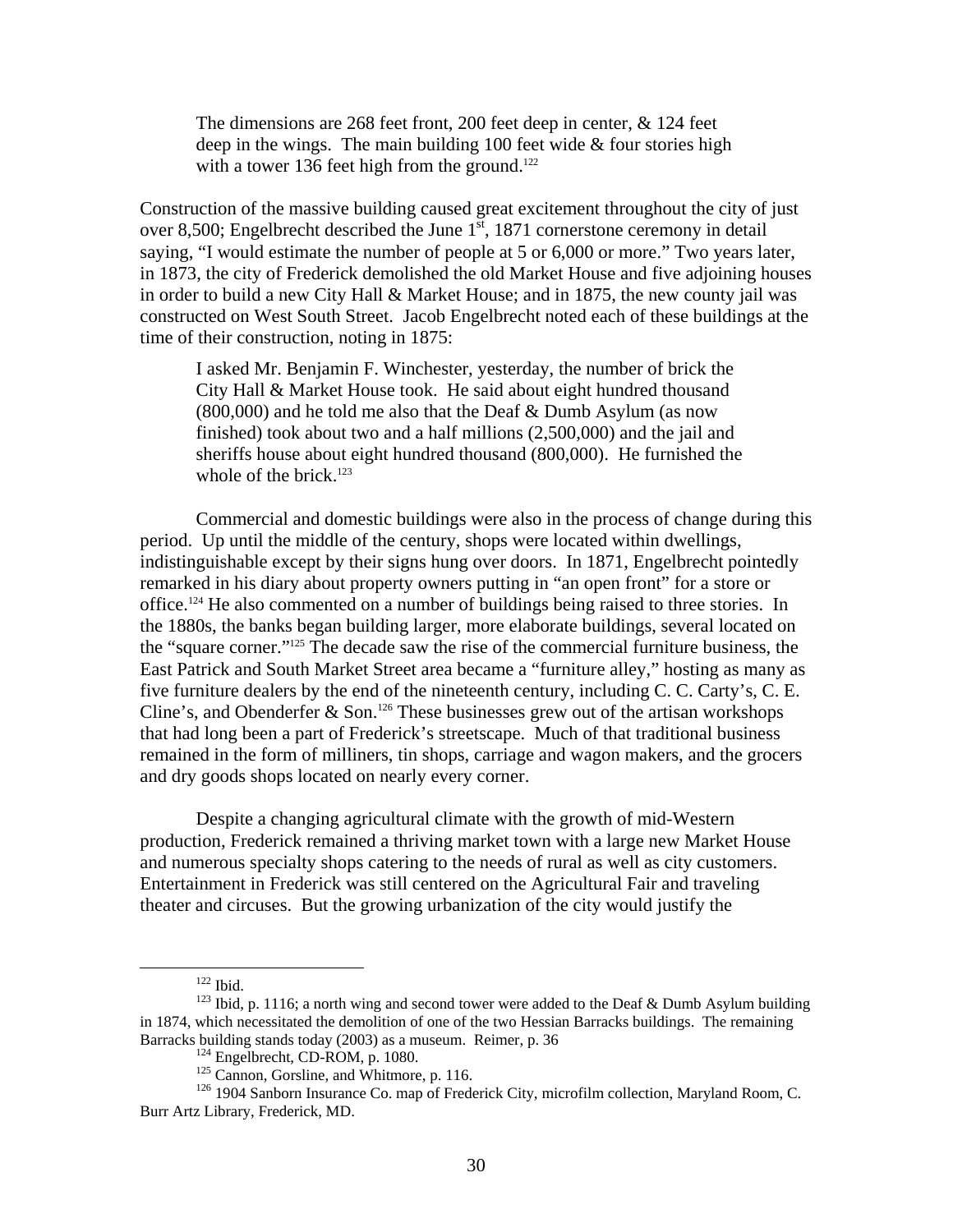> The dimensions are 268 feet front, 200 feet deep in center, & 124 feet deep in the wings. The main building 100 feet wide & four stories high with a tower 136 feet high from the ground.[122]

Construction of the massive building caused great excitement throughout the city of just over 8,500; Engelbrecht described the June 1st, 1871 cornerstone ceremony in detail saying, "I would estimate the number of people at 5 or 6,000 or more." Two years later, in 1873, the city of Frederick demolished the old Market House and five adjoining houses in order to build a new City Hall & Market House; and in 1875, the new county jail was constructed on West South Street. Jacob Engelbrecht noted each of these buildings at the time of their construction, noting in 1875:

> I asked Mr. Benjamin F. Winchester, yesterday, the number of brick the City Hall & Market House took. He said about eight hundred thousand (800,000) and he told me also that the Deaf & Dumb Asylum (as now finished) took about two and a half millions (2,500,000) and the jail and sheriffs house about eight hundred thousand (800,000). He furnished the whole of the brick.[123]

Commercial and domestic buildings were also in the process of change during this period. Up until the middle of the century, shops were located within dwellings, indistinguishable except by their signs hung over doors. In 1871, Engelbrecht pointedly remarked in his diary about property owners putting in "an open front" for a store or office.[124] He also commented on a number of buildings being raised to three stories. In the 1880s, the banks began building larger, more elaborate buildings, several located on the "square corner."[125] The decade saw the rise of the commercial furniture business, the East Patrick and South Market Street area became a "furniture alley," hosting as many as five furniture dealers by the end of the nineteenth century, including C. C. Carty's, C. E. Cline's, and Obenderfer & Son.[126] These businesses grew out of the artisan workshops that had long been a part of Frederick's streetscape. Much of that traditional business remained in the form of milliners, tin shops, carriage and wagon makers, and the grocers and dry goods shops located on nearly every corner.

Despite a changing agricultural climate with the growth of mid-Western production, Frederick remained a thriving market town with a large new Market House and numerous specialty shops catering to the needs of rural as well as city customers. Entertainment in Frederick was still centered on the Agricultural Fair and traveling theater and circuses. But the growing urbanization of the city would justify the

---

[122] Ibid.

[123] Ibid, p. 1116; a north wing and second tower were added to the Deaf & Dumb Asylum building in 1874, which necessitated the demolition of one of the two Hessian Barracks buildings. The remaining Barracks building stands today (2003) as a museum. Reimer, p. 36

[124] Engelbrecht, CD-ROM, p. 1080.

[125] Cannon, Gorsline, and Whitmore, p. 116.

[126] 1904 Sanborn Insurance Co. map of Frederick City, microfilm collection, Maryland Room, C. Burr Artz Library, Frederick, MD.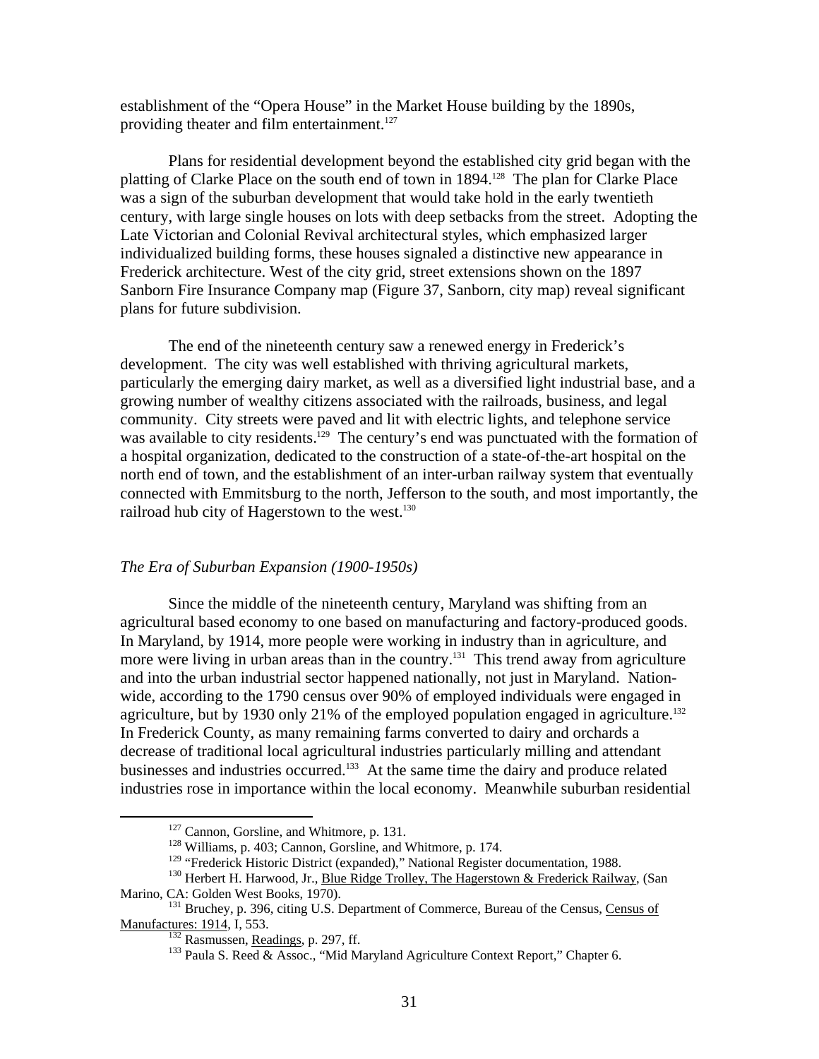establishment of the "Opera House" in the Market House building by the 1890s, providing theater and film entertainment.[127]

Plans for residential development beyond the established city grid began with the platting of Clarke Place on the south end of town in 1894.[128] The plan for Clarke Place was a sign of the suburban development that would take hold in the early twentieth century, with large single houses on lots with deep setbacks from the street. Adopting the Late Victorian and Colonial Revival architectural styles, which emphasized larger individualized building forms, these houses signaled a distinctive new appearance in Frederick architecture. West of the city grid, street extensions shown on the 1897 Sanborn Fire Insurance Company map (Figure 37, Sanborn, city map) reveal significant plans for future subdivision.

The end of the nineteenth century saw a renewed energy in Frederick's development. The city was well established with thriving agricultural markets, particularly the emerging dairy market, as well as a diversified light industrial base, and a growing number of wealthy citizens associated with the railroads, business, and legal community. City streets were paved and lit with electric lights, and telephone service was available to city residents.[129] The century's end was punctuated with the formation of a hospital organization, dedicated to the construction of a state-of-the-art hospital on the north end of town, and the establishment of an inter-urban railway system that eventually connected with Emmitsburg to the north, Jefferson to the south, and most importantly, the railroad hub city of Hagerstown to the west.[130]

*The Era of Suburban Expansion (1900-1950s)*

Since the middle of the nineteenth century, Maryland was shifting from an agricultural based economy to one based on manufacturing and factory-produced goods. In Maryland, by 1914, more people were working in industry than in agriculture, and more were living in urban areas than in the country.[131] This trend away from agriculture and into the urban industrial sector happened nationally, not just in Maryland. Nation-wide, according to the 1790 census over 90% of employed individuals were engaged in agriculture, but by 1930 only 21% of the employed population engaged in agriculture.[132] In Frederick County, as many remaining farms converted to dairy and orchards a decrease of traditional local agricultural industries particularly milling and attendant businesses and industries occurred.[133] At the same time the dairy and produce related industries rose in importance within the local economy. Meanwhile suburban residential

---

[127] Cannon, Gorsline, and Whitmore, p. 131.

[128] Williams, p. 403; Cannon, Gorsline, and Whitmore, p. 174.

[129] "Frederick Historic District (expanded)," National Register documentation, 1988.

[130] Herbert H. Harwood, Jr., Blue Ridge Trolley, The Hagerstown & Frederick Railway, (San Marino, CA: Golden West Books, 1970).

[131] Bruchey, p. 396, citing U.S. Department of Commerce, Bureau of the Census, Census of Manufactures: 1914, I, 553.

[132] Rasmussen, Readings, p. 297, ff.

[133] Paula S. Reed & Assoc., "Mid Maryland Agriculture Context Report," Chapter 6.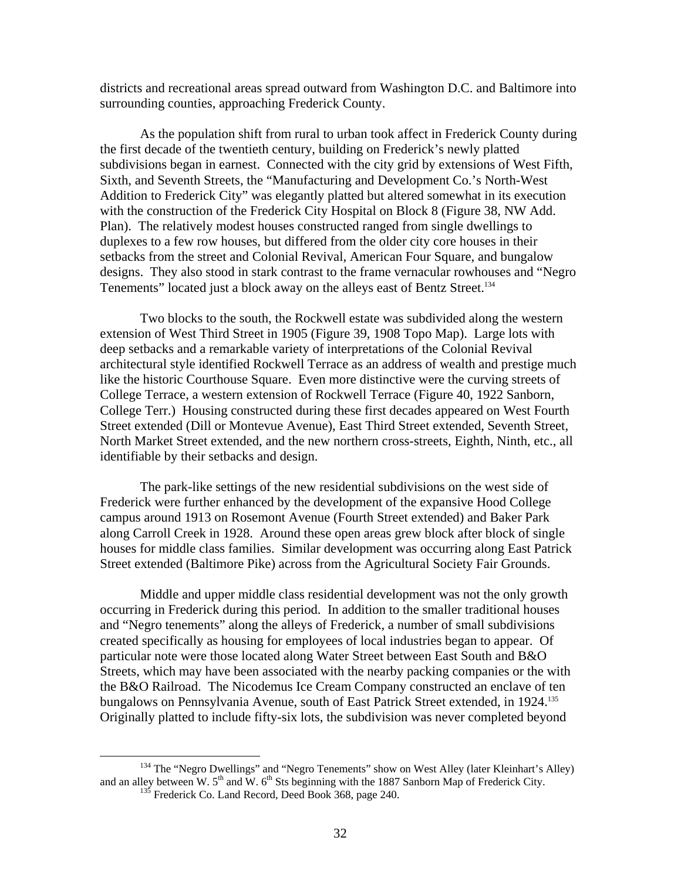districts and recreational areas spread outward from Washington D.C. and Baltimore into surrounding counties, approaching Frederick County.

As the population shift from rural to urban took affect in Frederick County during the first decade of the twentieth century, building on Frederick's newly platted subdivisions began in earnest. Connected with the city grid by extensions of West Fifth, Sixth, and Seventh Streets, the "Manufacturing and Development Co.'s North-West Addition to Frederick City" was elegantly platted but altered somewhat in its execution with the construction of the Frederick City Hospital on Block 8 (Figure 38, NW Add. Plan). The relatively modest houses constructed ranged from single dwellings to duplexes to a few row houses, but differed from the older city core houses in their setbacks from the street and Colonial Revival, American Four Square, and bungalow designs. They also stood in stark contrast to the frame vernacular rowhouses and "Negro Tenements" located just a block away on the alleys east of Bentz Street.[134]

Two blocks to the south, the Rockwell estate was subdivided along the western extension of West Third Street in 1905 (Figure 39, 1908 Topo Map). Large lots with deep setbacks and a remarkable variety of interpretations of the Colonial Revival architectural style identified Rockwell Terrace as an address of wealth and prestige much like the historic Courthouse Square. Even more distinctive were the curving streets of College Terrace, a western extension of Rockwell Terrace (Figure 40, 1922 Sanborn, College Terr.) Housing constructed during these first decades appeared on West Fourth Street extended (Dill or Montevue Avenue), East Third Street extended, Seventh Street, North Market Street extended, and the new northern cross-streets, Eighth, Ninth, etc., all identifiable by their setbacks and design.

The park-like settings of the new residential subdivisions on the west side of Frederick were further enhanced by the development of the expansive Hood College campus around 1913 on Rosemont Avenue (Fourth Street extended) and Baker Park along Carroll Creek in 1928. Around these open areas grew block after block of single houses for middle class families. Similar development was occurring along East Patrick Street extended (Baltimore Pike) across from the Agricultural Society Fair Grounds.

Middle and upper middle class residential development was not the only growth occurring in Frederick during this period. In addition to the smaller traditional houses and "Negro tenements" along the alleys of Frederick, a number of small subdivisions created specifically as housing for employees of local industries began to appear. Of particular note were those located along Water Street between East South and B&O Streets, which may have been associated with the nearby packing companies or the with the B&O Railroad. The Nicodemus Ice Cream Company constructed an enclave of ten bungalows on Pennsylvania Avenue, south of East Patrick Street extended, in 1924.[135] Originally platted to include fifty-six lots, the subdivision was never completed beyond

---

[134] The "Negro Dwellings" and "Negro Tenements" show on West Alley (later Kleinhart's Alley) and an alley between W. 5th and W. 6th Sts beginning with the 1887 Sanborn Map of Frederick City.

[135] Frederick Co. Land Record, Deed Book 368, page 240.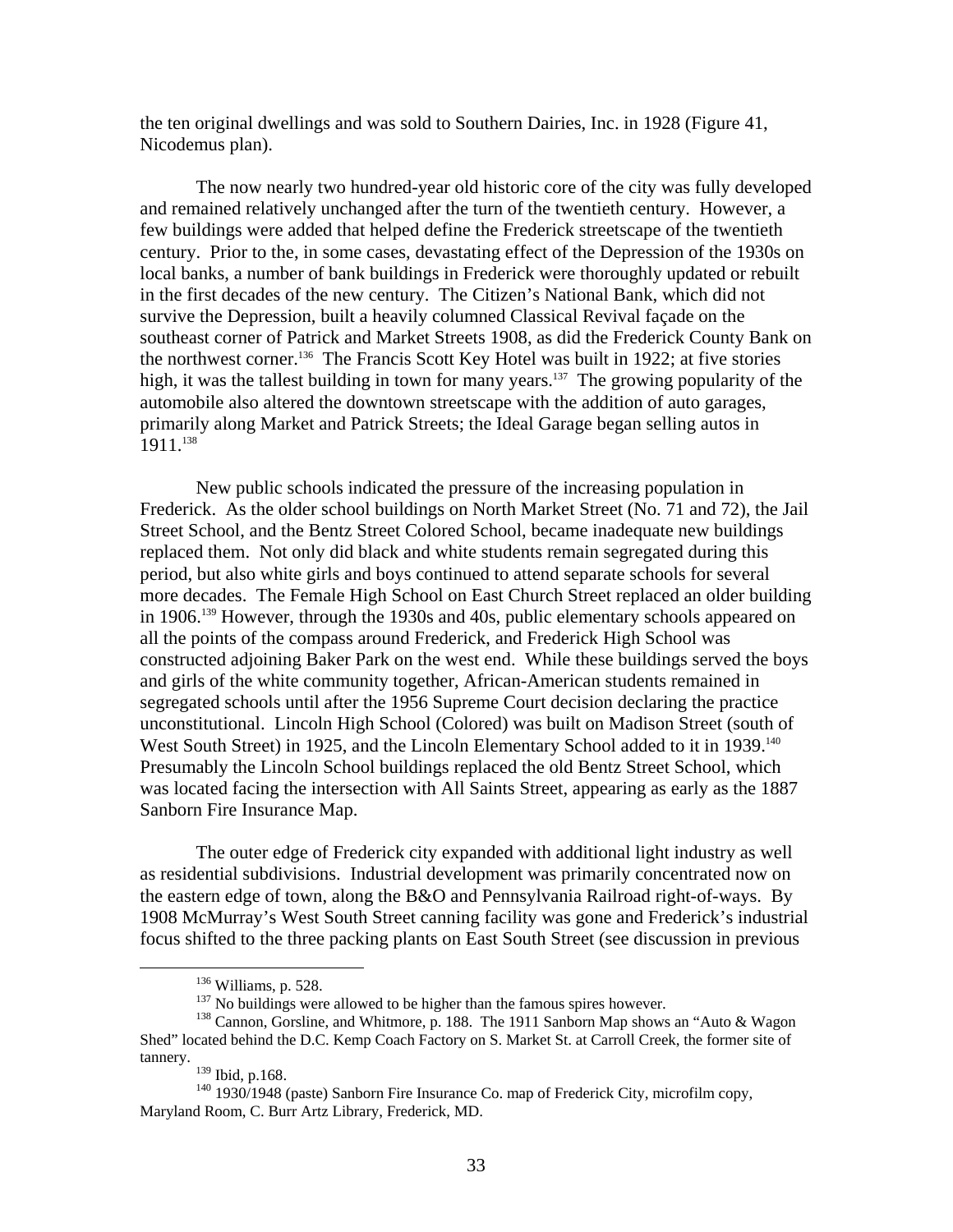the ten original dwellings and was sold to Southern Dairies, Inc. in 1928 (Figure 41, Nicodemus plan).

The now nearly two hundred-year old historic core of the city was fully developed and remained relatively unchanged after the turn of the twentieth century. However, a few buildings were added that helped define the Frederick streetscape of the twentieth century. Prior to the, in some cases, devastating effect of the Depression of the 1930s on local banks, a number of bank buildings in Frederick were thoroughly updated or rebuilt in the first decades of the new century. The Citizen's National Bank, which did not survive the Depression, built a heavily columned Classical Revival façade on the southeast corner of Patrick and Market Streets 1908, as did the Frederick County Bank on the northwest corner.[136] The Francis Scott Key Hotel was built in 1922; at five stories high, it was the tallest building in town for many years.[137] The growing popularity of the automobile also altered the downtown streetscape with the addition of auto garages, primarily along Market and Patrick Streets; the Ideal Garage began selling autos in 1911.[138]

New public schools indicated the pressure of the increasing population in Frederick. As the older school buildings on North Market Street (No. 71 and 72), the Jail Street School, and the Bentz Street Colored School, became inadequate new buildings replaced them. Not only did black and white students remain segregated during this period, but also white girls and boys continued to attend separate schools for several more decades. The Female High School on East Church Street replaced an older building in 1906.[139] However, through the 1930s and 40s, public elementary schools appeared on all the points of the compass around Frederick, and Frederick High School was constructed adjoining Baker Park on the west end. While these buildings served the boys and girls of the white community together, African-American students remained in segregated schools until after the 1956 Supreme Court decision declaring the practice unconstitutional. Lincoln High School (Colored) was built on Madison Street (south of West South Street) in 1925, and the Lincoln Elementary School added to it in 1939.[140] Presumably the Lincoln School buildings replaced the old Bentz Street School, which was located facing the intersection with All Saints Street, appearing as early as the 1887 Sanborn Fire Insurance Map.

The outer edge of Frederick city expanded with additional light industry as well as residential subdivisions. Industrial development was primarily concentrated now on the eastern edge of town, along the B&O and Pennsylvania Railroad right-of-ways. By 1908 McMurray's West South Street canning facility was gone and Frederick's industrial focus shifted to the three packing plants on East South Street (see discussion in previous

---

[136] Williams, p. 528.

[137] No buildings were allowed to be higher than the famous spires however.

[138] Cannon, Gorsline, and Whitmore, p. 188. The 1911 Sanborn Map shows an "Auto & Wagon Shed" located behind the D.C. Kemp Coach Factory on S. Market St. at Carroll Creek, the former site of tannery.

[139] Ibid, p.168.

[140] 1930/1948 (paste) Sanborn Fire Insurance Co. map of Frederick City, microfilm copy, Maryland Room, C. Burr Artz Library, Frederick, MD.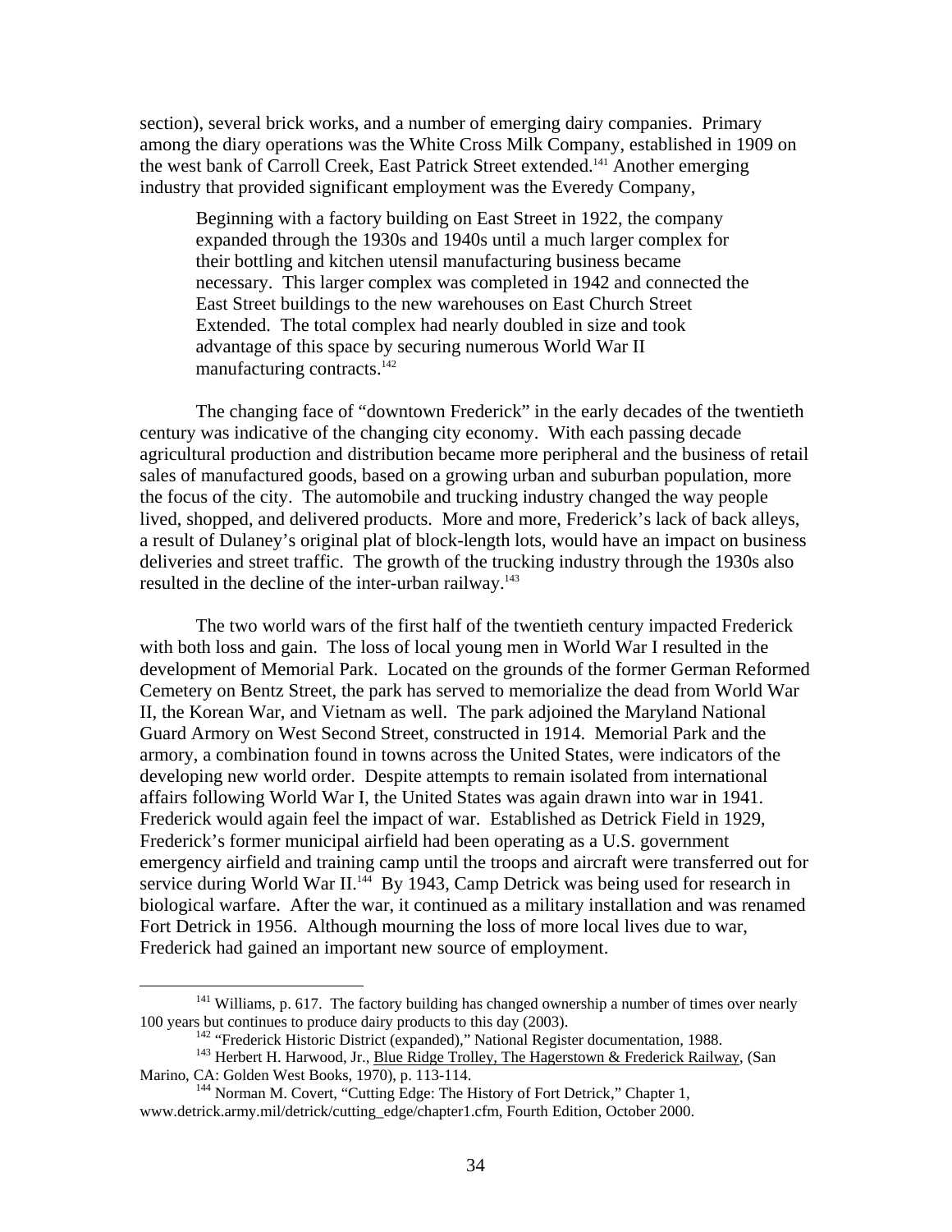section), several brick works, and a number of emerging dairy companies. Primary among the diary operations was the White Cross Milk Company, established in 1909 on the west bank of Carroll Creek, East Patrick Street extended.[141] Another emerging industry that provided significant employment was the Everedy Company,

> Beginning with a factory building on East Street in 1922, the company expanded through the 1930s and 1940s until a much larger complex for their bottling and kitchen utensil manufacturing business became necessary. This larger complex was completed in 1942 and connected the East Street buildings to the new warehouses on East Church Street Extended. The total complex had nearly doubled in size and took advantage of this space by securing numerous World War II manufacturing contracts.[142]

The changing face of "downtown Frederick" in the early decades of the twentieth century was indicative of the changing city economy. With each passing decade agricultural production and distribution became more peripheral and the business of retail sales of manufactured goods, based on a growing urban and suburban population, more the focus of the city. The automobile and trucking industry changed the way people lived, shopped, and delivered products. More and more, Frederick's lack of back alleys, a result of Dulaney's original plat of block-length lots, would have an impact on business deliveries and street traffic. The growth of the trucking industry through the 1930s also resulted in the decline of the inter-urban railway.[143]

The two world wars of the first half of the twentieth century impacted Frederick with both loss and gain. The loss of local young men in World War I resulted in the development of Memorial Park. Located on the grounds of the former German Reformed Cemetery on Bentz Street, the park has served to memorialize the dead from World War II, the Korean War, and Vietnam as well. The park adjoined the Maryland National Guard Armory on West Second Street, constructed in 1914. Memorial Park and the armory, a combination found in towns across the United States, were indicators of the developing new world order. Despite attempts to remain isolated from international affairs following World War I, the United States was again drawn into war in 1941. Frederick would again feel the impact of war. Established as Detrick Field in 1929, Frederick's former municipal airfield had been operating as a U.S. government emergency airfield and training camp until the troops and aircraft were transferred out for service during World War II.[144] By 1943, Camp Detrick was being used for research in biological warfare. After the war, it continued as a military installation and was renamed Fort Detrick in 1956. Although mourning the loss of more local lives due to war, Frederick had gained an important new source of employment.

---

[141] Williams, p. 617. The factory building has changed ownership a number of times over nearly 100 years but continues to produce dairy products to this day (2003).

[142] "Frederick Historic District (expanded)," National Register documentation, 1988.

[143] Herbert H. Harwood, Jr., Blue Ridge Trolley, The Hagerstown & Frederick Railway, (San Marino, CA: Golden West Books, 1970), p. 113-114.

[144] Norman M. Covert, "Cutting Edge: The History of Fort Detrick," Chapter 1, www.detrick.army.mil/detrick/cutting_edge/chapter1.cfm, Fourth Edition, October 2000.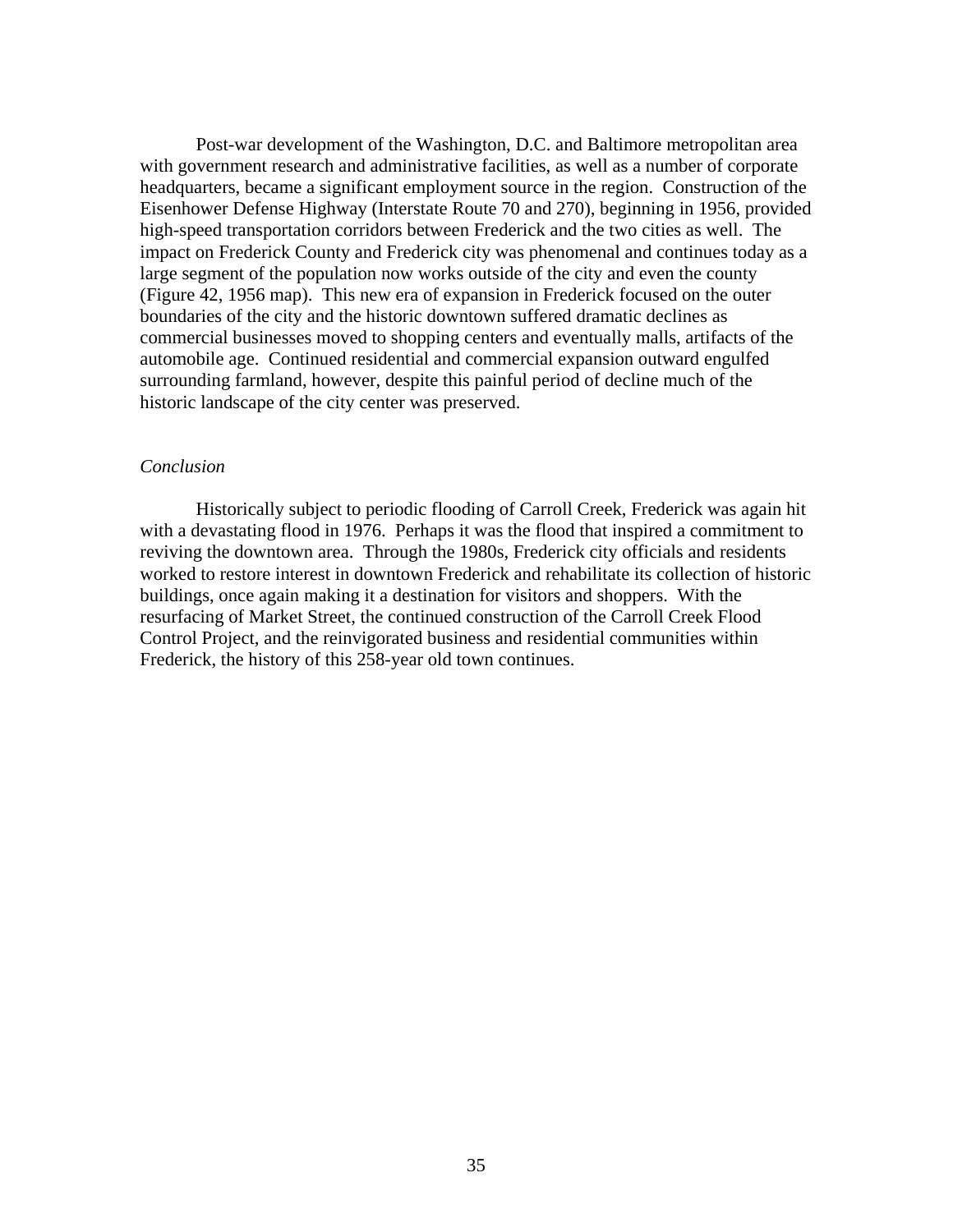Post-war development of the Washington, D.C. and Baltimore metropolitan area with government research and administrative facilities, as well as a number of corporate headquarters, became a significant employment source in the region. Construction of the Eisenhower Defense Highway (Interstate Route 70 and 270), beginning in 1956, provided high-speed transportation corridors between Frederick and the two cities as well. The impact on Frederick County and Frederick city was phenomenal and continues today as a large segment of the population now works outside of the city and even the county (Figure 42, 1956 map). This new era of expansion in Frederick focused on the outer boundaries of the city and the historic downtown suffered dramatic declines as commercial businesses moved to shopping centers and eventually malls, artifacts of the automobile age. Continued residential and commercial expansion outward engulfed surrounding farmland, however, despite this painful period of decline much of the historic landscape of the city center was preserved.

*Conclusion*

Historically subject to periodic flooding of Carroll Creek, Frederick was again hit with a devastating flood in 1976. Perhaps it was the flood that inspired a commitment to reviving the downtown area. Through the 1980s, Frederick city officials and residents worked to restore interest in downtown Frederick and rehabilitate its collection of historic buildings, once again making it a destination for visitors and shoppers. With the resurfacing of Market Street, the continued construction of the Carroll Creek Flood Control Project, and the reinvigorated business and residential communities within Frederick, the history of this 258-year old town continues.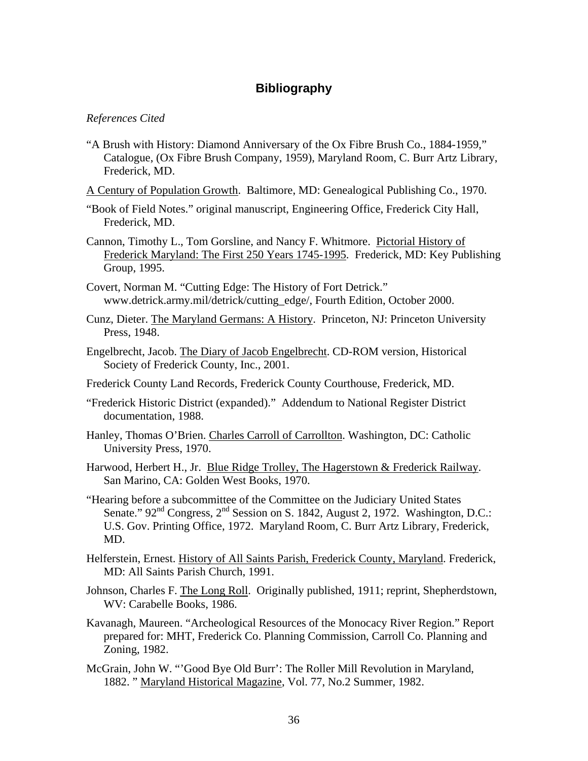## Bibliography

*References Cited*

"A Brush with History: Diamond Anniversary of the Ox Fibre Brush Co., 1884-1959," Catalogue, (Ox Fibre Brush Company, 1959), Maryland Room, C. Burr Artz Library, Frederick, MD.

A Century of Population Growth. Baltimore, MD: Genealogical Publishing Co., 1970.

"Book of Field Notes." original manuscript, Engineering Office, Frederick City Hall, Frederick, MD.

Cannon, Timothy L., Tom Gorsline, and Nancy F. Whitmore. Pictorial History of Frederick Maryland: The First 250 Years 1745-1995. Frederick, MD: Key Publishing Group, 1995.

Covert, Norman M. "Cutting Edge: The History of Fort Detrick." www.detrick.army.mil/detrick/cutting_edge/, Fourth Edition, October 2000.

Cunz, Dieter. The Maryland Germans: A History. Princeton, NJ: Princeton University Press, 1948.

Engelbrecht, Jacob. The Diary of Jacob Engelbrecht. CD-ROM version, Historical Society of Frederick County, Inc., 2001.

Frederick County Land Records, Frederick County Courthouse, Frederick, MD.

"Frederick Historic District (expanded)." Addendum to National Register District documentation, 1988.

Hanley, Thomas O'Brien. Charles Carroll of Carrollton. Washington, DC: Catholic University Press, 1970.

Harwood, Herbert H., Jr. Blue Ridge Trolley, The Hagerstown & Frederick Railway. San Marino, CA: Golden West Books, 1970.

"Hearing before a subcommittee of the Committee on the Judiciary United States Senate." 92nd Congress, 2nd Session on S. 1842, August 2, 1972. Washington, D.C.: U.S. Gov. Printing Office, 1972. Maryland Room, C. Burr Artz Library, Frederick, MD.

Helferstein, Ernest. History of All Saints Parish, Frederick County, Maryland. Frederick, MD: All Saints Parish Church, 1991.

Johnson, Charles F. The Long Roll. Originally published, 1911; reprint, Shepherdstown, WV: Carabelle Books, 1986.

Kavanagh, Maureen. "Archeological Resources of the Monocacy River Region." Report prepared for: MHT, Frederick Co. Planning Commission, Carroll Co. Planning and Zoning, 1982.

McGrain, John W. "'Good Bye Old Burr': The Roller Mill Revolution in Maryland, 1882. " Maryland Historical Magazine, Vol. 77, No.2 Summer, 1982.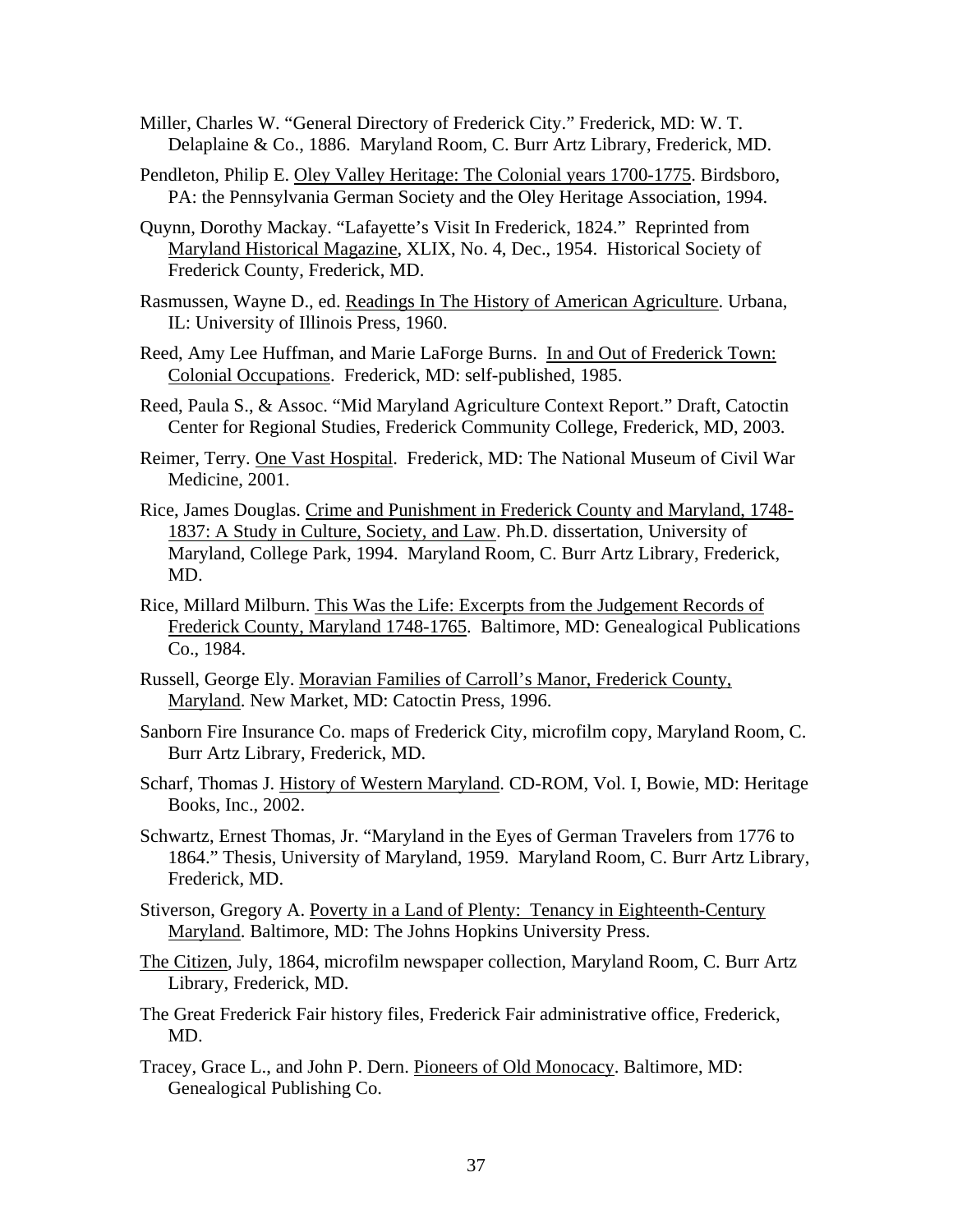Miller, Charles W. "General Directory of Frederick City." Frederick, MD: W. T. Delaplaine & Co., 1886. Maryland Room, C. Burr Artz Library, Frederick, MD.

Pendleton, Philip E. Oley Valley Heritage: The Colonial years 1700-1775. Birdsboro, PA: the Pennsylvania German Society and the Oley Heritage Association, 1994.

Quynn, Dorothy Mackay. "Lafayette's Visit In Frederick, 1824." Reprinted from Maryland Historical Magazine, XLIX, No. 4, Dec., 1954. Historical Society of Frederick County, Frederick, MD.

Rasmussen, Wayne D., ed. Readings In The History of American Agriculture. Urbana, IL: University of Illinois Press, 1960.

Reed, Amy Lee Huffman, and Marie LaForge Burns. In and Out of Frederick Town: Colonial Occupations. Frederick, MD: self-published, 1985.

Reed, Paula S., & Assoc. "Mid Maryland Agriculture Context Report." Draft, Catoctin Center for Regional Studies, Frederick Community College, Frederick, MD, 2003.

Reimer, Terry. One Vast Hospital. Frederick, MD: The National Museum of Civil War Medicine, 2001.

Rice, James Douglas. Crime and Punishment in Frederick County and Maryland, 1748-1837: A Study in Culture, Society, and Law. Ph.D. dissertation, University of Maryland, College Park, 1994. Maryland Room, C. Burr Artz Library, Frederick, MD.

Rice, Millard Milburn. This Was the Life: Excerpts from the Judgement Records of Frederick County, Maryland 1748-1765. Baltimore, MD: Genealogical Publications Co., 1984.

Russell, George Ely. Moravian Families of Carroll's Manor, Frederick County, Maryland. New Market, MD: Catoctin Press, 1996.

Sanborn Fire Insurance Co. maps of Frederick City, microfilm copy, Maryland Room, C. Burr Artz Library, Frederick, MD.

Scharf, Thomas J. History of Western Maryland. CD-ROM, Vol. I, Bowie, MD: Heritage Books, Inc., 2002.

Schwartz, Ernest Thomas, Jr. "Maryland in the Eyes of German Travelers from 1776 to 1864." Thesis, University of Maryland, 1959. Maryland Room, C. Burr Artz Library, Frederick, MD.

Stiverson, Gregory A. Poverty in a Land of Plenty: Tenancy in Eighteenth-Century Maryland. Baltimore, MD: The Johns Hopkins University Press.

The Citizen, July, 1864, microfilm newspaper collection, Maryland Room, C. Burr Artz Library, Frederick, MD.

The Great Frederick Fair history files, Frederick Fair administrative office, Frederick, MD.

Tracey, Grace L., and John P. Dern. Pioneers of Old Monocacy. Baltimore, MD: Genealogical Publishing Co.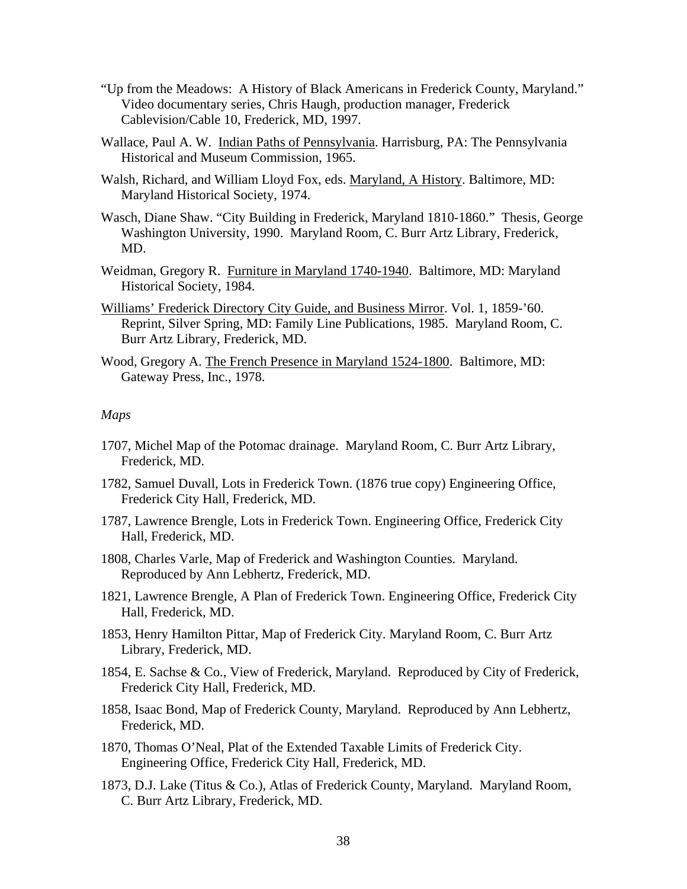"Up from the Meadows: A History of Black Americans in Frederick County, Maryland." Video documentary series, Chris Haugh, production manager, Frederick Cablevision/Cable 10, Frederick, MD, 1997.

Wallace, Paul A. W. Indian Paths of Pennsylvania. Harrisburg, PA: The Pennsylvania Historical and Museum Commission, 1965.

Walsh, Richard, and William Lloyd Fox, eds. Maryland, A History. Baltimore, MD: Maryland Historical Society, 1974.

Wasch, Diane Shaw. "City Building in Frederick, Maryland 1810-1860." Thesis, George Washington University, 1990. Maryland Room, C. Burr Artz Library, Frederick, MD.

Weidman, Gregory R. Furniture in Maryland 1740-1940. Baltimore, MD: Maryland Historical Society, 1984.

Williams' Frederick Directory City Guide, and Business Mirror. Vol. 1, 1859-'60. Reprint, Silver Spring, MD: Family Line Publications, 1985. Maryland Room, C. Burr Artz Library, Frederick, MD.

Wood, Gregory A. The French Presence in Maryland 1524-1800. Baltimore, MD: Gateway Press, Inc., 1978.

*Maps*

1707, Michel Map of the Potomac drainage. Maryland Room, C. Burr Artz Library, Frederick, MD.

1782, Samuel Duvall, Lots in Frederick Town. (1876 true copy) Engineering Office, Frederick City Hall, Frederick, MD.

1787, Lawrence Brengle, Lots in Frederick Town. Engineering Office, Frederick City Hall, Frederick, MD.

1808, Charles Varle, Map of Frederick and Washington Counties. Maryland. Reproduced by Ann Lebhertz, Frederick, MD.

1821, Lawrence Brengle, A Plan of Frederick Town. Engineering Office, Frederick City Hall, Frederick, MD.

1853, Henry Hamilton Pittar, Map of Frederick City. Maryland Room, C. Burr Artz Library, Frederick, MD.

1854, E. Sachse & Co., View of Frederick, Maryland. Reproduced by City of Frederick, Frederick City Hall, Frederick, MD.

1858, Isaac Bond, Map of Frederick County, Maryland. Reproduced by Ann Lebhertz, Frederick, MD.

1870, Thomas O'Neal, Plat of the Extended Taxable Limits of Frederick City. Engineering Office, Frederick City Hall, Frederick, MD.

1873, D.J. Lake (Titus & Co.), Atlas of Frederick County, Maryland. Maryland Room, C. Burr Artz Library, Frederick, MD.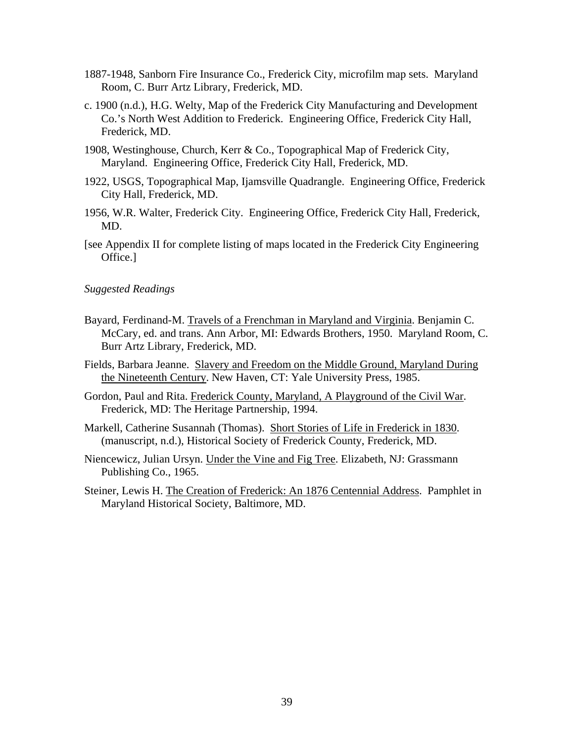1887-1948, Sanborn Fire Insurance Co., Frederick City, microfilm map sets. Maryland Room, C. Burr Artz Library, Frederick, MD.

c. 1900 (n.d.), H.G. Welty, Map of the Frederick City Manufacturing and Development Co.'s North West Addition to Frederick. Engineering Office, Frederick City Hall, Frederick, MD.

1908, Westinghouse, Church, Kerr & Co., Topographical Map of Frederick City, Maryland. Engineering Office, Frederick City Hall, Frederick, MD.

1922, USGS, Topographical Map, Ijamsville Quadrangle. Engineering Office, Frederick City Hall, Frederick, MD.

1956, W.R. Walter, Frederick City. Engineering Office, Frederick City Hall, Frederick, MD.

[see Appendix II for complete listing of maps located in the Frederick City Engineering Office.]

*Suggested Readings*

Bayard, Ferdinand-M. Travels of a Frenchman in Maryland and Virginia. Benjamin C. McCary, ed. and trans. Ann Arbor, MI: Edwards Brothers, 1950. Maryland Room, C. Burr Artz Library, Frederick, MD.

Fields, Barbara Jeanne. Slavery and Freedom on the Middle Ground, Maryland During the Nineteenth Century. New Haven, CT: Yale University Press, 1985.

Gordon, Paul and Rita. Frederick County, Maryland, A Playground of the Civil War. Frederick, MD: The Heritage Partnership, 1994.

Markell, Catherine Susannah (Thomas). Short Stories of Life in Frederick in 1830. (manuscript, n.d.), Historical Society of Frederick County, Frederick, MD.

Niencewicz, Julian Ursyn. Under the Vine and Fig Tree. Elizabeth, NJ: Grassmann Publishing Co., 1965.

Steiner, Lewis H. The Creation of Frederick: An 1876 Centennial Address. Pamphlet in Maryland Historical Society, Baltimore, MD.